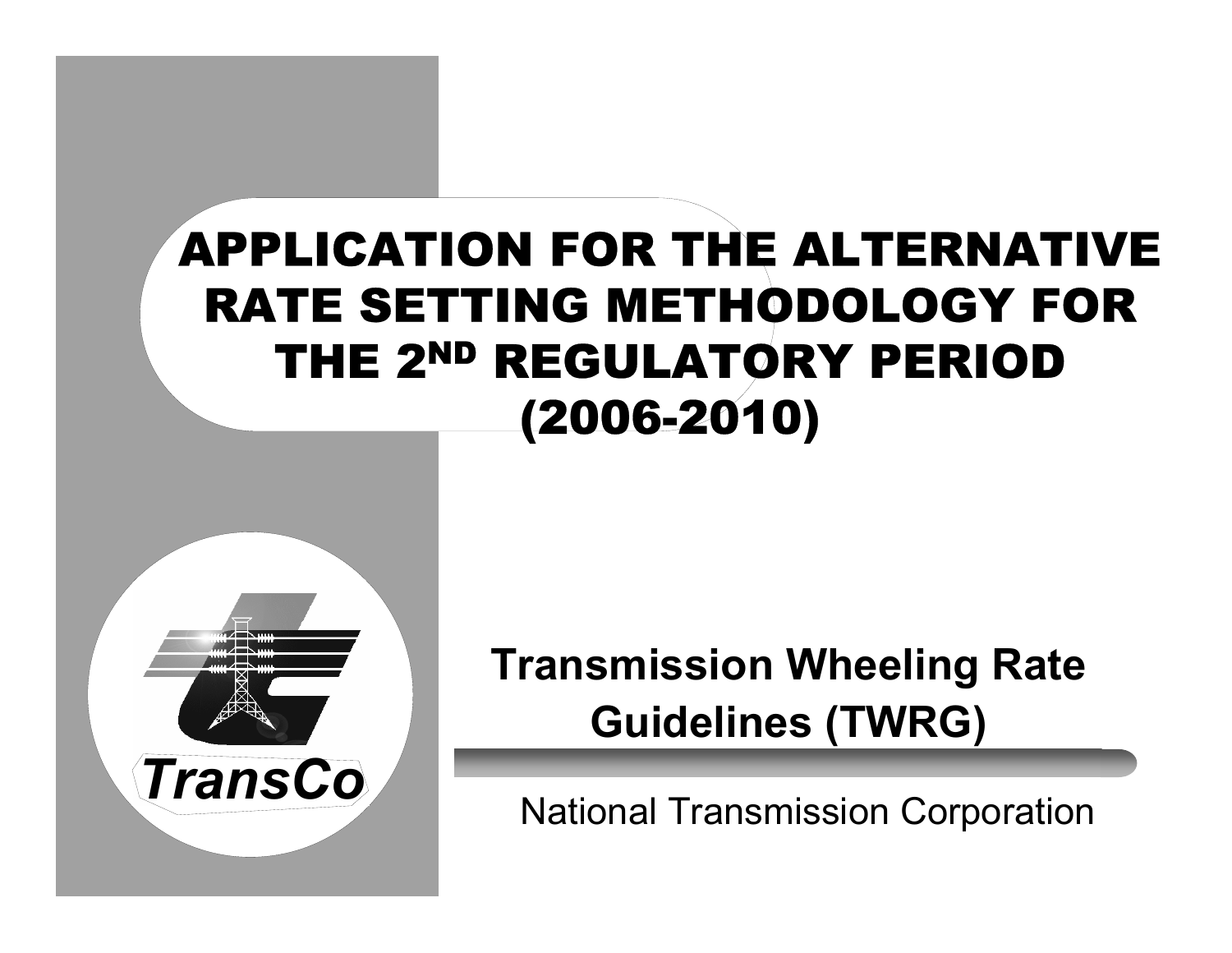# APPLICATION FOR THE ALTERNATIVE RATE SETTING METHODOLOGY FOR THE 2ND REGULATORY PERIOD (2006-2010)

TransCo

## Transmission Wheeling Rate Guidelines (TWRG)

National Transmission Corporation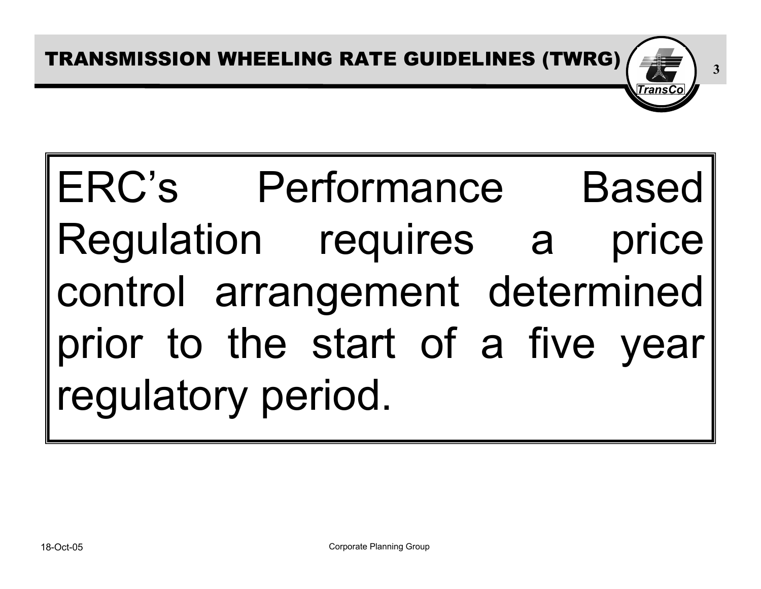ERC's Performance Based Regulation requires a price control arrangement determined prior to the start of a five year regulatory period.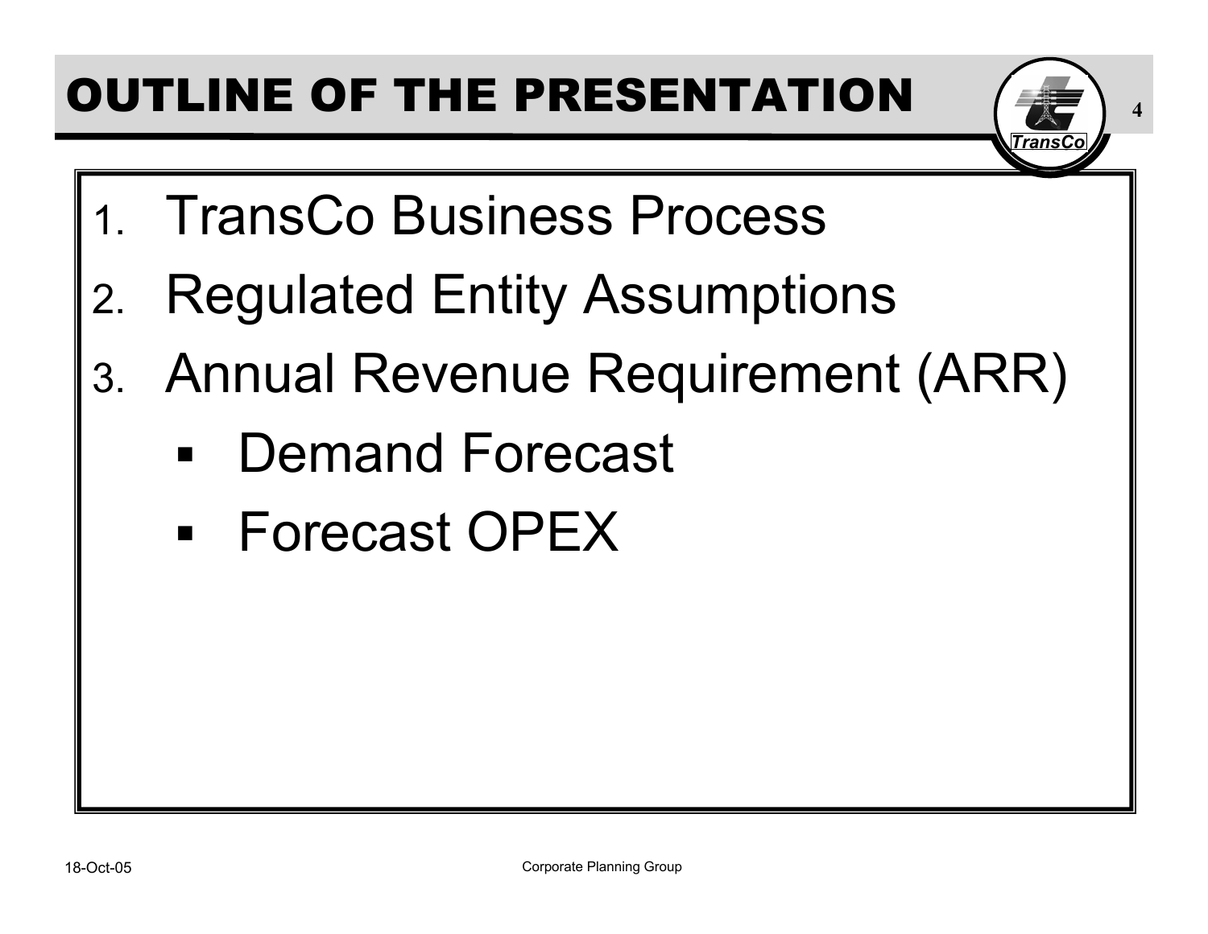# OUTLINE OF THE PRESENTATION

1. TransCo Business Process
2. Regulated Entity Assumptions
3. Annual Revenue Requirement (ARR)
   - Demand Forecast
   - Forecast OPEX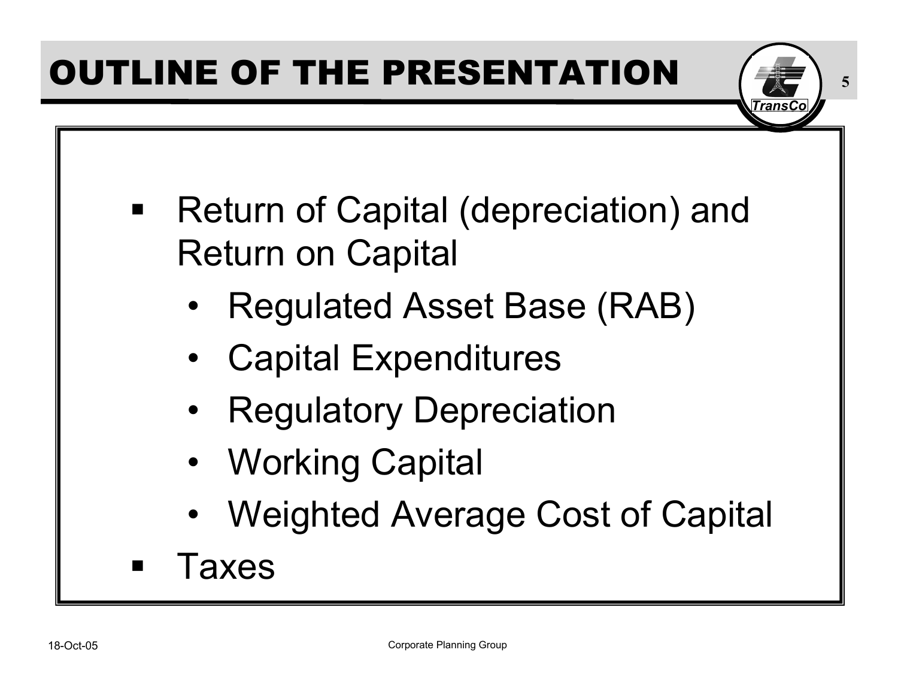# OUTLINE OF THE PRESENTATION

- Return of Capital (depreciation) and Return on Capital
  - Regulated Asset Base (RAB)
  - Capital Expenditures
  - Regulatory Depreciation
  - Working Capital
  - Weighted Average Cost of Capital
- Taxes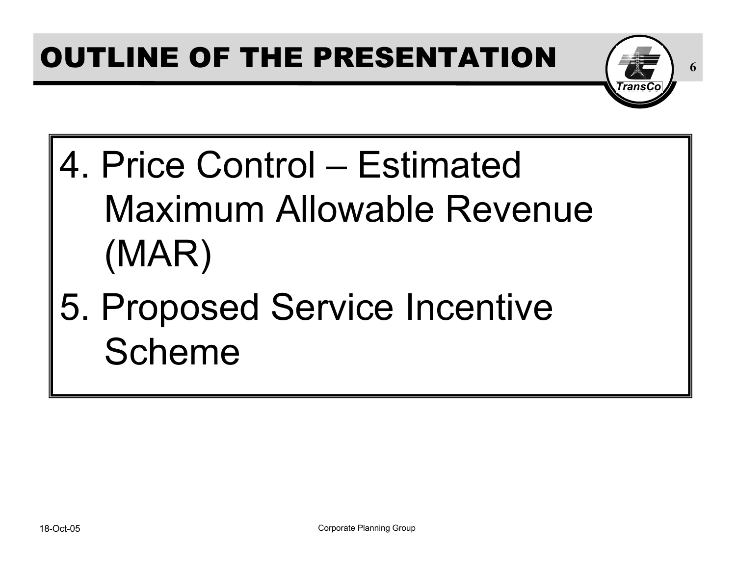# OUTLINE OF THE PRESENTATION

4. Price Control – Estimated Maximum Allowable Revenue (MAR)
5. Proposed Service Incentive Scheme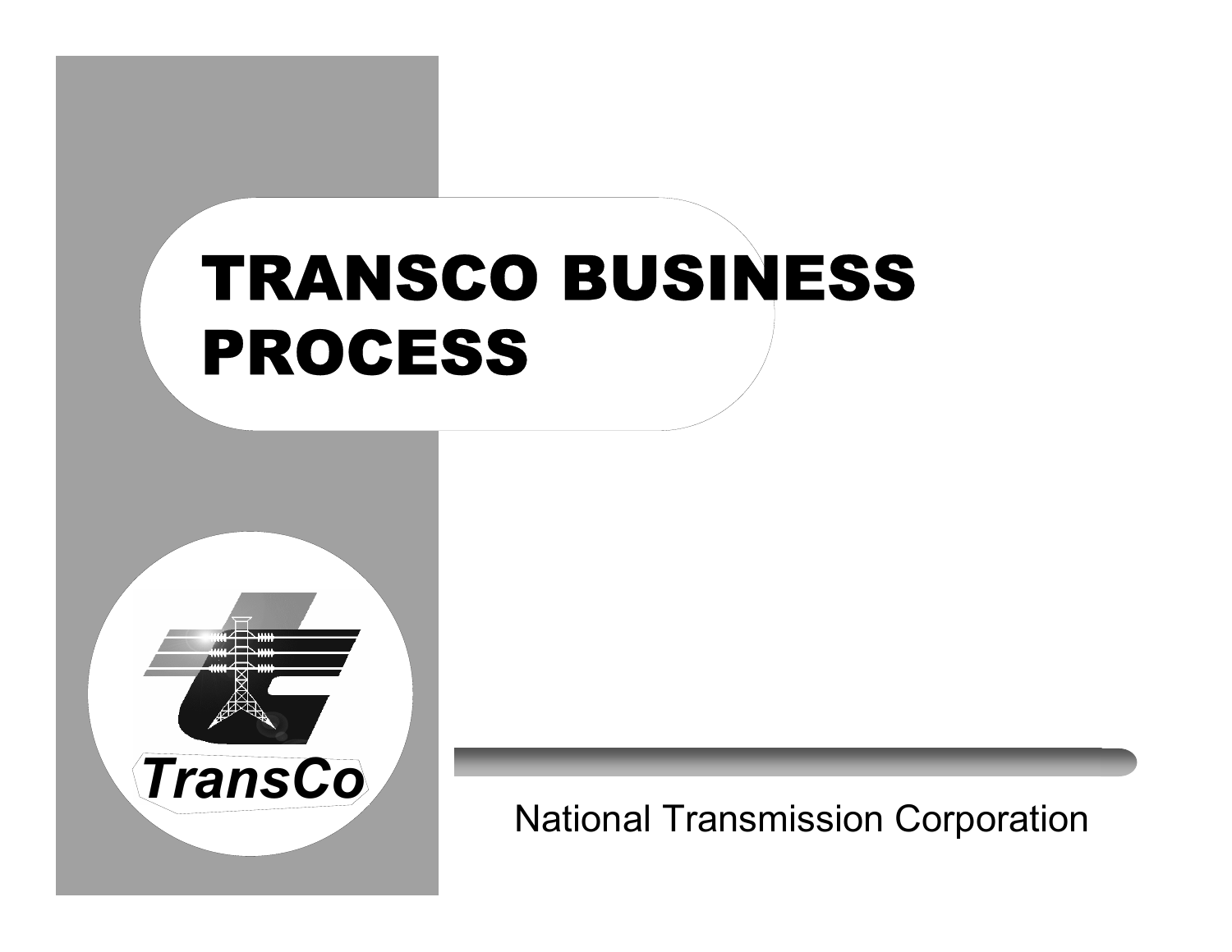# TRANSCO BUSINESS PROCESS

TransCo

National Transmission Corporation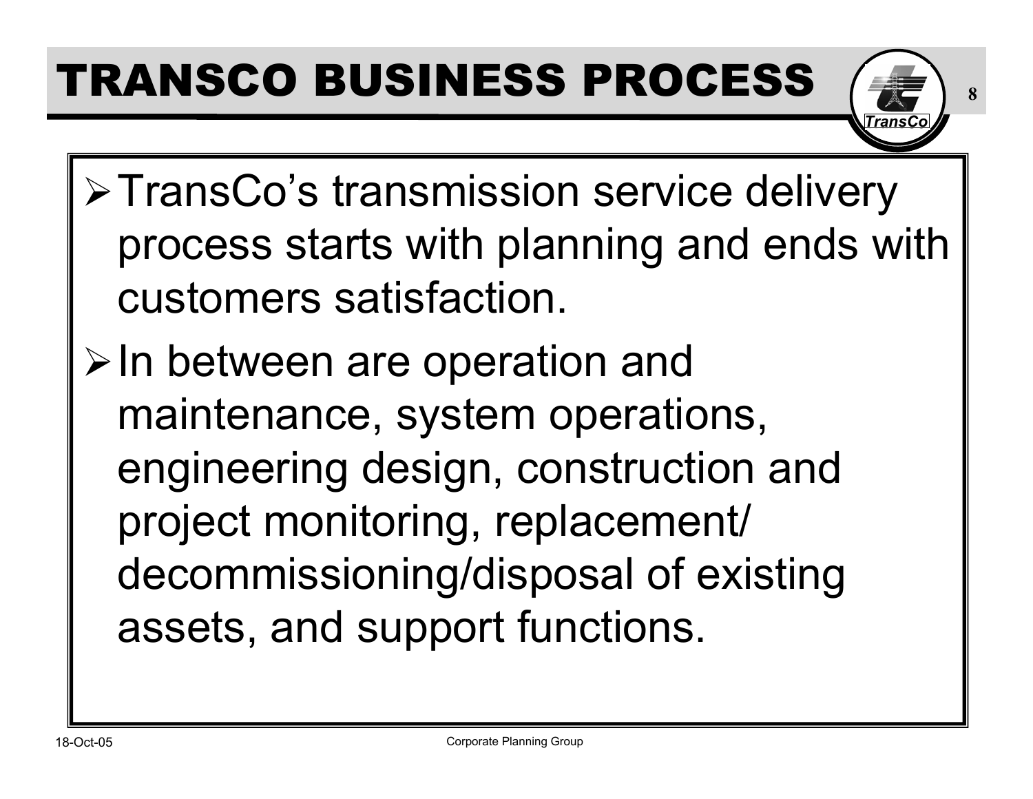# TRANSCO BUSINESS PROCESS

- TransCo's transmission service delivery process starts with planning and ends with customers satisfaction.
- In between are operation and maintenance, system operations, engineering design, construction and project monitoring, replacement/ decommissioning/disposal of existing assets, and support functions.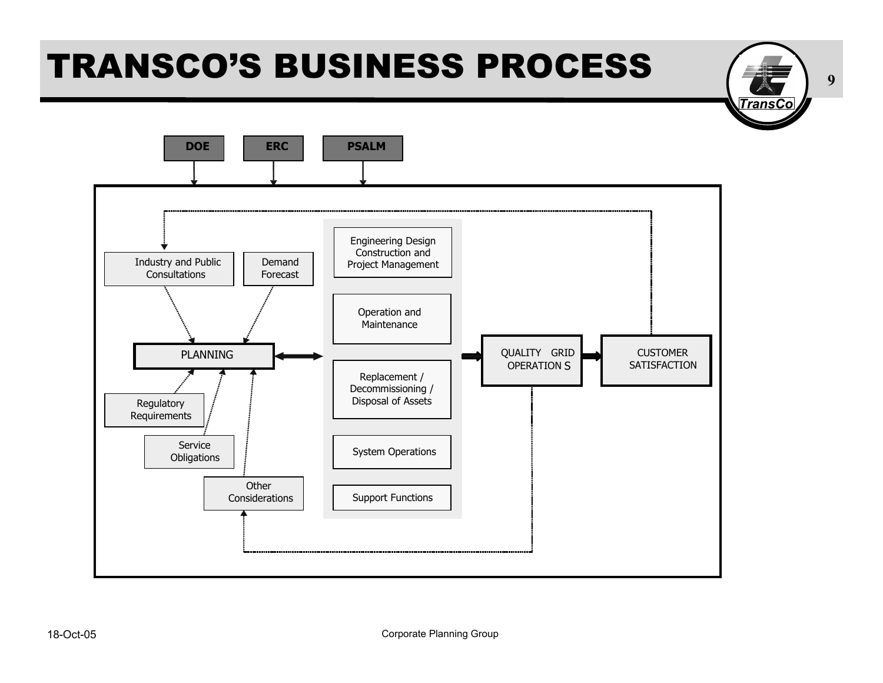# TRANSCO'S BUSINESS PROCESS

DOE

ERC

PSALM

Industry and Public Consultations

Demand Forecast

PLANNING

Regulatory Requirements

Service Obligations

Other Considerations

Engineering Design Construction and Project Management

Operation and Maintenance

Replacement / Decommissioning / Disposal of Assets

System Operations

Support Functions

QUALITY GRID OPERATIONS

CUSTOMER SATISFACTION

18-Oct-05

Corporate Planning Group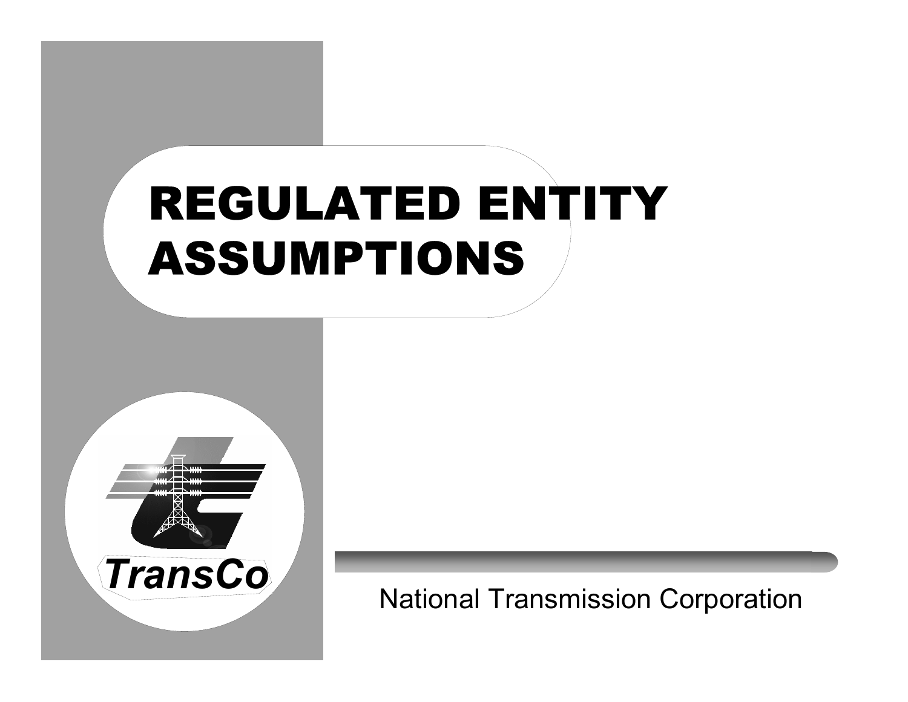# REGULATED ENTITY ASSUMPTIONS

TransCo

National Transmission Corporation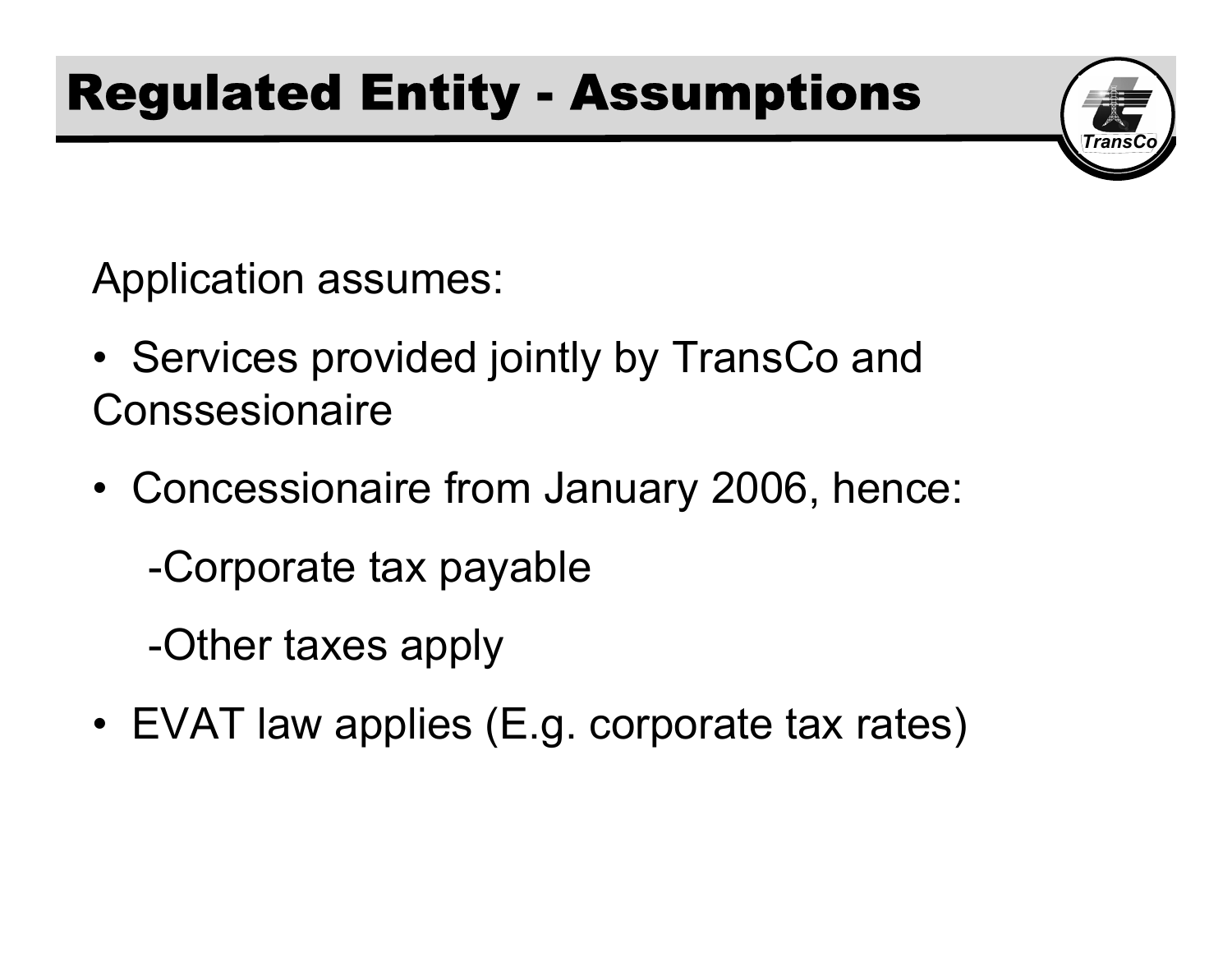# Regulated Entity - Assumptions

Application assumes:

- Services provided jointly by TransCo and Conssesionaire
- Concessionaire from January 2006, hence:
  - -Corporate tax payable
  - -Other taxes apply
- EVAT law applies (E.g. corporate tax rates)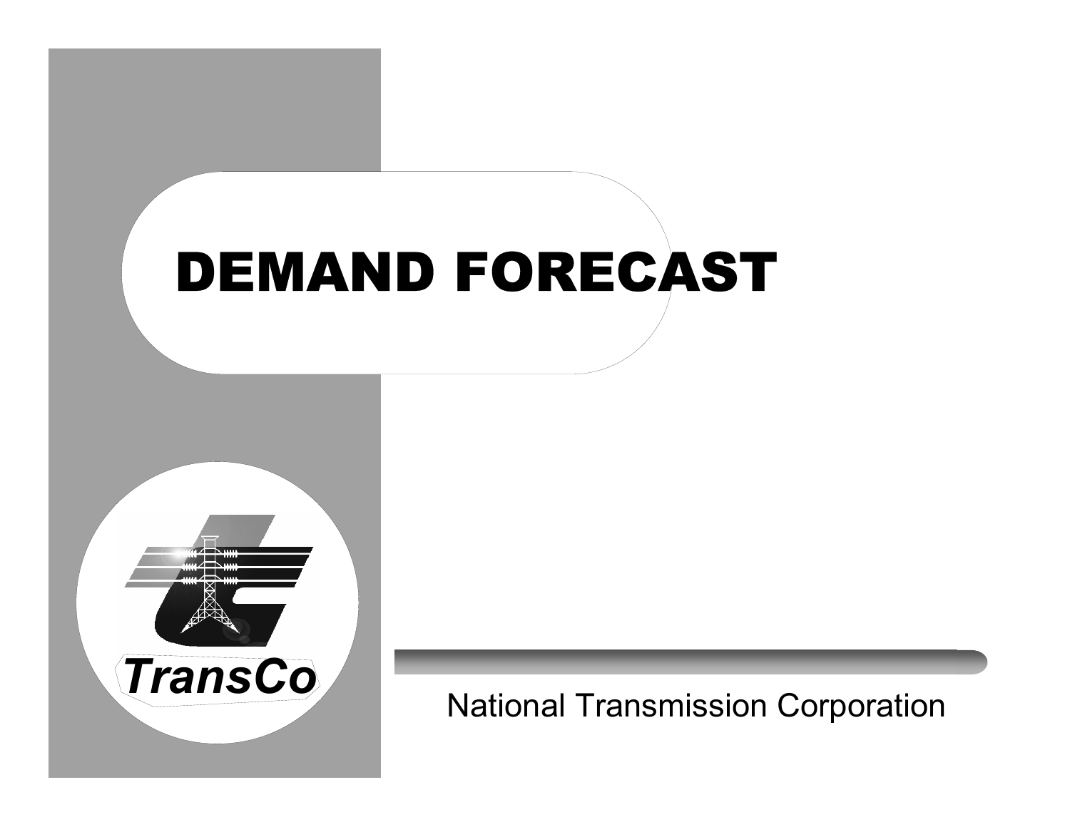# DEMAND FORECAST

TransCo

National Transmission Corporation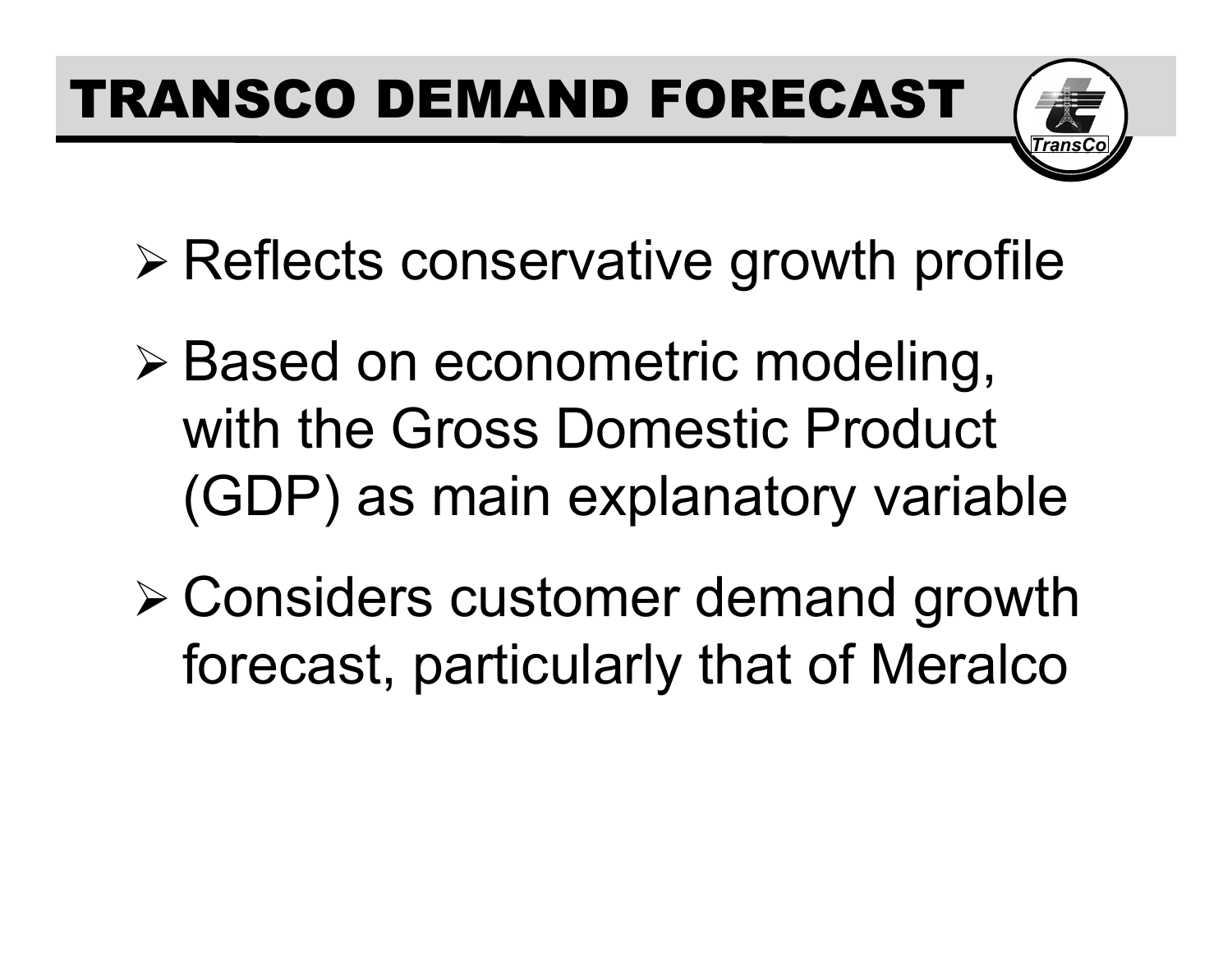# TRANSCO DEMAND FORECAST

- Reflects conservative growth profile
- Based on econometric modeling, with the Gross Domestic Product (GDP) as main explanatory variable
- Considers customer demand growth forecast, particularly that of Meralco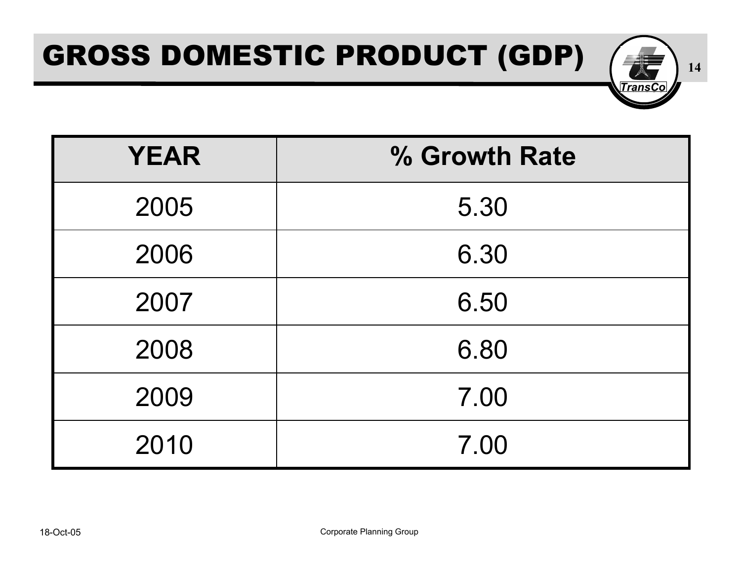# GROSS DOMESTIC PRODUCT (GDP)

| YEAR | % Growth Rate |
| --- | --- |
| 2005 | 5.30 |
| 2006 | 6.30 |
| 2007 | 6.50 |
| 2008 | 6.80 |
| 2009 | 7.00 |
| 2010 | 7.00 |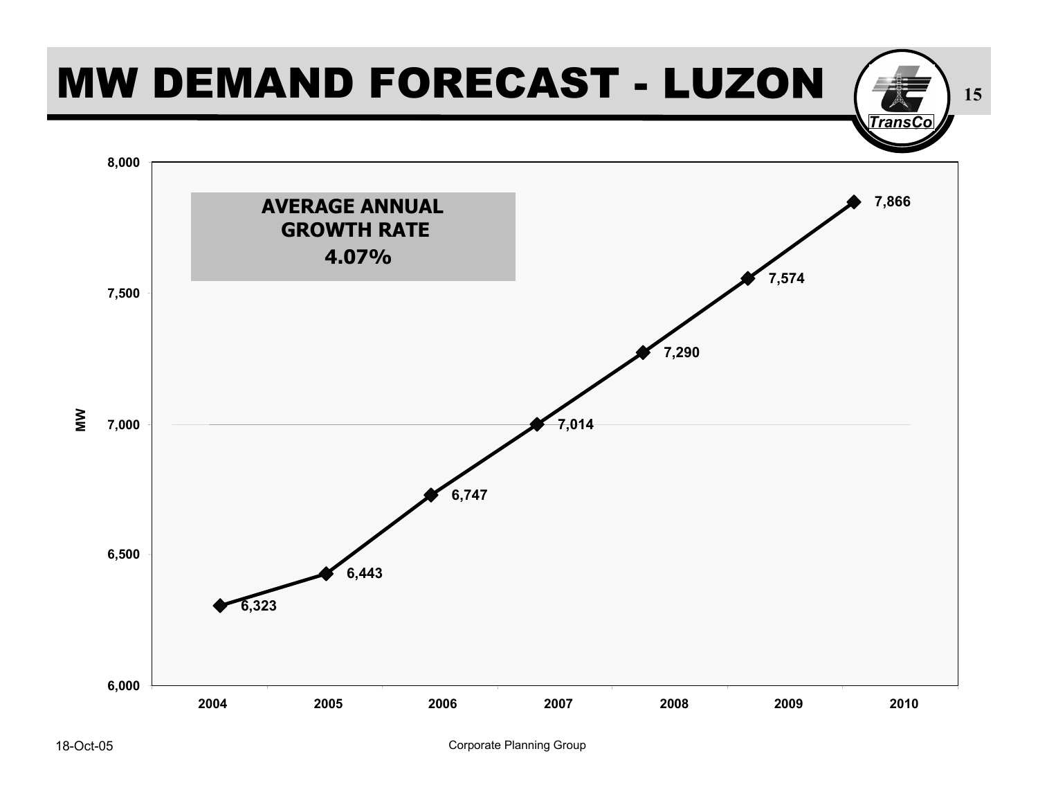# MW DEMAND FORECAST - LUZON

**AVERAGE ANNUAL GROWTH RATE 4.07%**

| Year | MW |
|---|---|
| 2004 | 6,323 |
| 2005 | 6,443 |
| 2006 | 6,747 |
| 2007 | 7,014 |
| 2008 | 7,290 |
| 2009 | 7,574 |
| 2010 | 7,866 |

18-Oct-05

Corporate Planning Group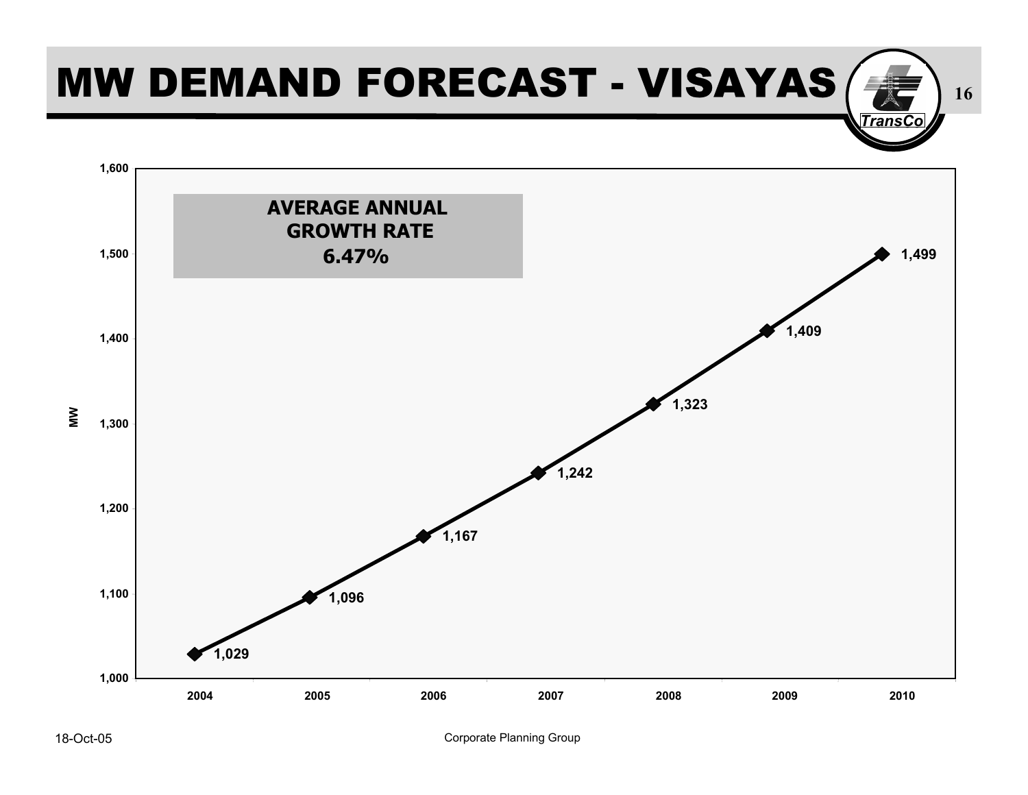# MW DEMAND FORECAST - VISAYAS

**AVERAGE ANNUAL GROWTH RATE**
**6.47%**

| Year | MW |
|---|---|
| 2004 | 1,029 |
| 2005 | 1,096 |
| 2006 | 1,167 |
| 2007 | 1,242 |
| 2008 | 1,323 |
| 2009 | 1,409 |
| 2010 | 1,499 |

18-Oct-05

Corporate Planning Group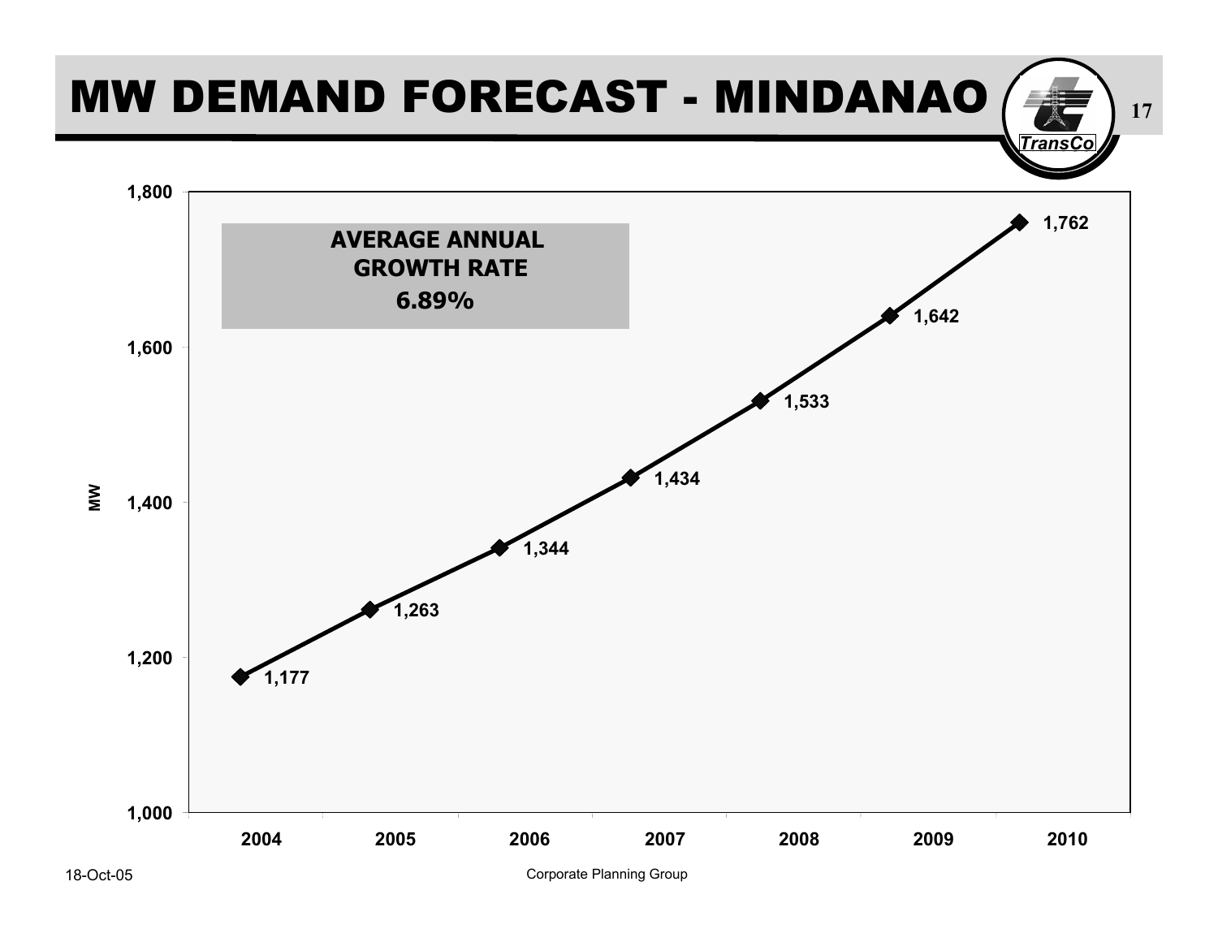# MW DEMAND FORECAST - MINDANAO

**AVERAGE ANNUAL GROWTH RATE**
**6.89%**

| Year | MW |
|---|---|
| 2004 | 1,177 |
| 2005 | 1,263 |
| 2006 | 1,344 |
| 2007 | 1,434 |
| 2008 | 1,533 |
| 2009 | 1,642 |
| 2010 | 1,762 |

18-Oct-05

Corporate Planning Group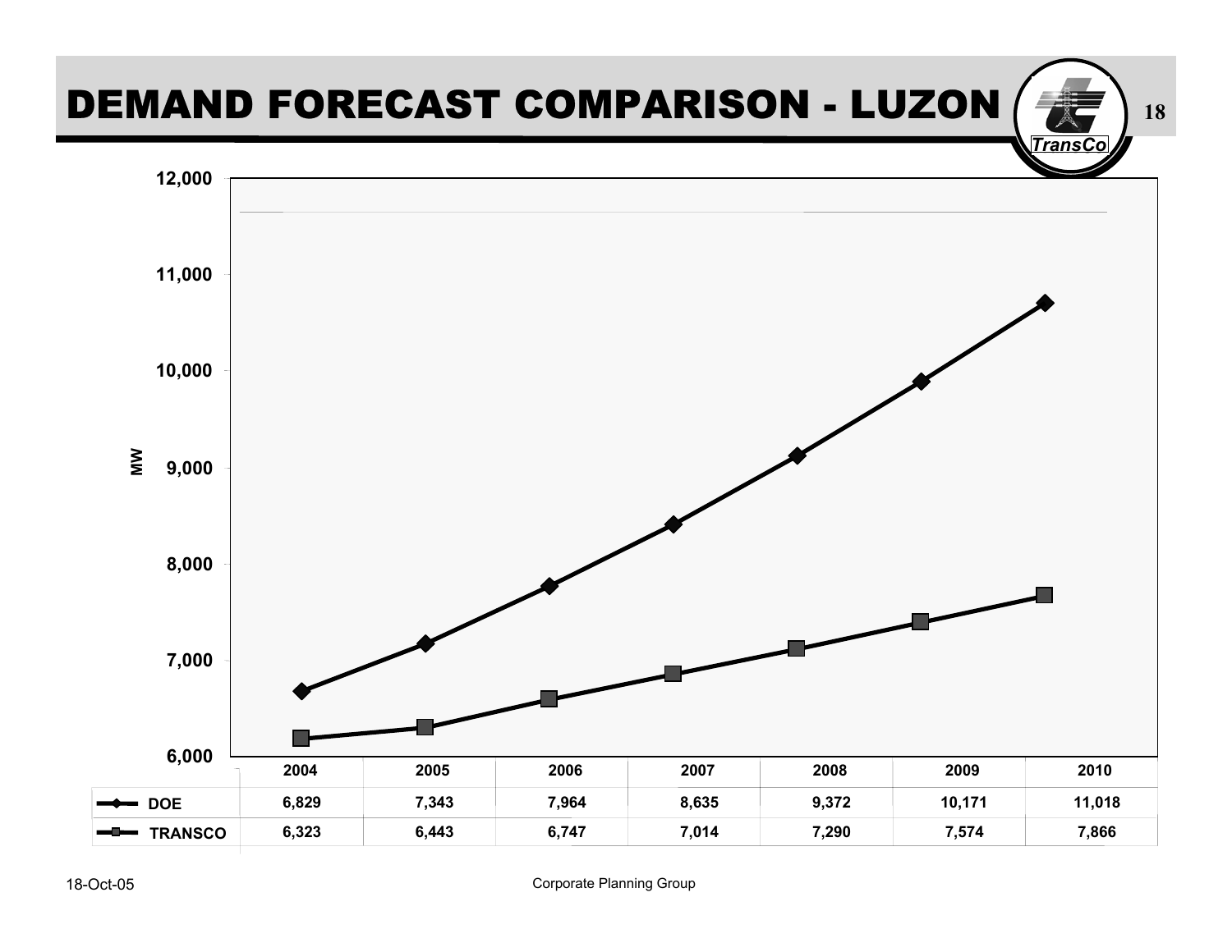# DEMAND FORECAST COMPARISON - LUZON

| MW | 2004 | 2005 | 2006 | 2007 | 2008 | 2009 | 2010 |
|---|---|---|---|---|---|---|---|
| DOE | 6,829 | 7,343 | 7,964 | 8,635 | 9,372 | 10,171 | 11,018 |
| TRANSCO | 6,323 | 6,443 | 6,747 | 7,014 | 7,290 | 7,574 | 7,866 |

18-Oct-05

Corporate Planning Group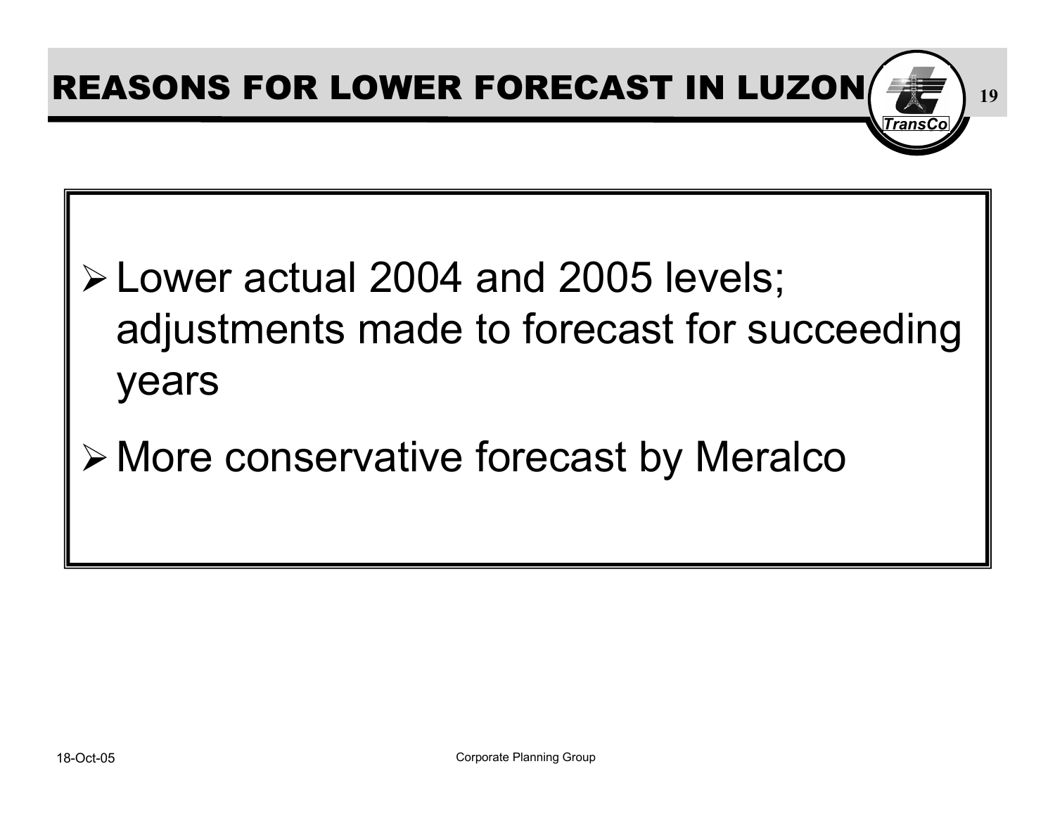# REASONS FOR LOWER FORECAST IN LUZON

- Lower actual 2004 and 2005 levels; adjustments made to forecast for succeeding years
- More conservative forecast by Meralco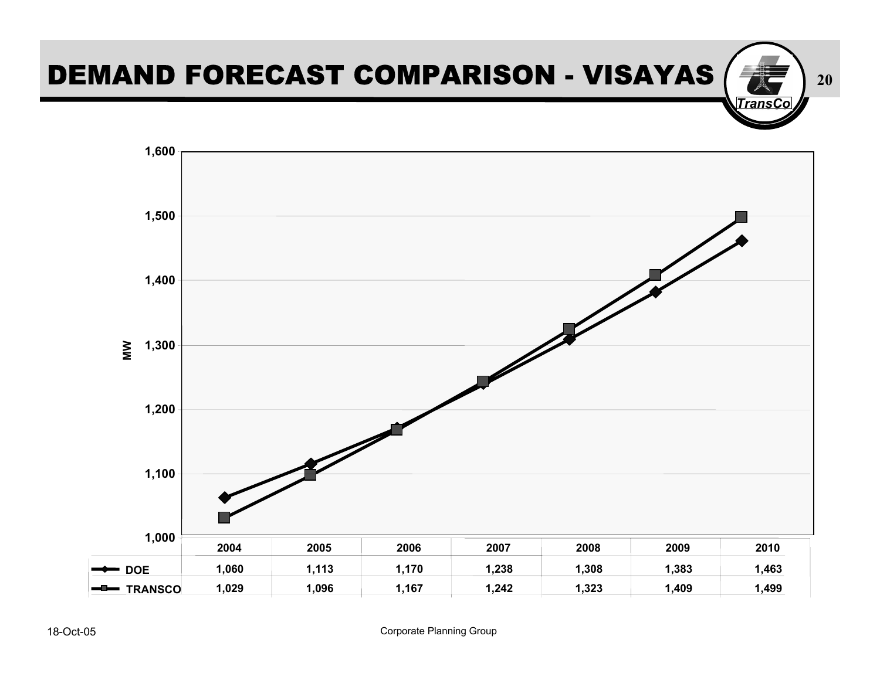# DEMAND FORECAST COMPARISON - VISAYAS

| | 2004 | 2005 | 2006 | 2007 | 2008 | 2009 | 2010 |
|---|---|---|---|---|---|---|---|
| DOE | 1,060 | 1,113 | 1,170 | 1,238 | 1,308 | 1,383 | 1,463 |
| TRANSCO | 1,029 | 1,096 | 1,167 | 1,242 | 1,323 | 1,409 | 1,499 |

18-Oct-05

Corporate Planning Group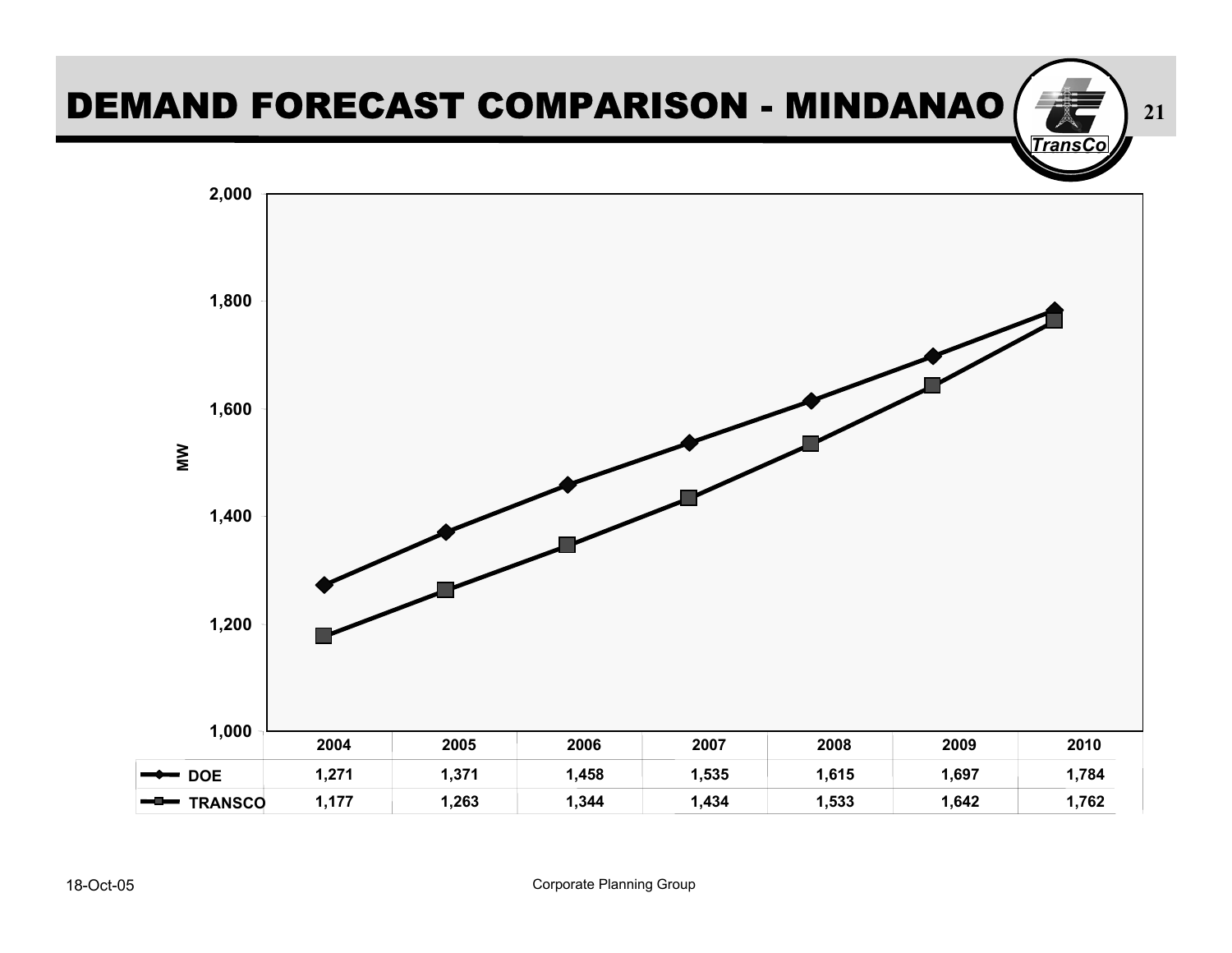# DEMAND FORECAST COMPARISON - MINDANAO

| | 2004 | 2005 | 2006 | 2007 | 2008 | 2009 | 2010 |
|---|---|---|---|---|---|---|---|
| DOE | 1,271 | 1,371 | 1,458 | 1,535 | 1,615 | 1,697 | 1,784 |
| TRANSCO | 1,177 | 1,263 | 1,344 | 1,434 | 1,533 | 1,642 | 1,762 |

18-Oct-05

Corporate Planning Group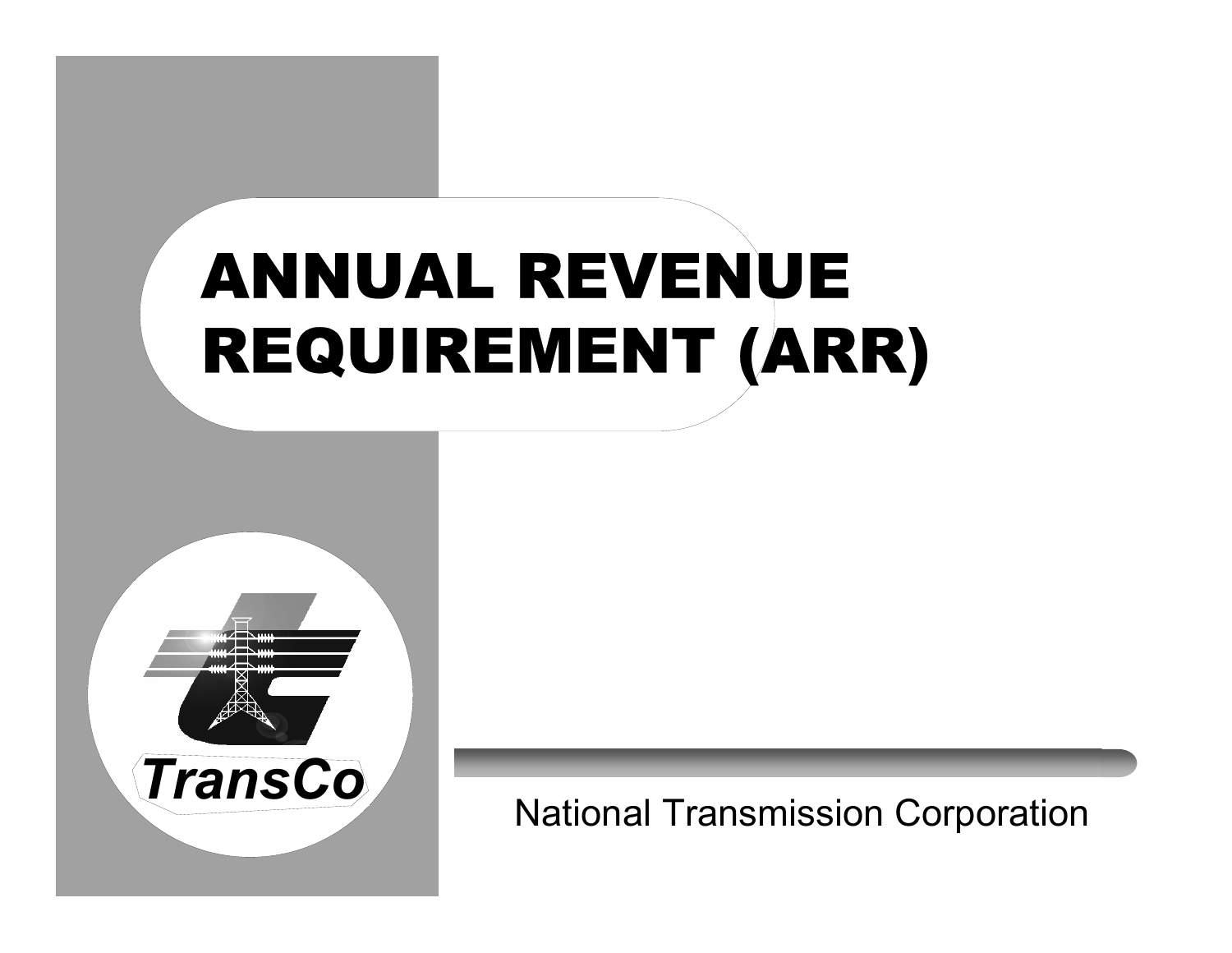# ANNUAL REVENUE REQUIREMENT (ARR)

TransCo

National Transmission Corporation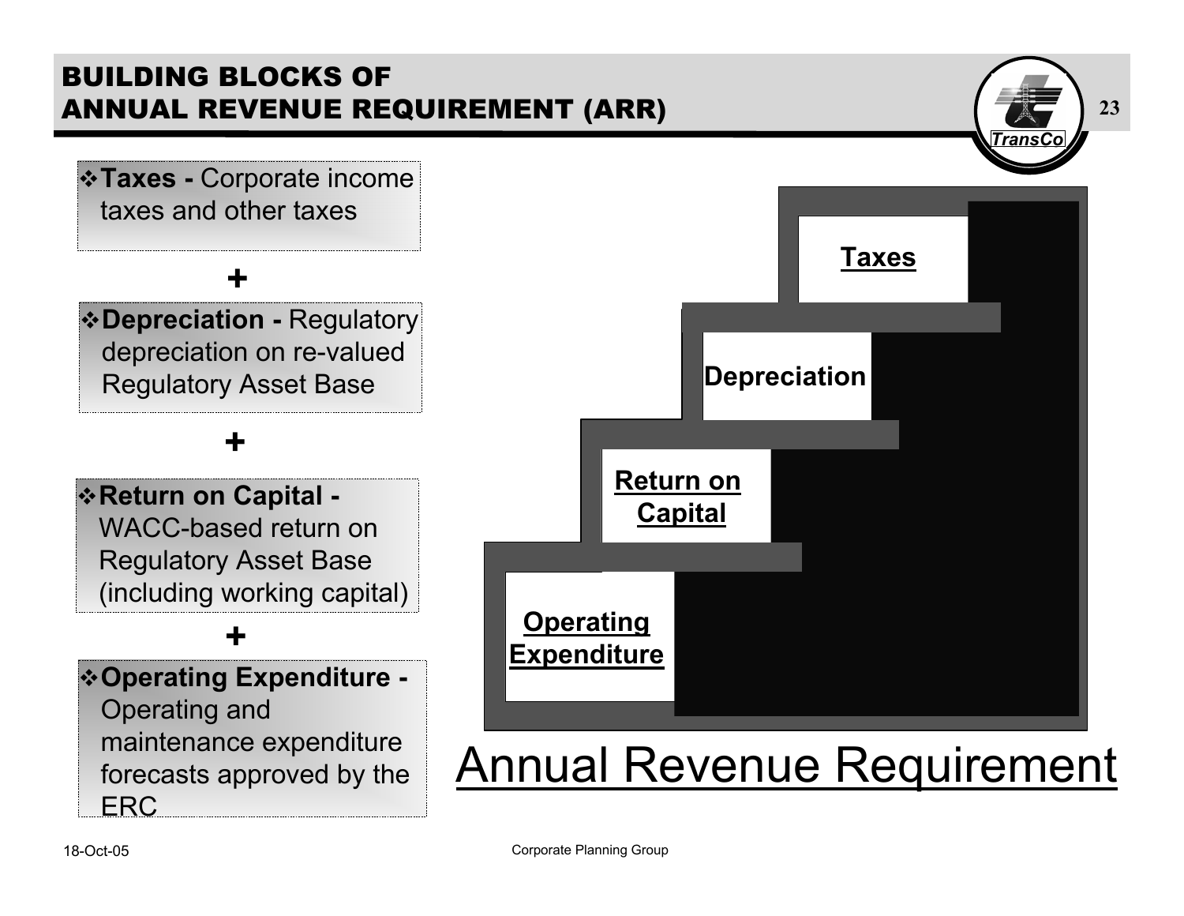# BUILDING BLOCKS OF ANNUAL REVENUE REQUIREMENT (ARR)

- **Taxes -** Corporate income taxes and other taxes

**+**

- **Depreciation -** Regulatory depreciation on re-valued Regulatory Asset Base

**+**

- **Return on Capital -** WACC-based return on Regulatory Asset Base (including working capital)

**+**

- **Operating Expenditure -** Operating and maintenance expenditure forecasts approved by the ERC

**Taxes**

**Depreciation**

**Return on Capital**

**Operating Expenditure**

Annual Revenue Requirement

18-Oct-05

Corporate Planning Group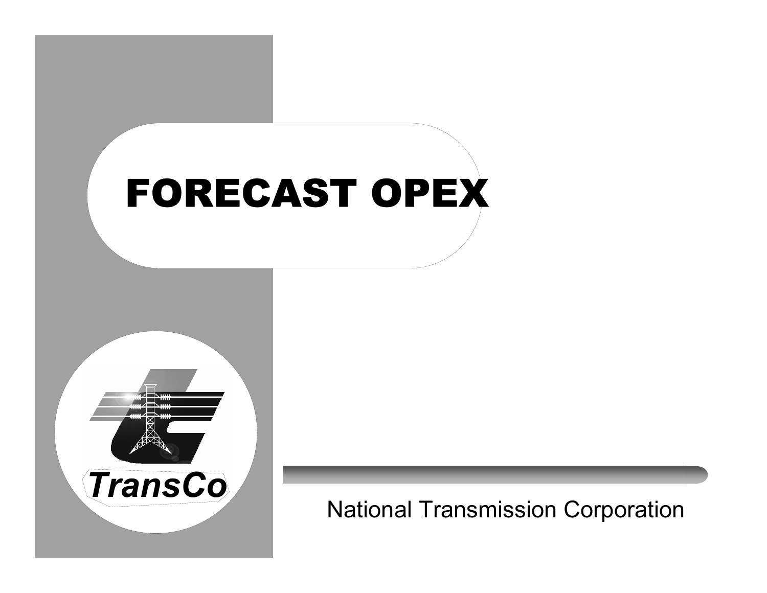# FORECAST OPEX

TransCo

National Transmission Corporation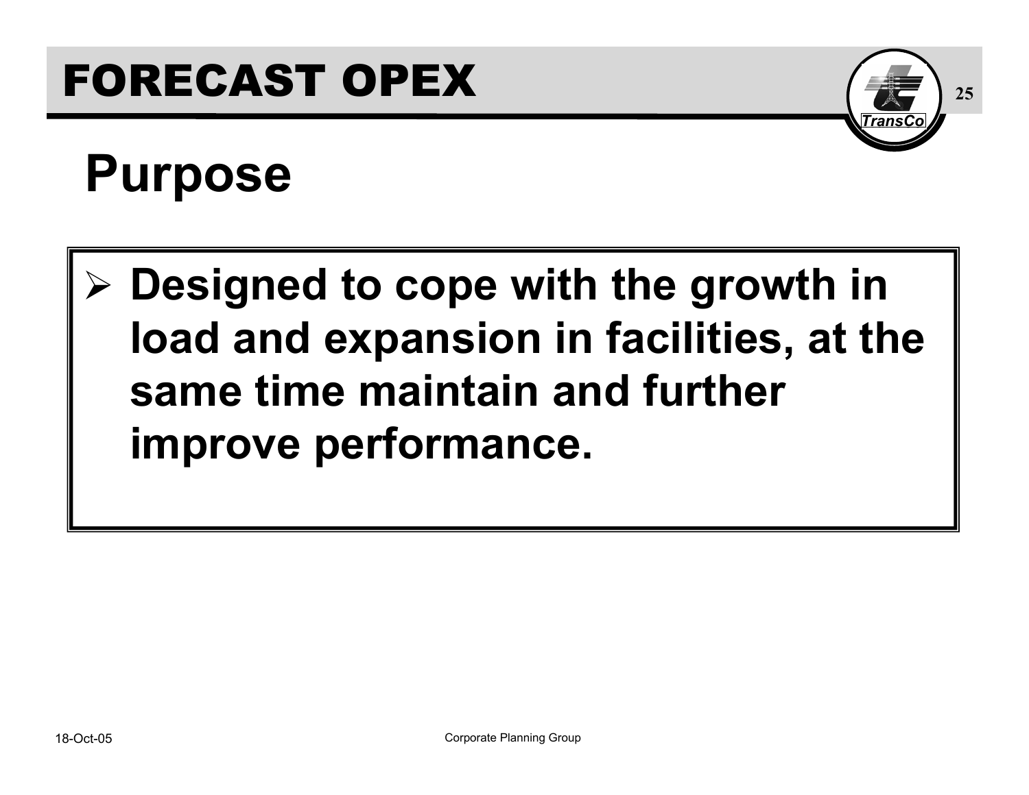# FORECAST OPEX

## Purpose

- **Designed to cope with the growth in load and expansion in facilities, at the same time maintain and further improve performance.**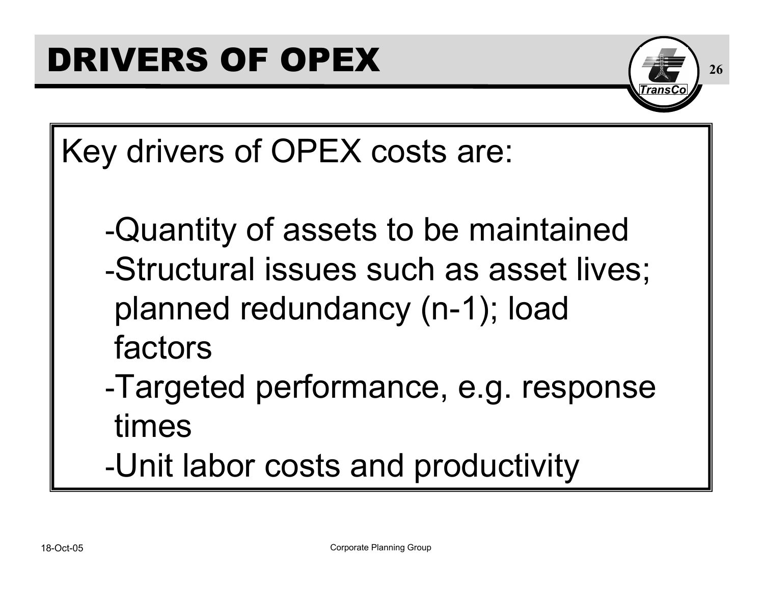# DRIVERS OF OPEX

Key drivers of OPEX costs are:

- Quantity of assets to be maintained
- Structural issues such as asset lives; planned redundancy (n-1); load factors
- Targeted performance, e.g. response times
- Unit labor costs and productivity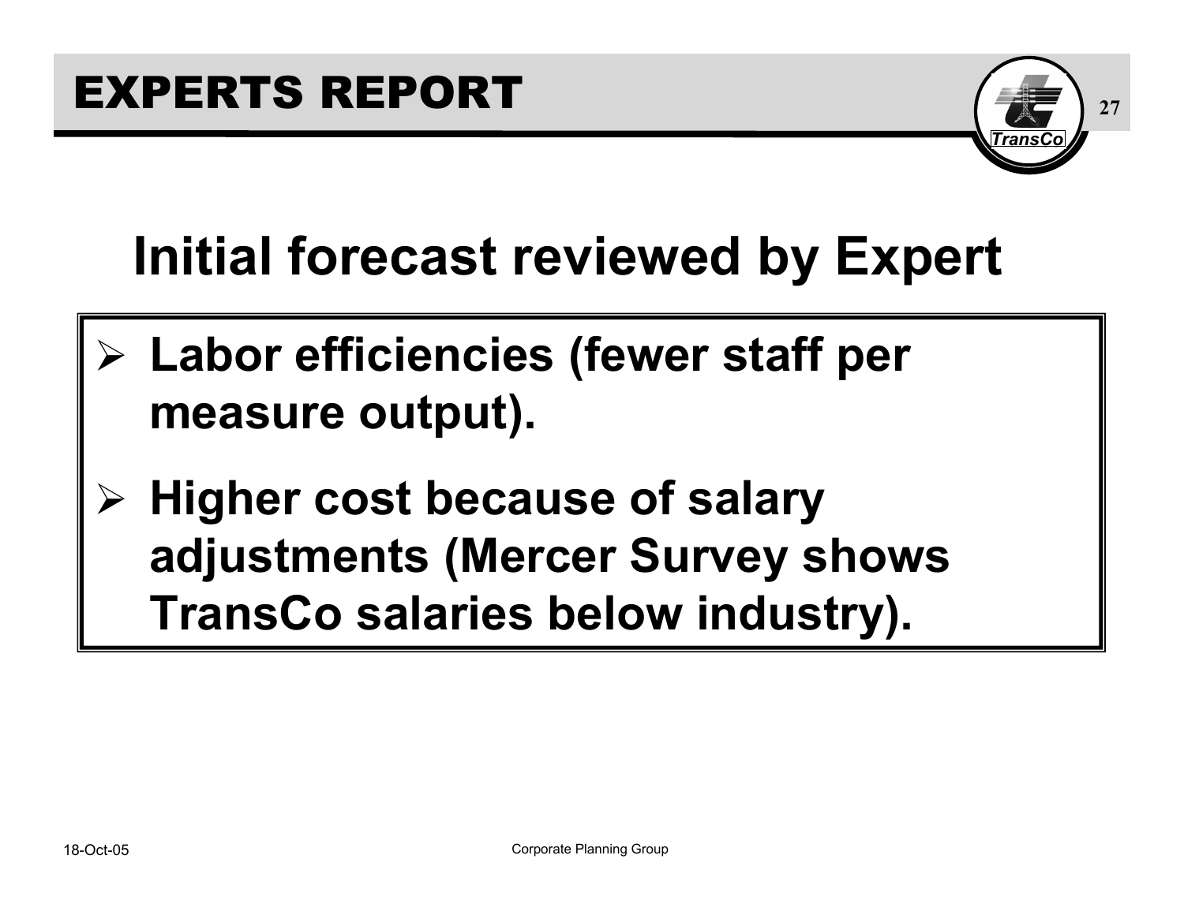# EXPERTS REPORT

## Initial forecast reviewed by Expert

- **Labor efficiencies (fewer staff per measure output).**
- **Higher cost because of salary adjustments (Mercer Survey shows TransCo salaries below industry).**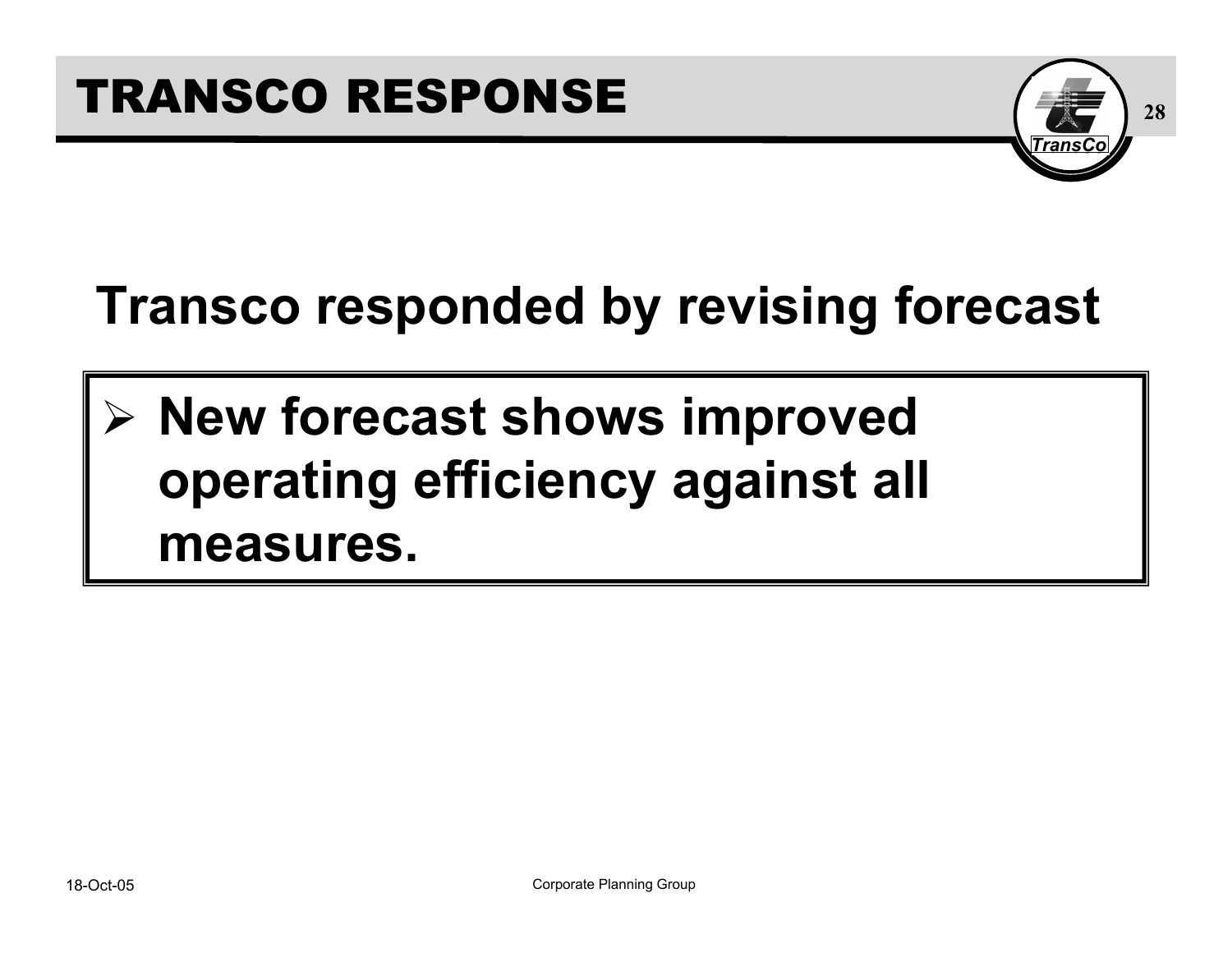# TRANSCO RESPONSE

**Transco responded by revising forecast**

- **New forecast shows improved operating efficiency against all measures.**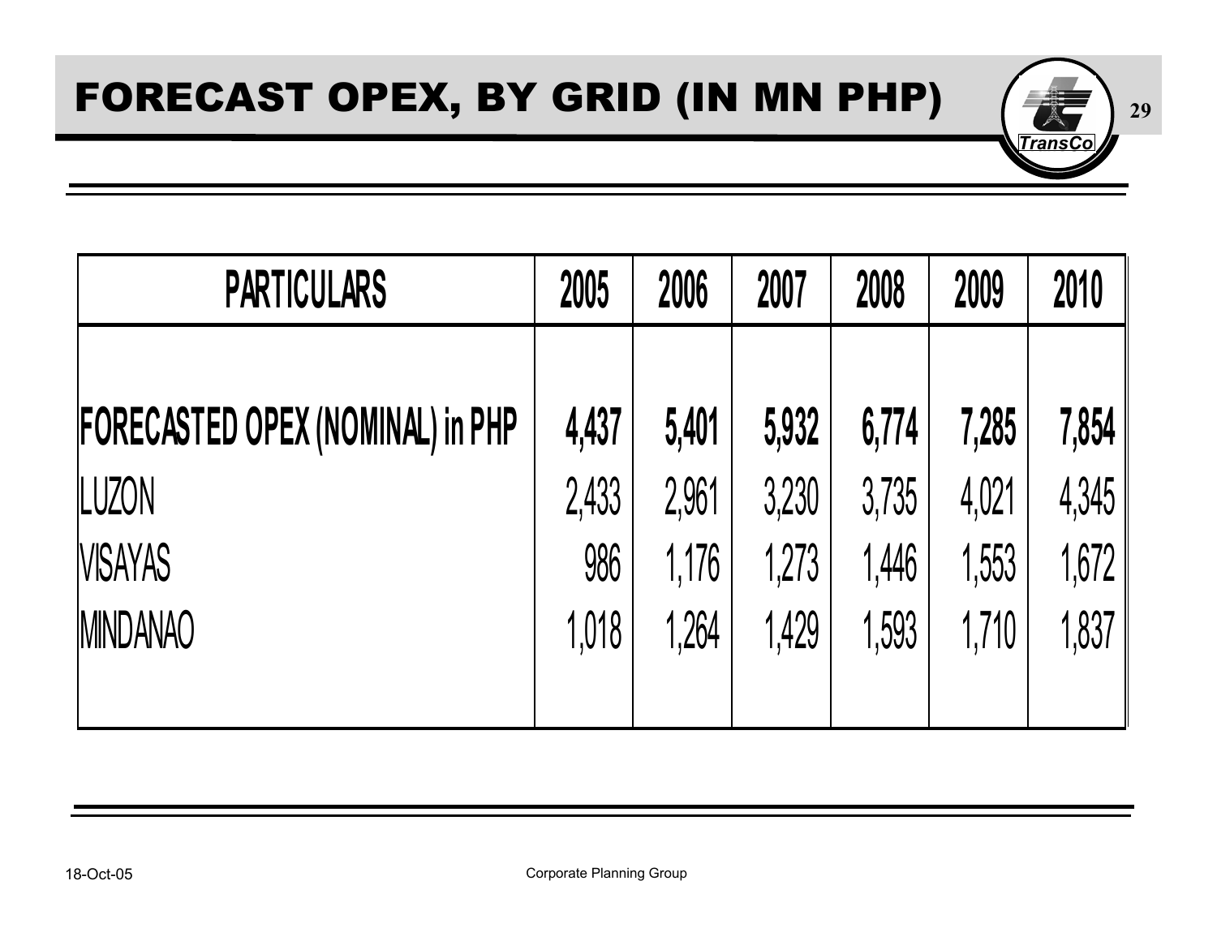# FORECAST OPEX, BY GRID (IN MN PHP)

| PARTICULARS | 2005 | 2006 | 2007 | 2008 | 2009 | 2010 |
|---|---|---|---|---|---|---|
| **FORECASTED OPEX (NOMINAL) in PHP** | **4,437** | **5,401** | **5,932** | **6,774** | **7,285** | **7,854** |
| LUZON | 2,433 | 2,961 | 3,230 | 3,735 | 4,021 | 4,345 |
| VISAYAS | 986 | 1,176 | 1,273 | 1,446 | 1,553 | 1,672 |
| MINDANAO | 1,018 | 1,264 | 1,429 | 1,593 | 1,710 | 1,837 |

18-Oct-05 Corporate Planning Group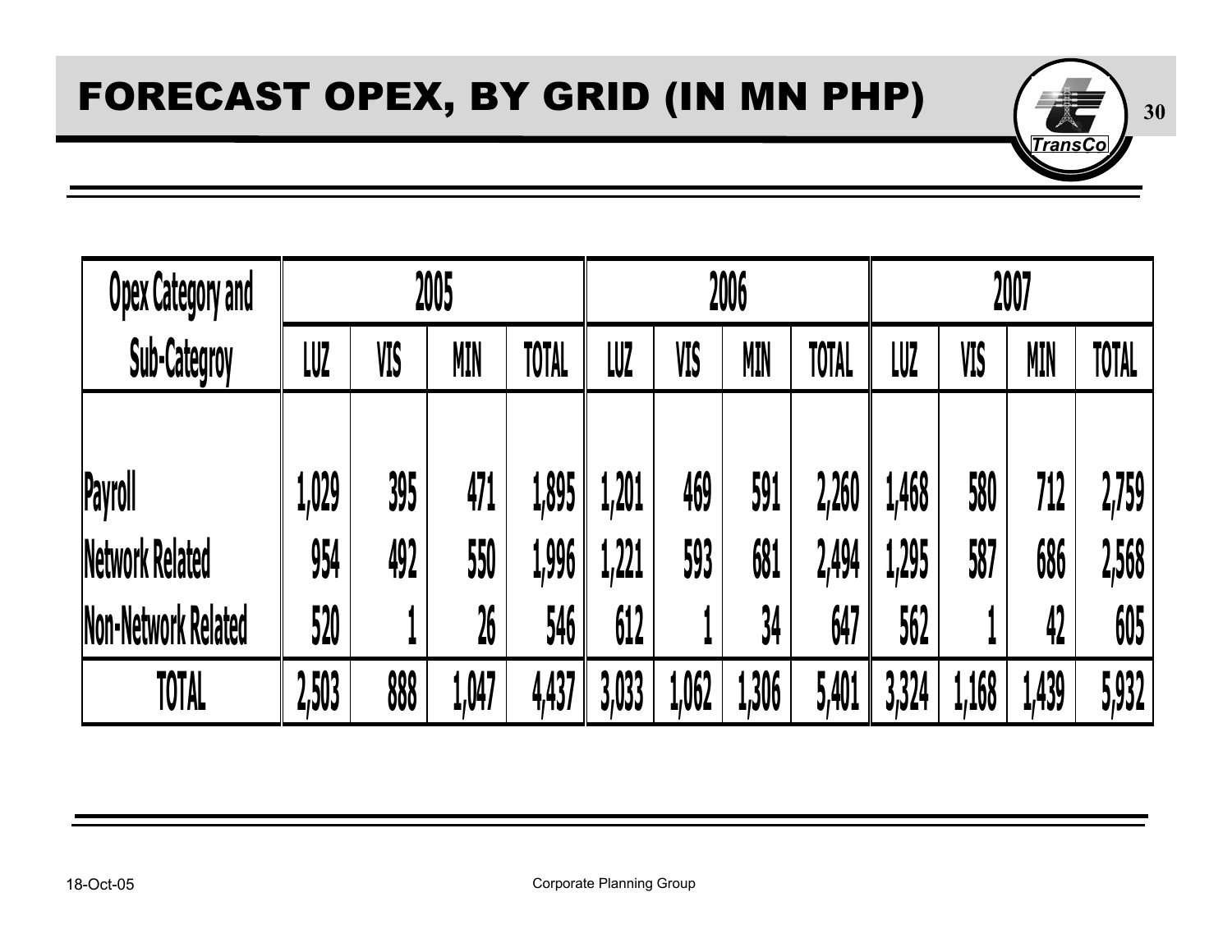# FORECAST OPEX, BY GRID (IN MN PHP)

| Opex Category and Sub-Categroy | 2005 | | | | 2006 | | | | 2007 | | | |
|---|---|---|---|---|---|---|---|---|---|---|---|---|
| | LUZ | VIS | MIN | TOTAL | LUZ | VIS | MIN | TOTAL | LUZ | VIS | MIN | TOTAL |
| Payroll | 1,029 | 395 | 471 | 1,895 | 1,201 | 469 | 591 | 2,260 | 1,468 | 580 | 712 | 2,759 |
| Network Related | 954 | 492 | 550 | 1,996 | 1,221 | 593 | 681 | 2,494 | 1,295 | 587 | 686 | 2,568 |
| Non-Network Related | 520 | 1 | 26 | 546 | 612 | 1 | 34 | 647 | 562 | 1 | 42 | 605 |
| TOTAL | 2,503 | 888 | 1,047 | 4,437 | 3,033 | 1,062 | 1,306 | 5,401 | 3,324 | 1,168 | 1,439 | 5,932 |

18-Oct-05

Corporate Planning Group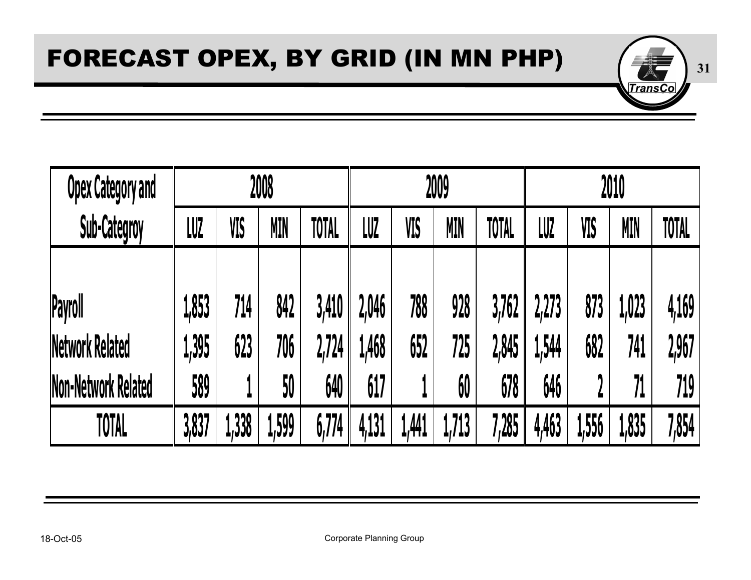# FORECAST OPEX, BY GRID (IN MN PHP)

| Opex Category and Sub-Categroy | 2008 | | | | 2009 | | | | 2010 | | | |
|---|---|---|---|---|---|---|---|---|---|---|---|---|
| | LUZ | VIS | MIN | TOTAL | LUZ | VIS | MIN | TOTAL | LUZ | VIS | MIN | TOTAL |
| Payroll | 1,853 | 714 | 842 | 3,410 | 2,046 | 788 | 928 | 3,762 | 2,273 | 873 | 1,023 | 4,169 |
| Network Related | 1,395 | 623 | 706 | 2,724 | 1,468 | 652 | 725 | 2,845 | 1,544 | 682 | 741 | 2,967 |
| Non-Network Related | 589 | 1 | 50 | 640 | 617 | 1 | 60 | 678 | 646 | 2 | 71 | 719 |
| TOTAL | 3,837 | 1,338 | 1,599 | 6,774 | 4,131 | 1,441 | 1,713 | 7,285 | 4,463 | 1,556 | 1,835 | 7,854 |

18-Oct-05

Corporate Planning Group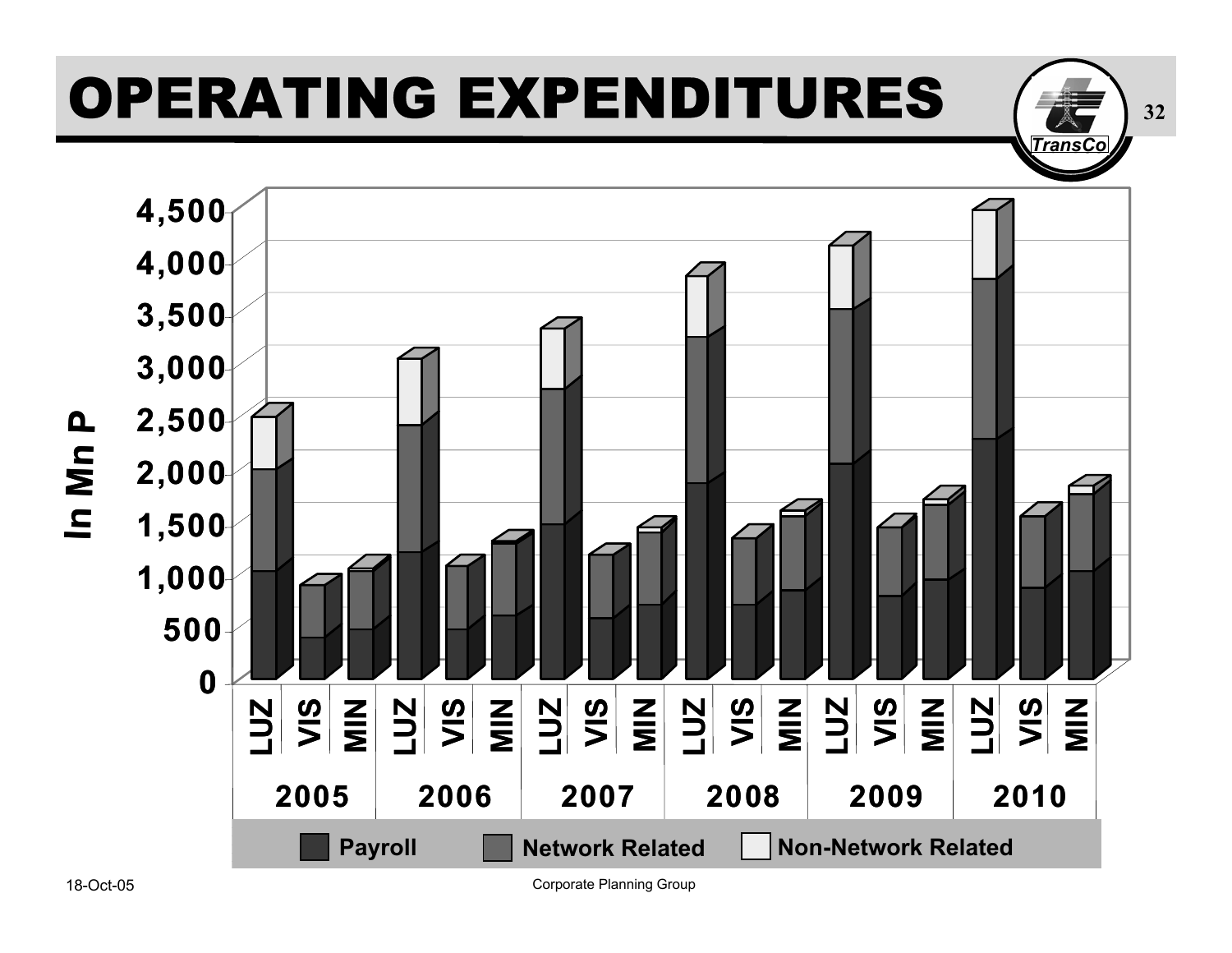# OPERATING EXPENDITURES

In Mn P

| | 2005 | | | 2006 | | | 2007 | | | 2008 | | | 2009 | | | 2010 | | |
|---|---|---|---|---|---|---|---|---|---|---|---|---|---|---|---|---|---|---|
| | LUZ | VIS | MIN | LUZ | VIS | MIN | LUZ | VIS | MIN | LUZ | VIS | MIN | LUZ | VIS | MIN | LUZ | VIS | MIN |

Legend: Payroll; Network Related; Non-Network Related

Y-axis: 0, 500, 1,000, 1,500, 2,000, 2,500, 3,000, 3,500, 4,000, 4,500

18-Oct-05

Corporate Planning Group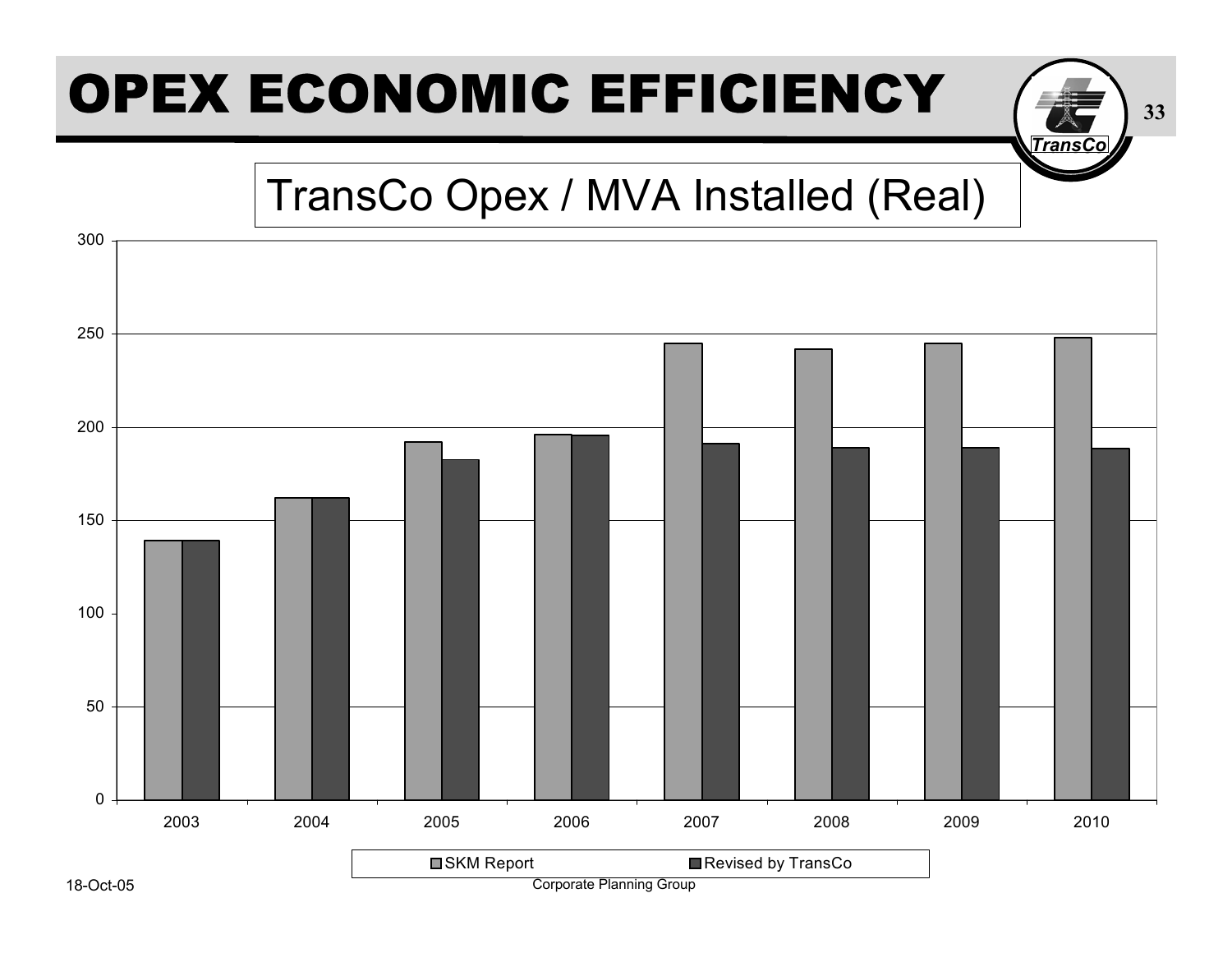# OPEX ECONOMIC EFFICIENCY

## TransCo Opex / MVA Installed (Real)

| Year | SKM Report | Revised by TransCo |
|---|---|---|
| 2003 | ~139 | ~139 |
| 2004 | ~162 | ~162 |
| 2005 | ~192 | ~182 |
| 2006 | ~196 | ~195 |
| 2007 | ~245 | ~191 |
| 2008 | ~242 | ~189 |
| 2009 | ~245 | ~189 |
| 2010 | ~248 | ~188 |

18-Oct-05

Corporate Planning Group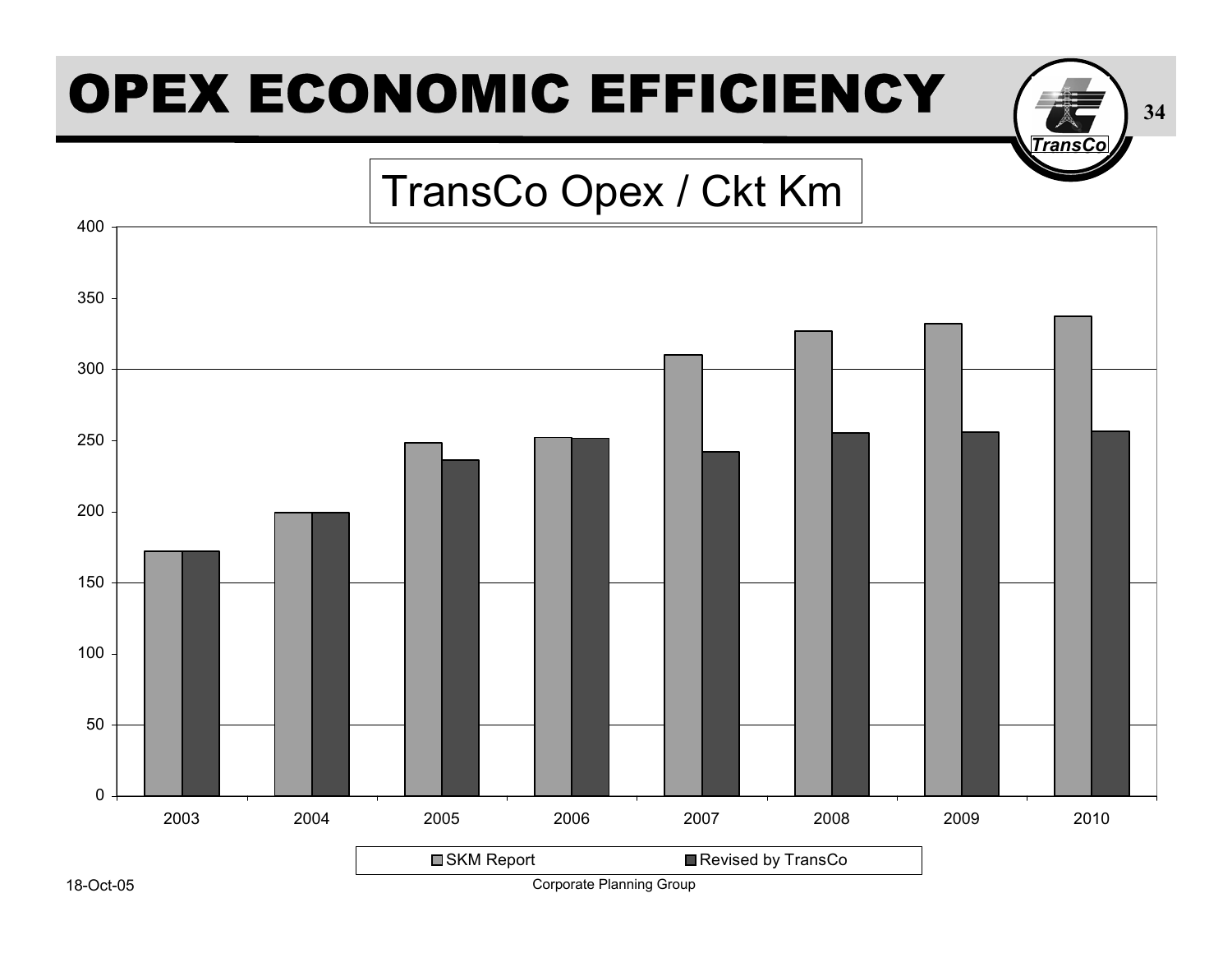# OPEX ECONOMIC EFFICIENCY

TransCo Opex / Ckt Km

| Year | SKM Report | Revised by TransCo |
|---|---|---|
| 2003 | 172 | 172 |
| 2004 | 199 | 199 |
| 2005 | 248 | 236 |
| 2006 | 252 | 251 |
| 2007 | 310 | 242 |
| 2008 | 327 | 255 |
| 2009 | 332 | 256 |
| 2010 | 337 | 256 |

18-Oct-05

Corporate Planning Group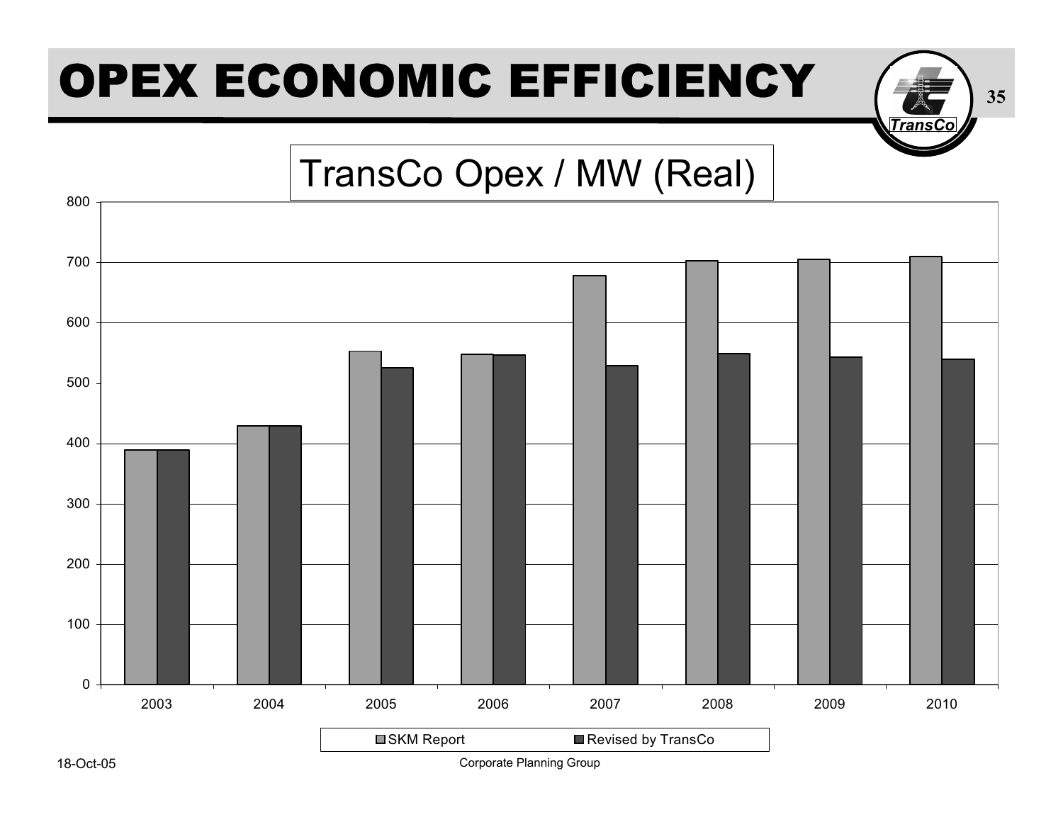# OPEX ECONOMIC EFFICIENCY

## TransCo Opex / MW (Real)

| Year | SKM Report | Revised by TransCo |
|---|---|---|
| 2003 | 390 | 390 |
| 2004 | 430 | 430 |
| 2005 | 553 | 526 |
| 2006 | 548 | 547 |
| 2007 | 678 | 529 |
| 2008 | 703 | 549 |
| 2009 | 705 | 543 |
| 2010 | 710 | 540 |

18-Oct-05

Corporate Planning Group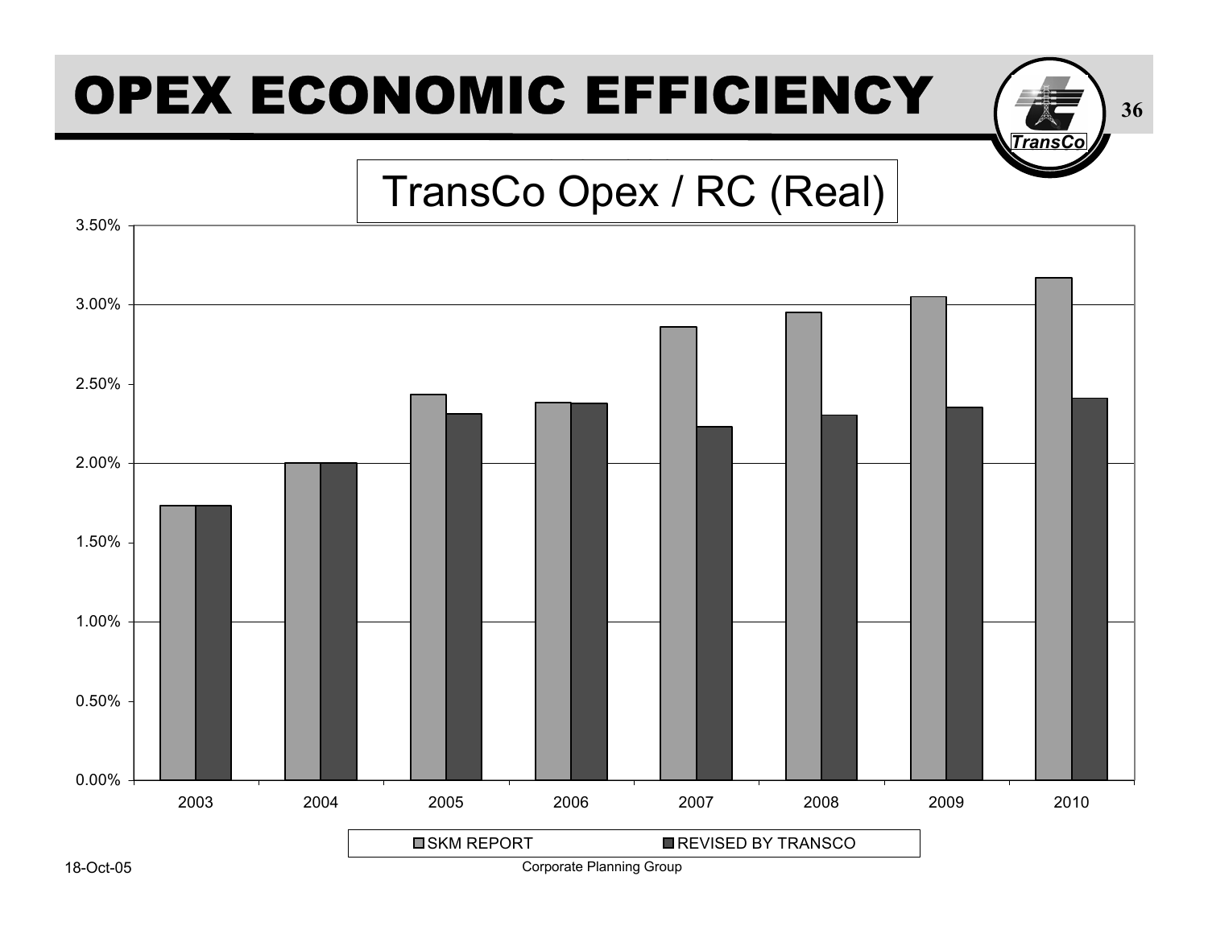# OPEX ECONOMIC EFFICIENCY

## TransCo Opex / RC (Real)

| Year | SKM REPORT | REVISED BY TRANSCO |
|---|---|---|
| 2003 | 1.73% | 1.73% |
| 2004 | 2.00% | 2.00% |
| 2005 | 2.43% | 2.31% |
| 2006 | 2.38% | 2.38% |
| 2007 | 2.86% | 2.23% |
| 2008 | 2.95% | 2.30% |
| 2009 | 3.05% | 2.35% |
| 2010 | 3.17% | 2.41% |

18-Oct-05

Corporate Planning Group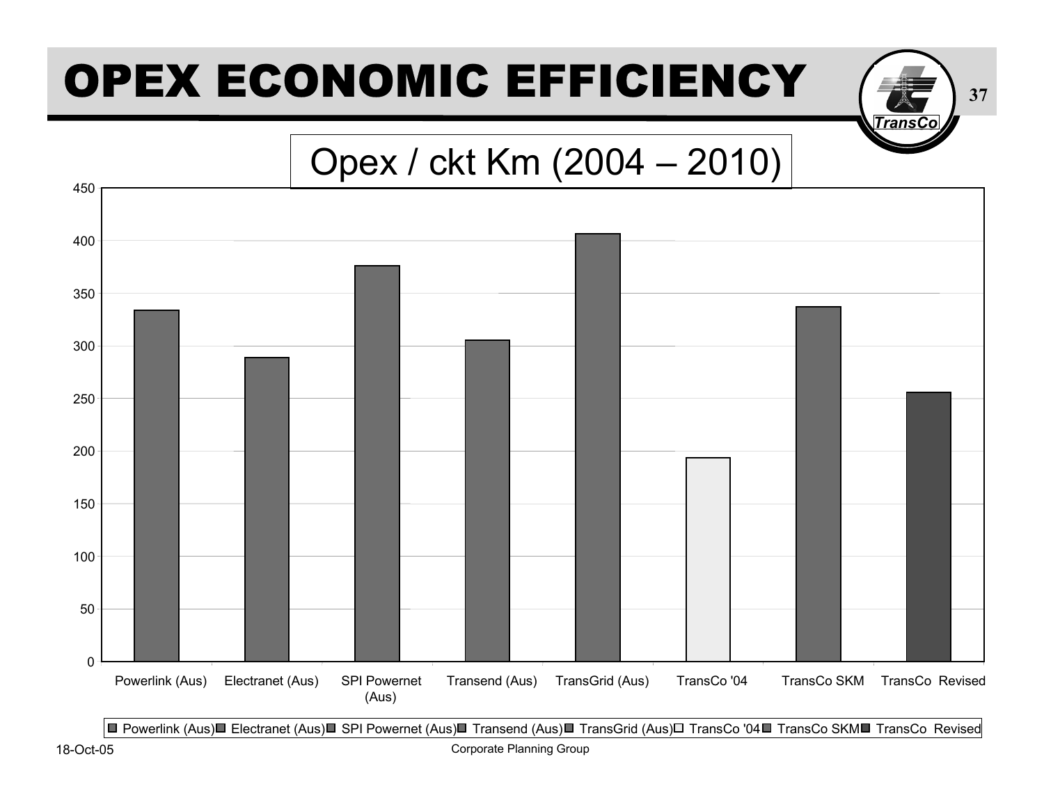# OPEX ECONOMIC EFFICIENCY

## Opex / ckt Km (2004 – 2010)

| Company | Opex / ckt Km |
|---|---|
| Powerlink (Aus) | ~334 |
| Electranet (Aus) | ~289 |
| SPI Powernet (Aus) | ~376 |
| Transend (Aus) | ~305 |
| TransGrid (Aus) | ~406 |
| TransCo '04 | ~193 |
| TransCo SKM | ~337 |
| TransCo Revised | ~256 |

18-Oct-05

Corporate Planning Group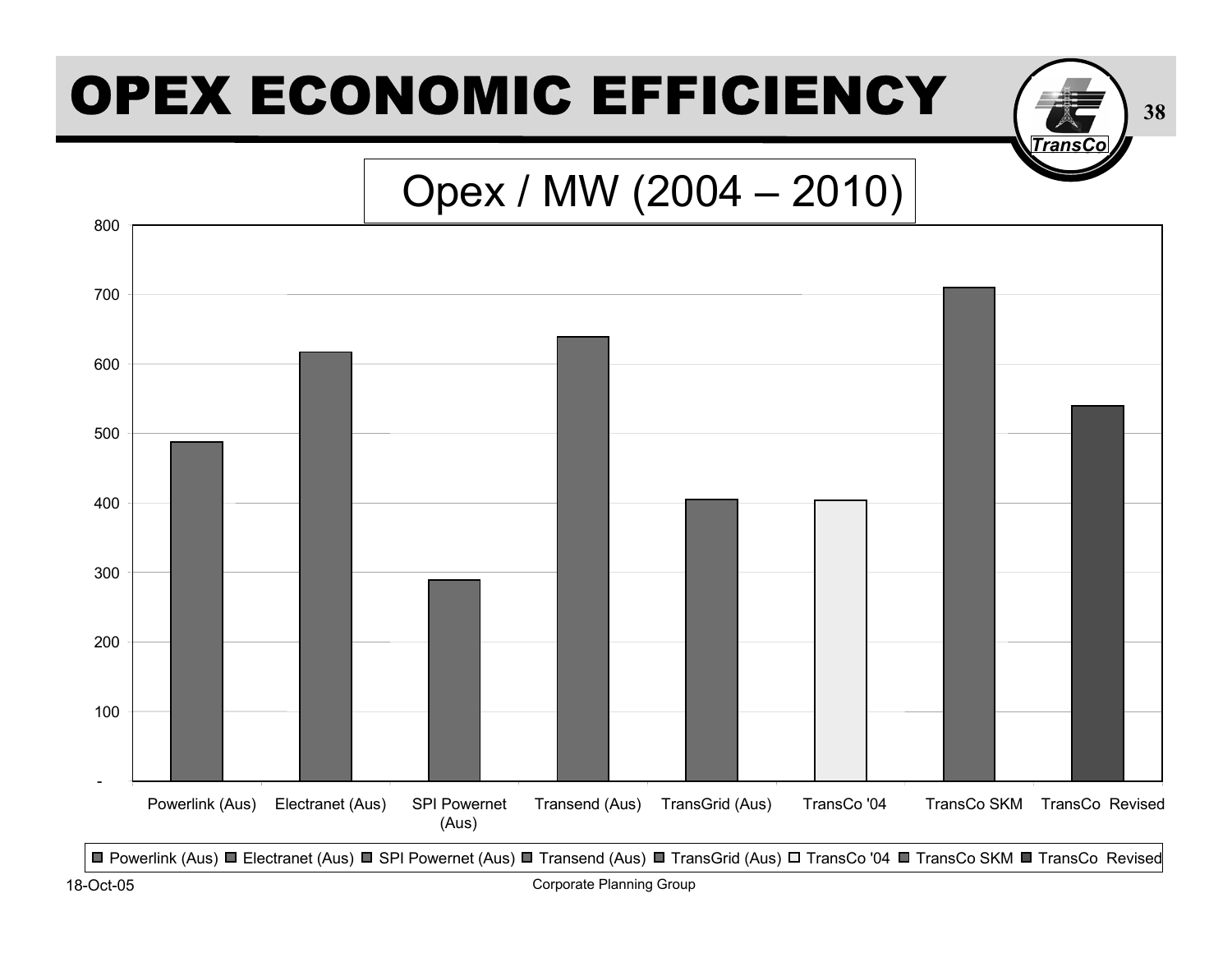# OPEX ECONOMIC EFFICIENCY

## Opex / MW (2004 – 2010)

| Entity | Opex / MW (approx.) |
| --- | --- |
| Powerlink (Aus) | 488 |
| Electranet (Aus) | 617 |
| SPI Powernet (Aus) | 289 |
| Transend (Aus) | 639 |
| TransGrid (Aus) | 405 |
| TransCo '04 | 404 |
| TransCo SKM | 710 |
| TransCo Revised | 540 |

Corporate Planning Group

18-Oct-05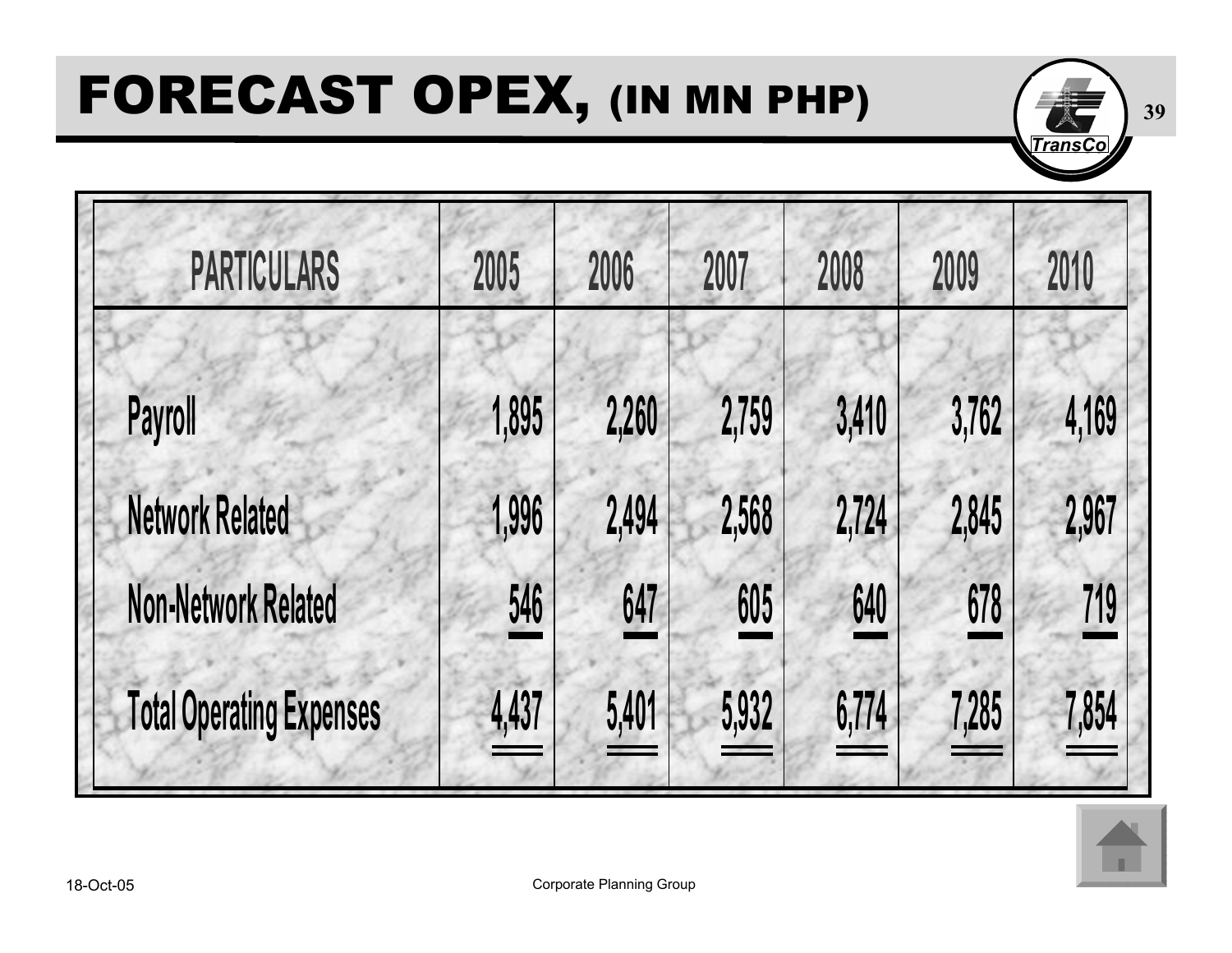# FORECAST OPEX, (IN MN PHP)

| PARTICULARS | 2005 | 2006 | 2007 | 2008 | 2009 | 2010 |
|---|---|---|---|---|---|---|
| Payroll | 1,895 | 2,260 | 2,759 | 3,410 | 3,762 | 4,169 |
| Network Related | 1,996 | 2,494 | 2,568 | 2,724 | 2,845 | 2,967 |
| Non-Network Related | 546 | 647 | 605 | 640 | 678 | 719 |
| Total Operating Expenses | 4,437 | 5,401 | 5,932 | 6,774 | 7,285 | 7,854 |

18-Oct-05

Corporate Planning Group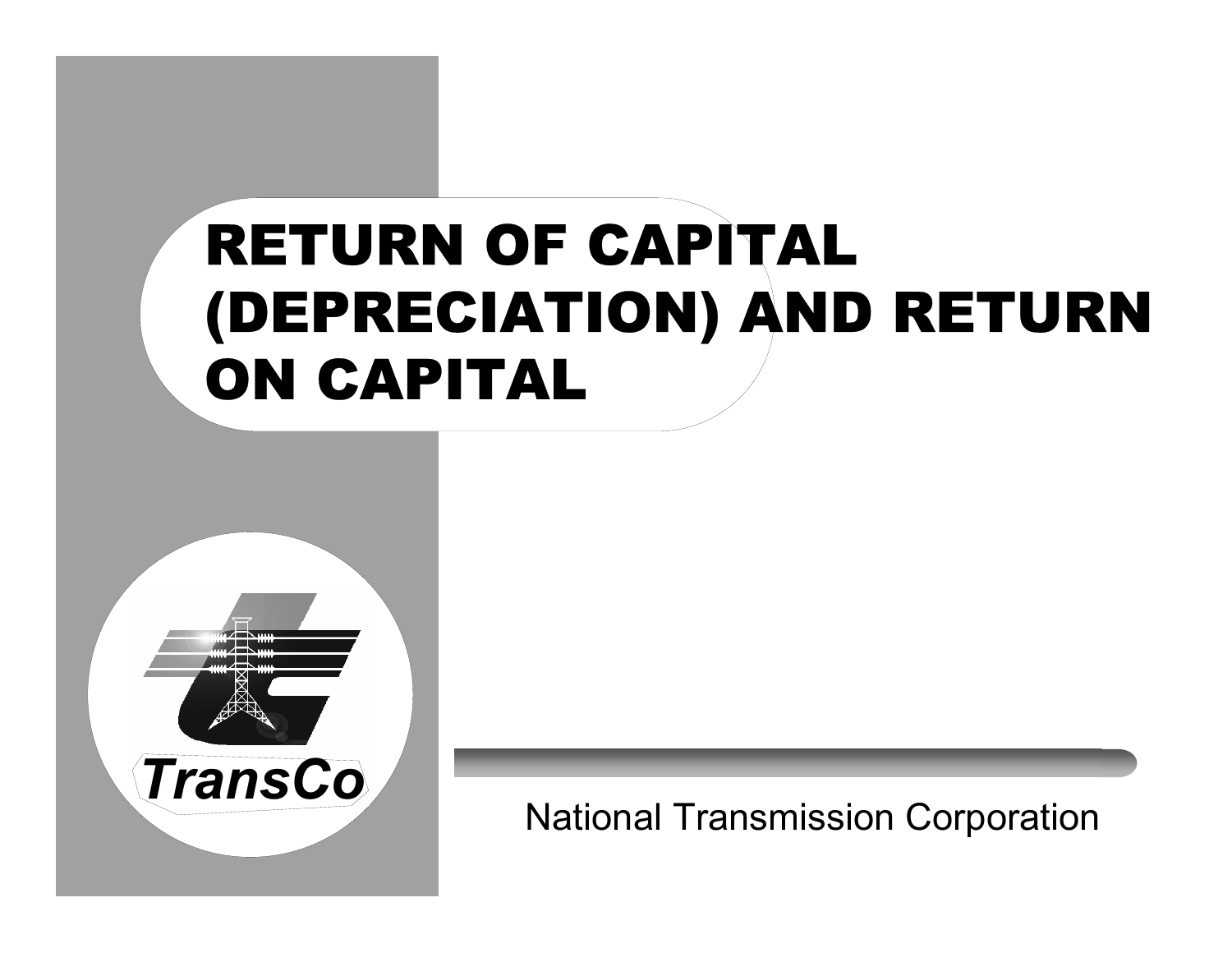# RETURN OF CAPITAL (DEPRECIATION) AND RETURN ON CAPITAL

TransCo

National Transmission Corporation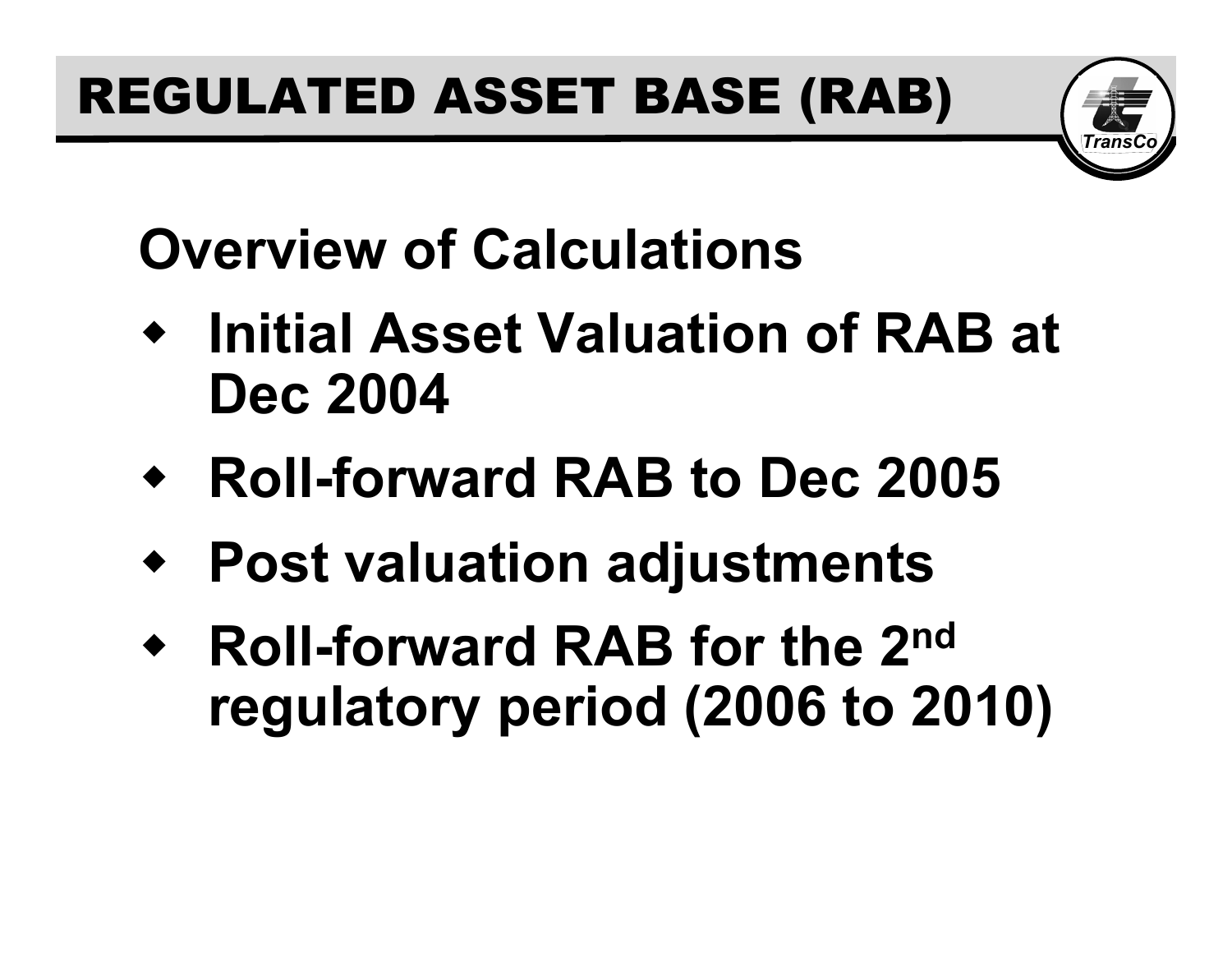# REGULATED ASSET BASE (RAB)

## Overview of Calculations

- **Initial Asset Valuation of RAB at Dec 2004**
- **Roll-forward RAB to Dec 2005**
- **Post valuation adjustments**
- **Roll-forward RAB for the 2nd regulatory period (2006 to 2010)**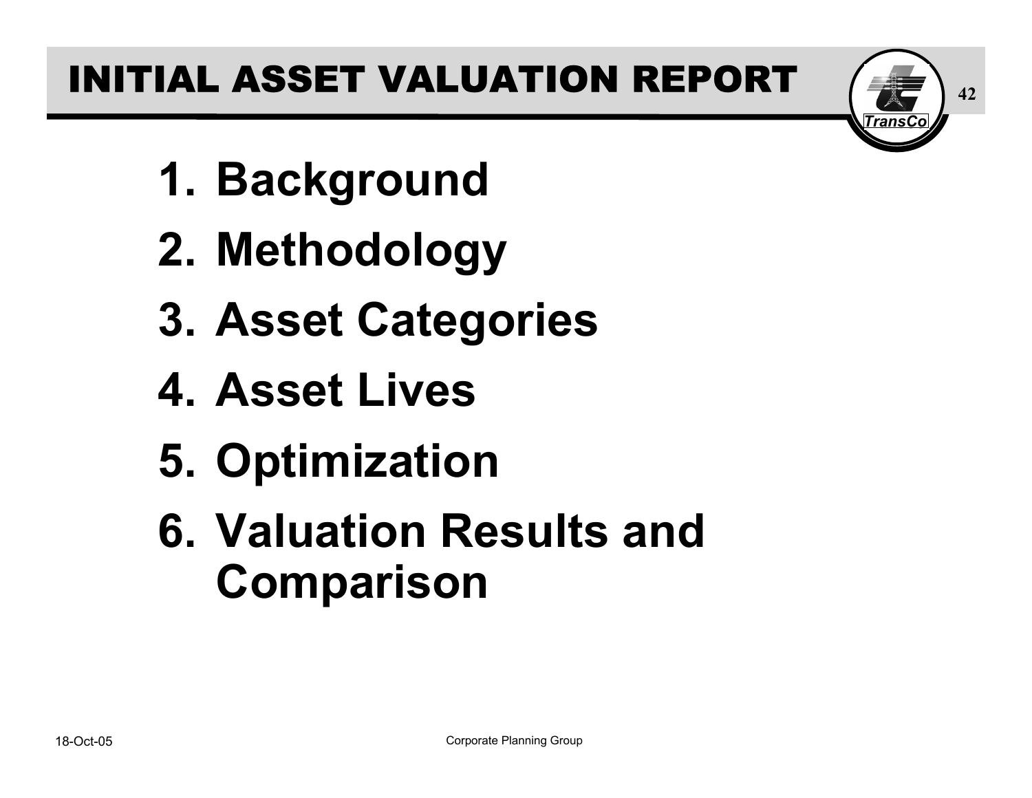# INITIAL ASSET VALUATION REPORT

1. Background
2. Methodology
3. Asset Categories
4. Asset Lives
5. Optimization
6. Valuation Results and Comparison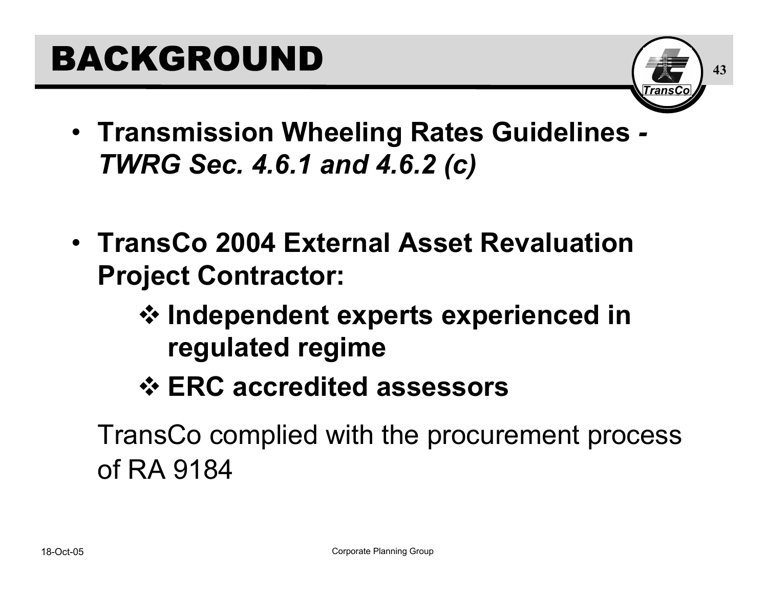# BACKGROUND

- **Transmission Wheeling Rates Guidelines -** ***TWRG Sec. 4.6.1 and 4.6.2 (c)***

- **TransCo 2004 External Asset Revaluation Project Contractor:**
  - **Independent experts experienced in regulated regime**
  - **ERC accredited assessors**

  TransCo complied with the procurement process of RA 9184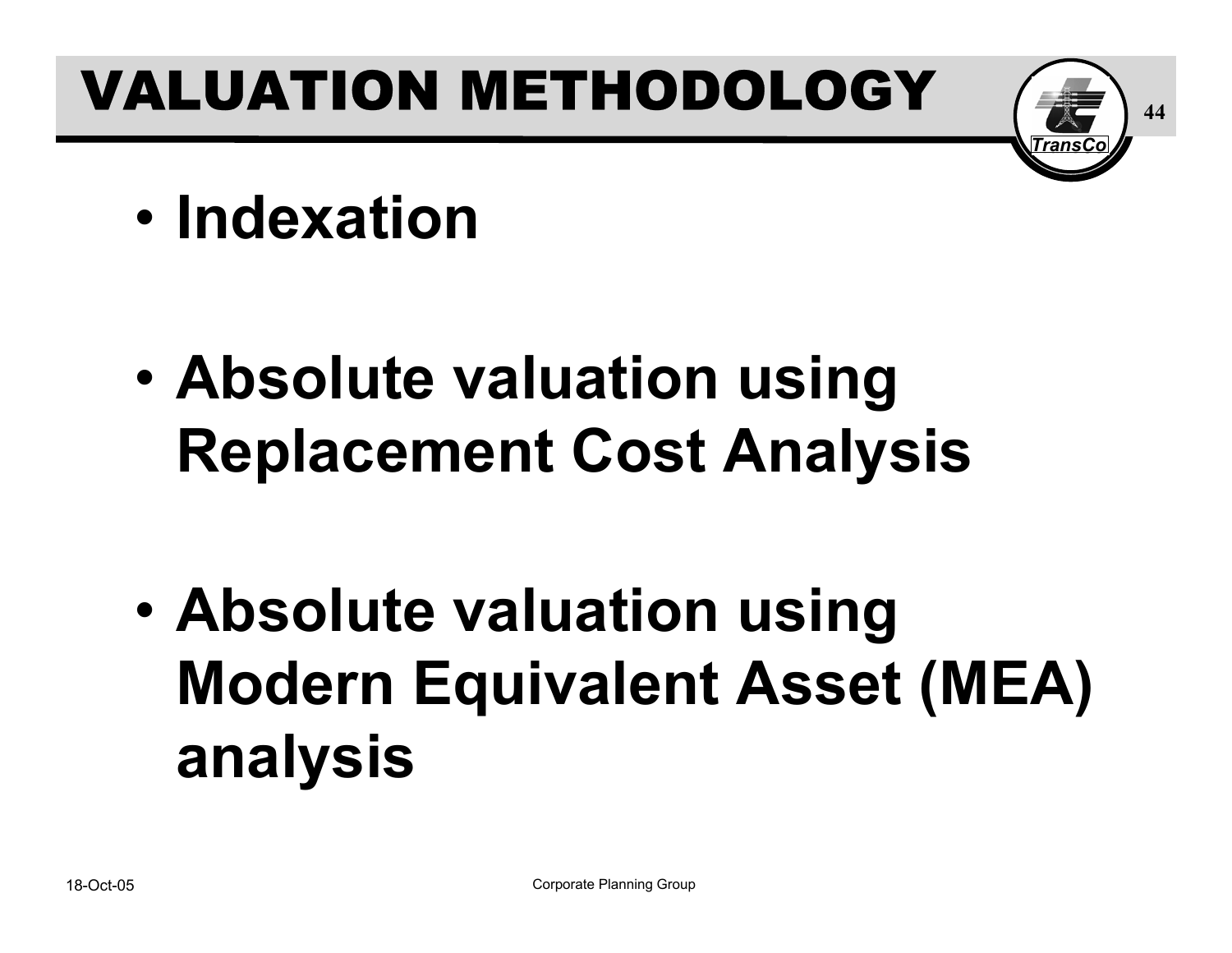# VALUATION METHODOLOGY

- **Indexation**
- **Absolute valuation using Replacement Cost Analysis**
- **Absolute valuation using Modern Equivalent Asset (MEA) analysis**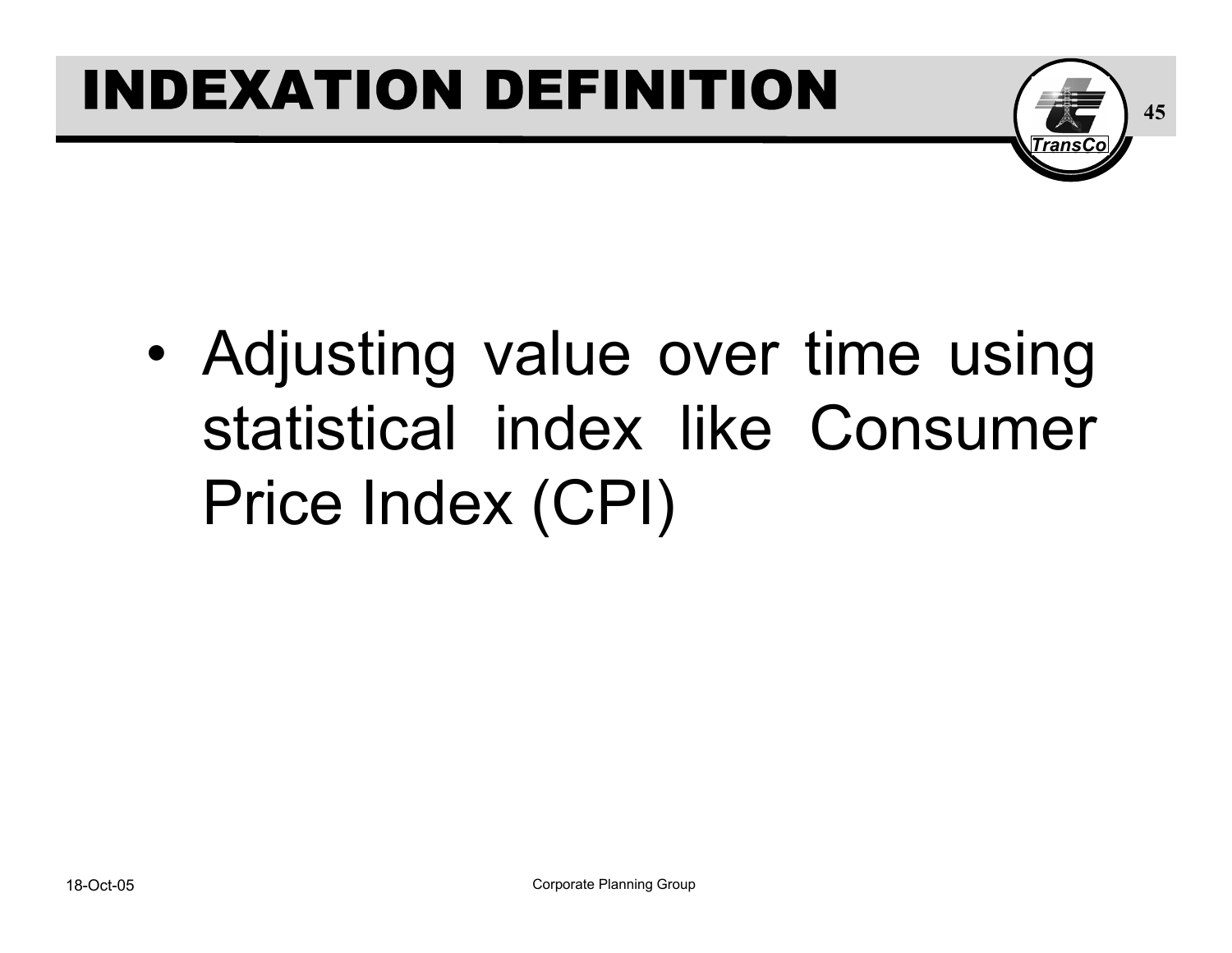# INDEXATION DEFINITION

- Adjusting value over time using statistical index like Consumer Price Index (CPI)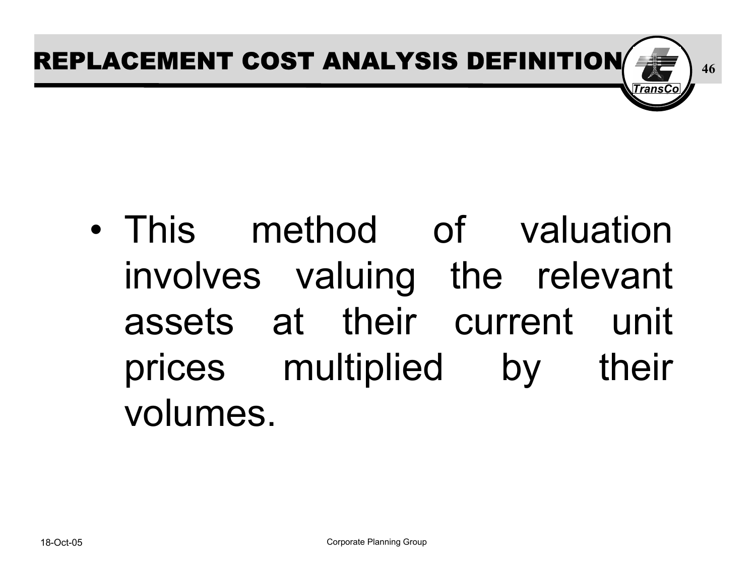# REPLACEMENT COST ANALYSIS DEFINITION

- This method of valuation involves valuing the relevant assets at their current unit prices multiplied by their volumes.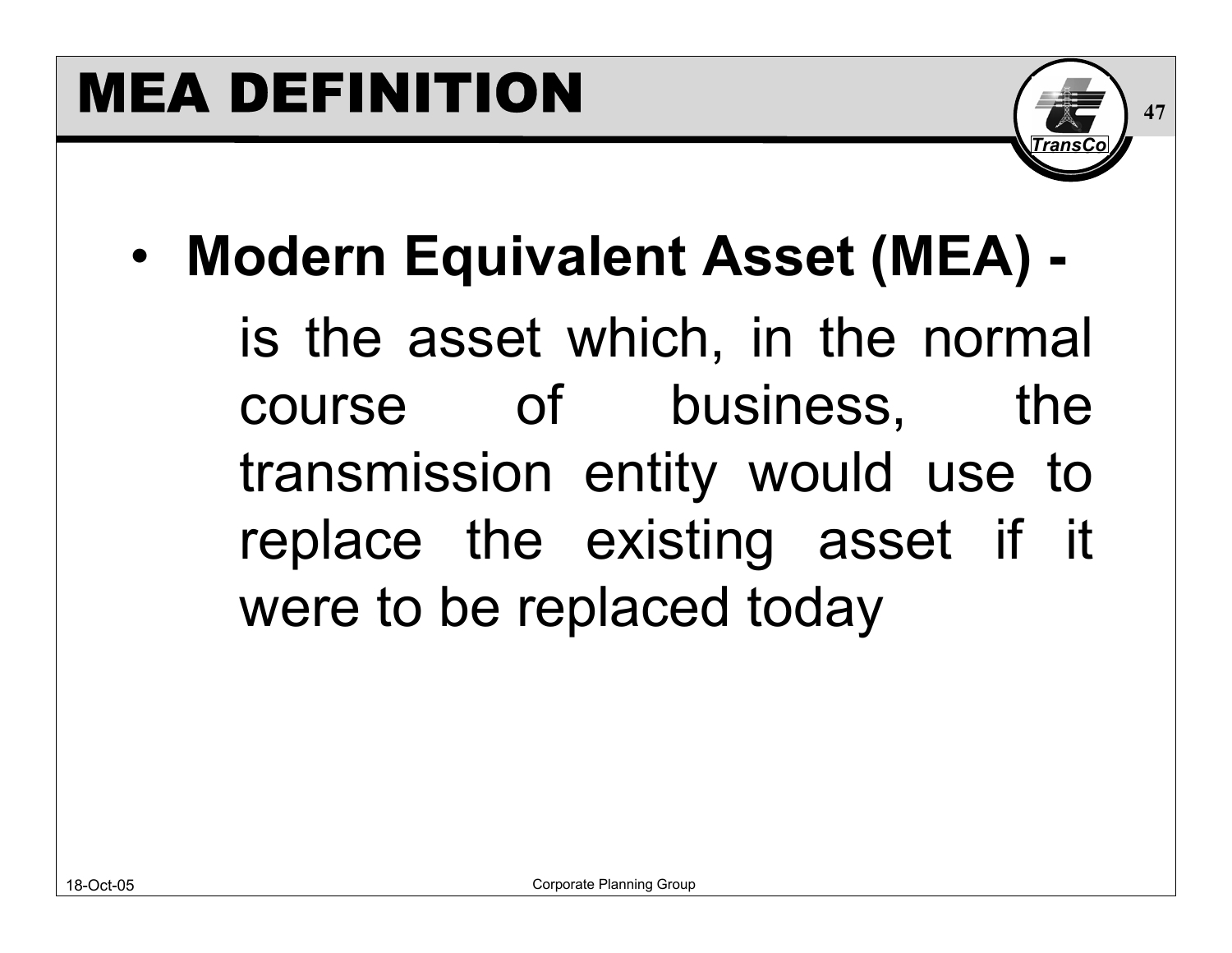# MEA DEFINITION

- **Modern Equivalent Asset (MEA) -**

  is the asset which, in the normal course of business, the transmission entity would use to replace the existing asset if it were to be replaced today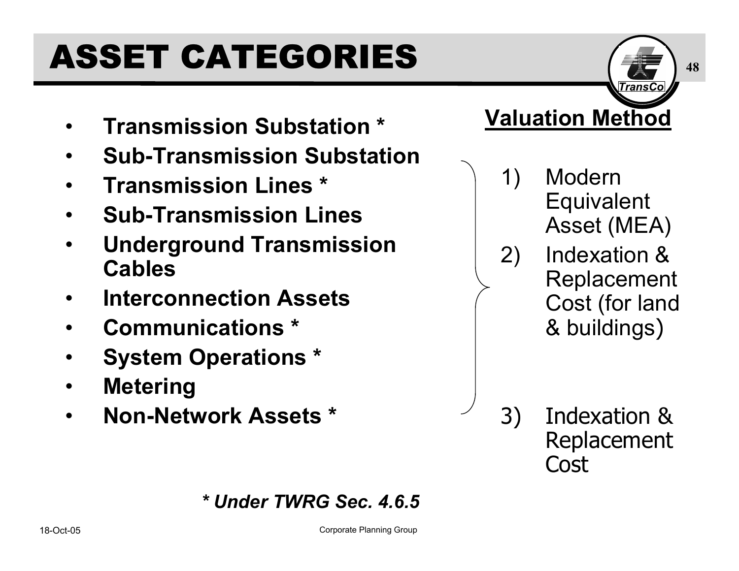# ASSET CATEGORIES

- **Transmission Substation ***
- **Sub-Transmission Substation**
- **Transmission Lines ***
- **Sub-Transmission Lines**
- **Underground Transmission Cables**
- **Interconnection Assets**
- **Communications ***
- **System Operations ***
- **Metering**
- **Non-Network Assets ***

**Valuation Method**

1) Modern Equivalent Asset (MEA)
2) Indexation & Replacement Cost (for land & buildings)
3) Indexation & Replacement Cost

***\* Under TWRG Sec. 4.6.5***

18-Oct-05

Corporate Planning Group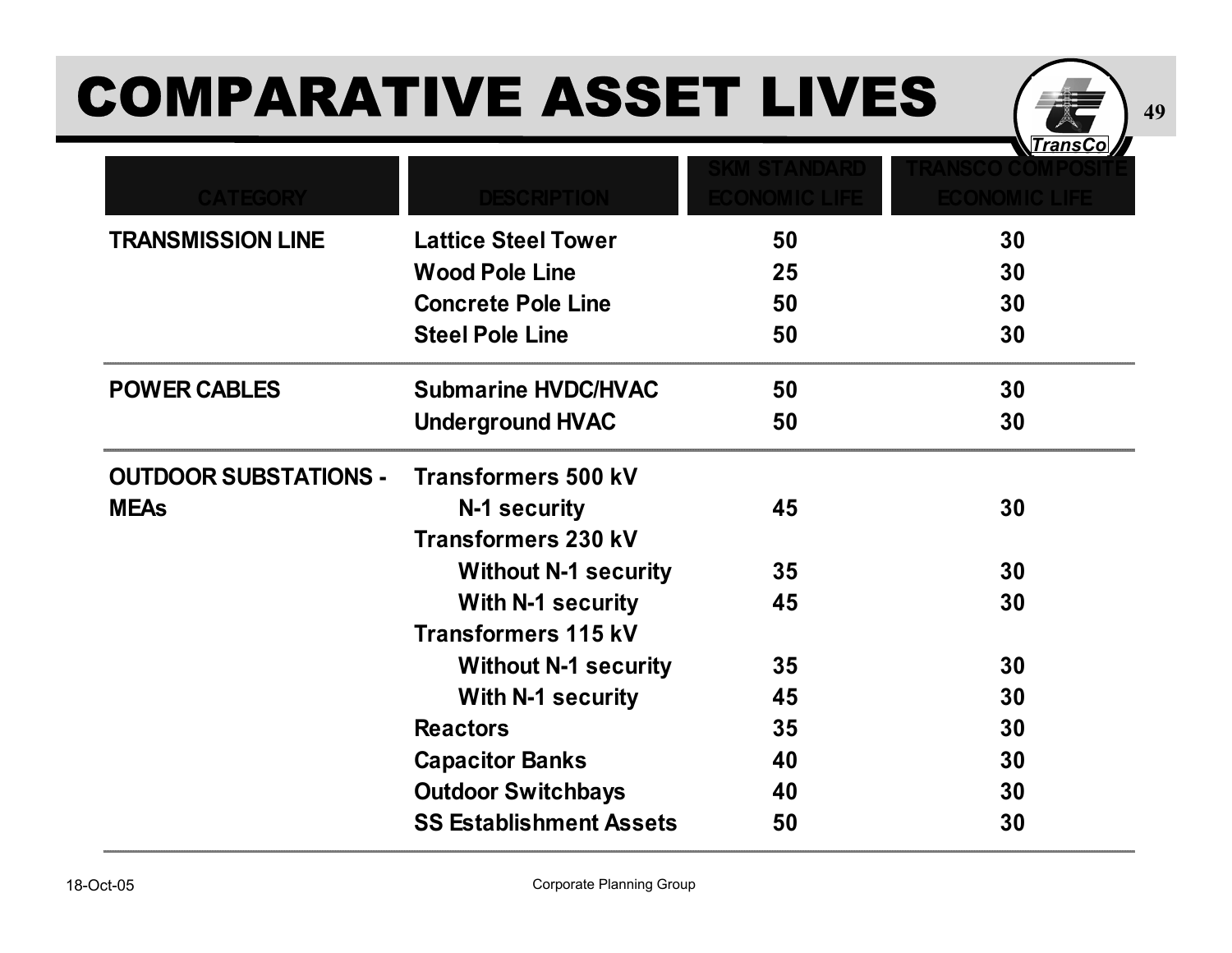# COMPARATIVE ASSET LIVES

| CATEGORY | DESCRIPTION | SKM STANDARD ECONOMIC LIFE | TRANSCO COMPOSITE ECONOMIC LIFE |
|---|---|---|---|
| **TRANSMISSION LINE** | **Lattice Steel Tower** | **50** | **30** |
| | **Wood Pole Line** | **25** | **30** |
| | **Concrete Pole Line** | **50** | **30** |
| | **Steel Pole Line** | **50** | **30** |
| **POWER CABLES** | **Submarine HVDC/HVAC** | **50** | **30** |
| | **Underground HVAC** | **50** | **30** |
| **OUTDOOR SUBSTATIONS - MEAs** | **Transformers 500 kV** | | |
| | **N-1 security** | **45** | **30** |
| | **Transformers 230 kV** | | |
| | **Without N-1 security** | **35** | **30** |
| | **With N-1 security** | **45** | **30** |
| | **Transformers 115 kV** | | |
| | **Without N-1 security** | **35** | **30** |
| | **With N-1 security** | **45** | **30** |
| | **Reactors** | **35** | **30** |
| | **Capacitor Banks** | **40** | **30** |
| | **Outdoor Switchbays** | **40** | **30** |
| | **SS Establishment Assets** | **50** | **30** |

18-Oct-05

Corporate Planning Group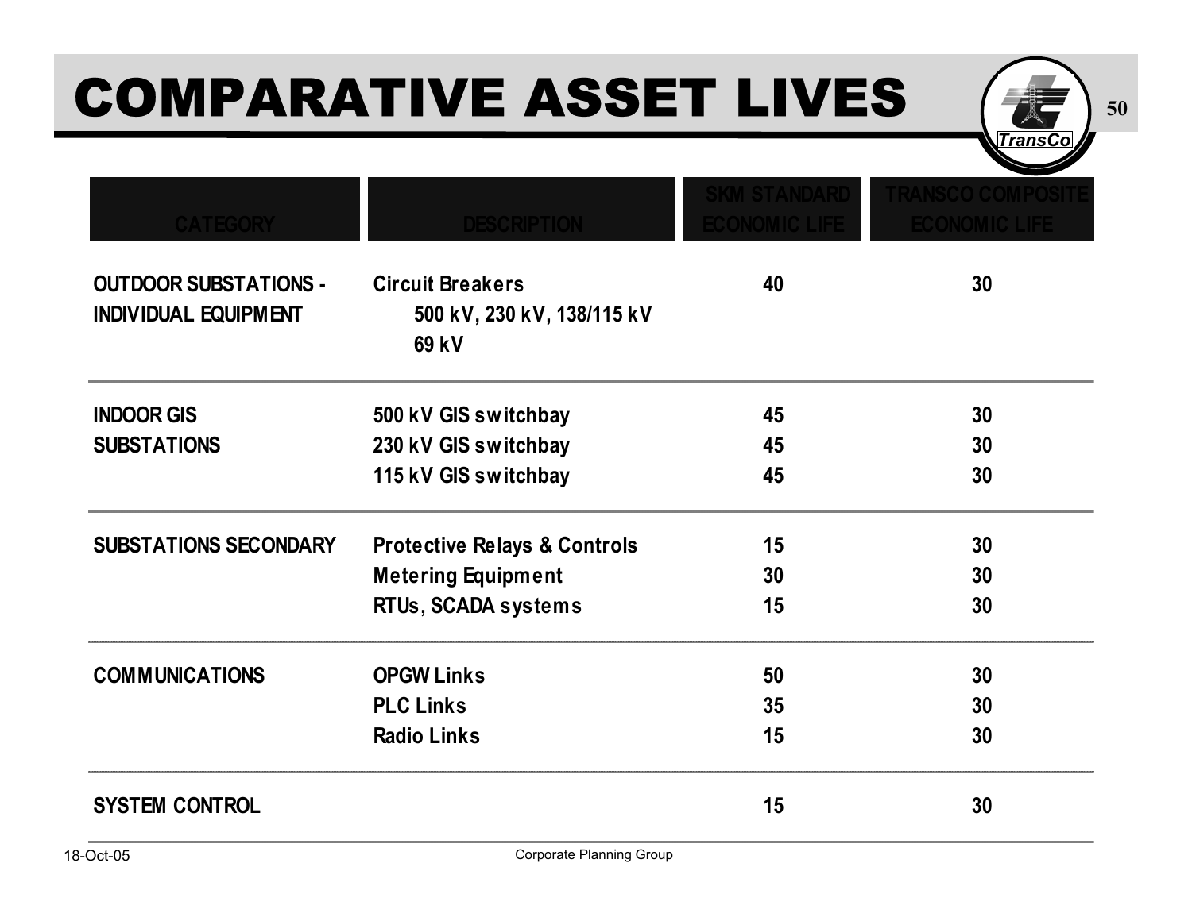# COMPARATIVE ASSET LIVES

| CATEGORY | DESCRIPTION | SKM STANDARD ECONOMIC LIFE | TRANSCO COMPOSITE ECONOMIC LIFE |
|---|---|---|---|
| OUTDOOR SUBSTATIONS - INDIVIDUAL EQUIPMENT | Circuit Breakers<br>500 kV, 230 kV, 138/115 kV<br>69 kV | 40 | 30 |
| INDOOR GIS SUBSTATIONS | 500 kV GIS switchbay | 45 | 30 |
| | 230 kV GIS switchbay | 45 | 30 |
| | 115 kV GIS switchbay | 45 | 30 |
| SUBSTATIONS SECONDARY | Protective Relays & Controls | 15 | 30 |
| | Metering Equipment | 30 | 30 |
| | RTUs, SCADA systems | 15 | 30 |
| COMMUNICATIONS | OPGW Links | 50 | 30 |
| | PLC Links | 35 | 30 |
| | Radio Links | 15 | 30 |
| SYSTEM CONTROL | | 15 | 30 |

18-Oct-05 Corporate Planning Group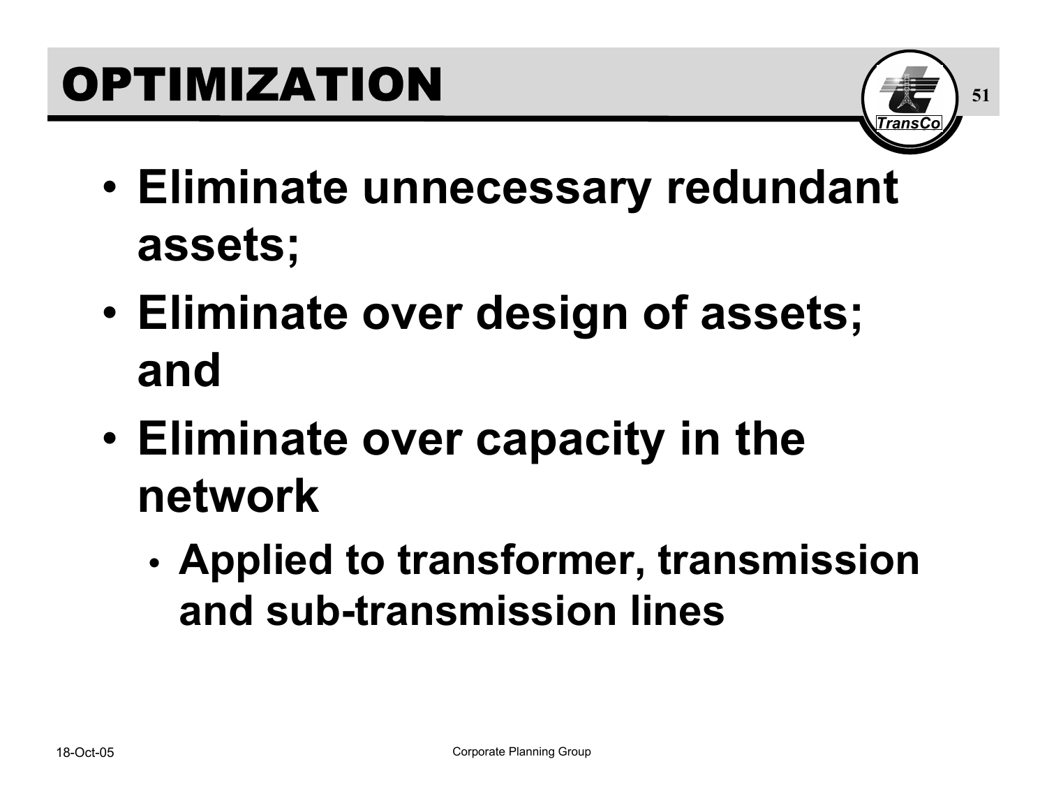# OPTIMIZATION

- **Eliminate unnecessary redundant assets;**
- **Eliminate over design of assets; and**
- **Eliminate over capacity in the network**
  - **Applied to transformer, transmission and sub-transmission lines**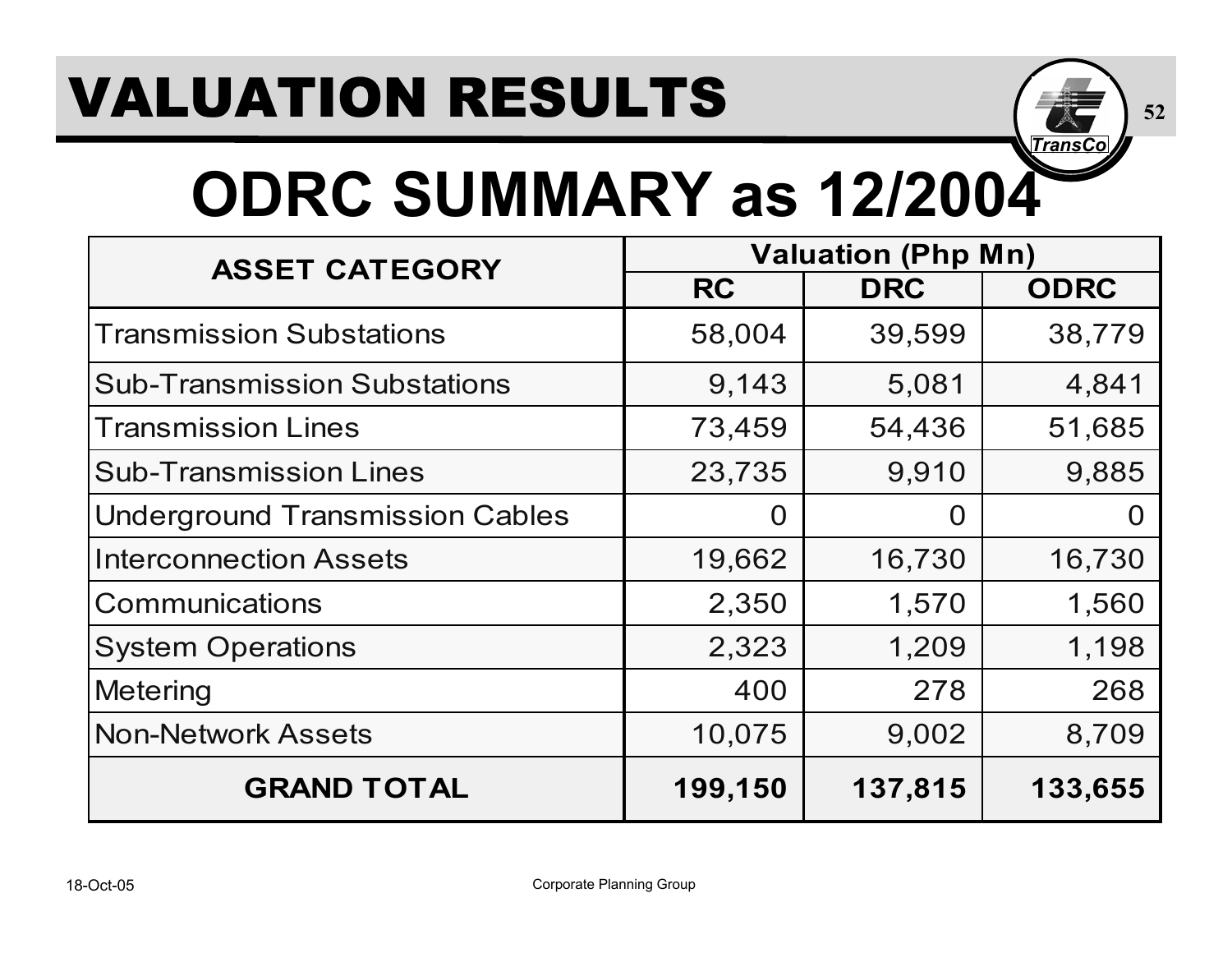# VALUATION RESULTS

## ODRC SUMMARY as 12/2004

| ASSET CATEGORY | Valuation (Php Mn) | | |
|---|---|---|---|
| | RC | DRC | ODRC |
| Transmission Substations | 58,004 | 39,599 | 38,779 |
| Sub-Transmission Substations | 9,143 | 5,081 | 4,841 |
| Transmission Lines | 73,459 | 54,436 | 51,685 |
| Sub-Transmission Lines | 23,735 | 9,910 | 9,885 |
| Underground Transmission Cables | 0 | 0 | 0 |
| Interconnection Assets | 19,662 | 16,730 | 16,730 |
| Communications | 2,350 | 1,570 | 1,560 |
| System Operations | 2,323 | 1,209 | 1,198 |
| Metering | 400 | 278 | 268 |
| Non-Network Assets | 10,075 | 9,002 | 8,709 |
| **GRAND TOTAL** | **199,150** | **137,815** | **133,655** |

18-Oct-05 Corporate Planning Group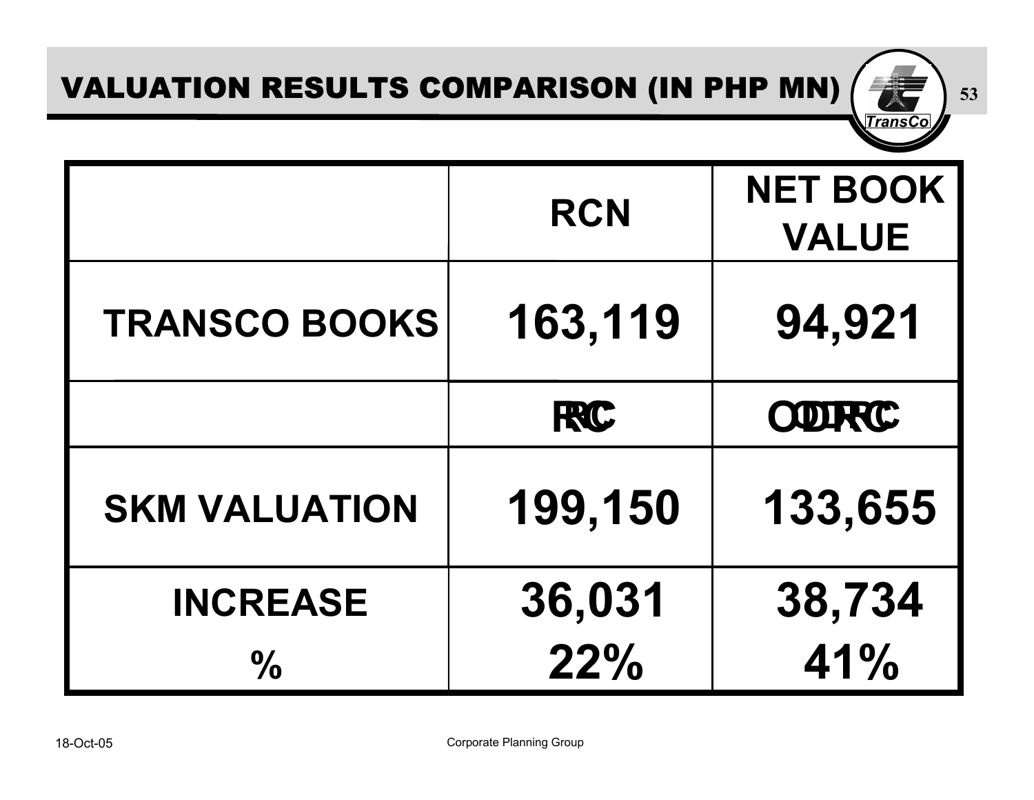# VALUATION RESULTS COMPARISON (IN PHP MN)

| | RCN | NET BOOK VALUE |
|---|---|---|
| TRANSCO BOOKS | 163,119 | 94,921 |
| | RC | ODRC |
| SKM VALUATION | 199,150 | 133,655 |
| INCREASE<br>% | 36,031<br>22% | 38,734<br>41% |

18-Oct-05

Corporate Planning Group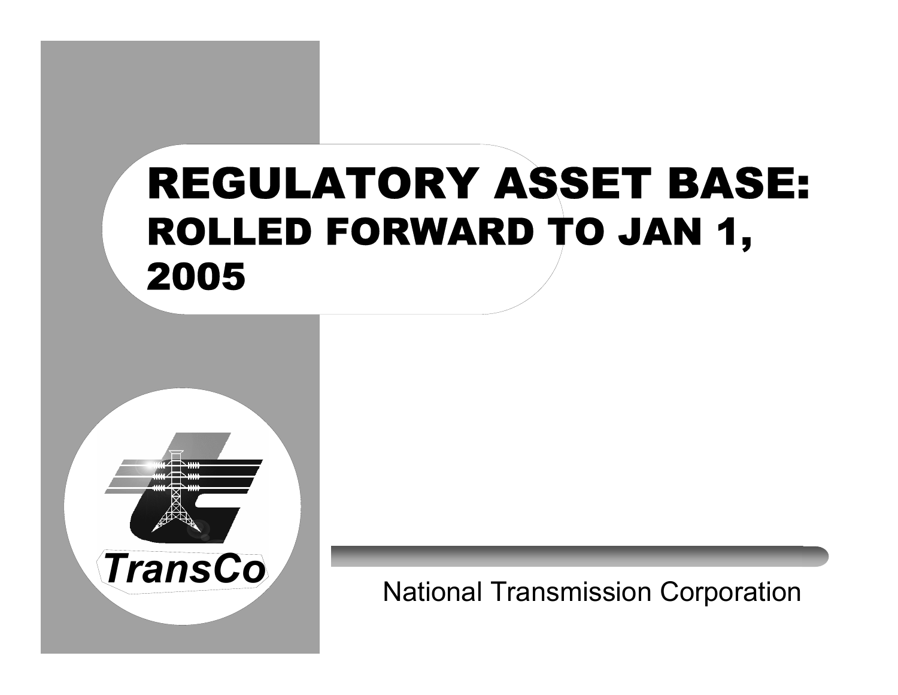# REGULATORY ASSET BASE:

## ROLLED FORWARD TO JAN 1, 2005

TransCo

National Transmission Corporation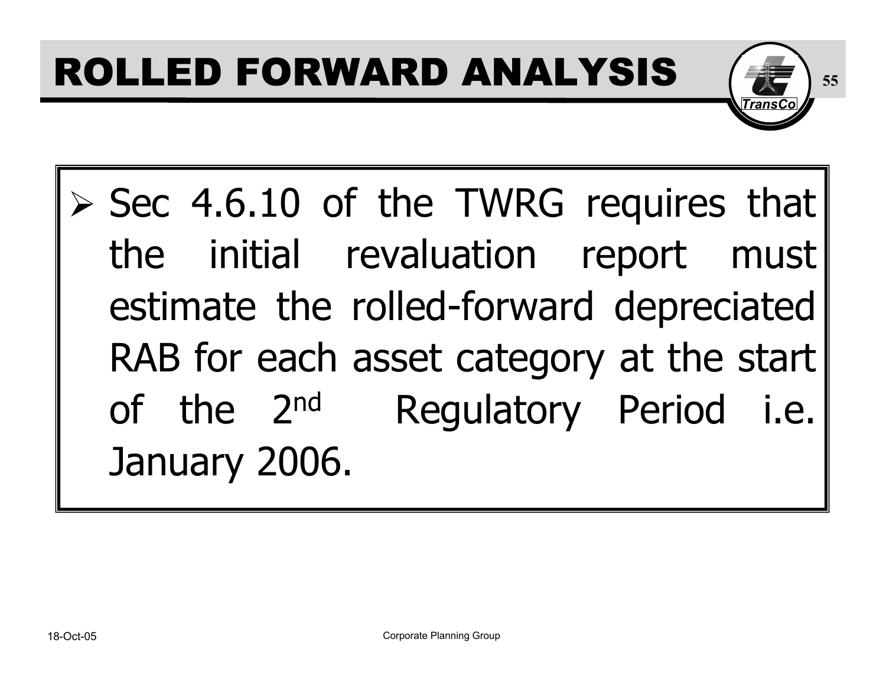# ROLLED FORWARD ANALYSIS

- Sec 4.6.10 of the TWRG requires that the initial revaluation report must estimate the rolled-forward depreciated RAB for each asset category at the start of the 2nd Regulatory Period i.e. January 2006.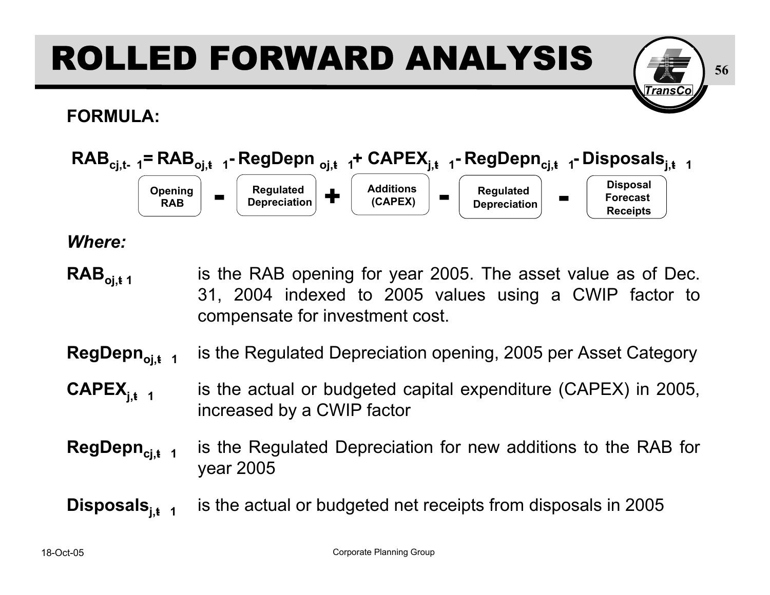# ROLLED FORWARD ANALYSIS

**FORMULA:**

$$RAB_{cj,t-1} = RAB_{oj,t-1} - RegDepn_{oj,t-1} + CAPEX_{j,t-1} - RegDepn_{cj,t-1} - Disposals_{j,t-1}$$

Opening RAB **-** Regulated Depreciation **+** Additions (CAPEX) **-** Regulated Depreciation **-** Disposal Forecast Receipts

***Where:***

**$RAB_{oj,t-1}$** is the RAB opening for year 2005. The asset value as of Dec. 31, 2004 indexed to 2005 values using a CWIP factor to compensate for investment cost.

**$RegDepn_{oj,t-1}$** is the Regulated Depreciation opening, 2005 per Asset Category

**$CAPEX_{j,t-1}$** is the actual or budgeted capital expenditure (CAPEX) in 2005, increased by a CWIP factor

**$RegDepn_{cj,t-1}$** is the Regulated Depreciation for new additions to the RAB for year 2005

**$Disposals_{j,t-1}$** is the actual or budgeted net receipts from disposals in 2005

18-Oct-05

Corporate Planning Group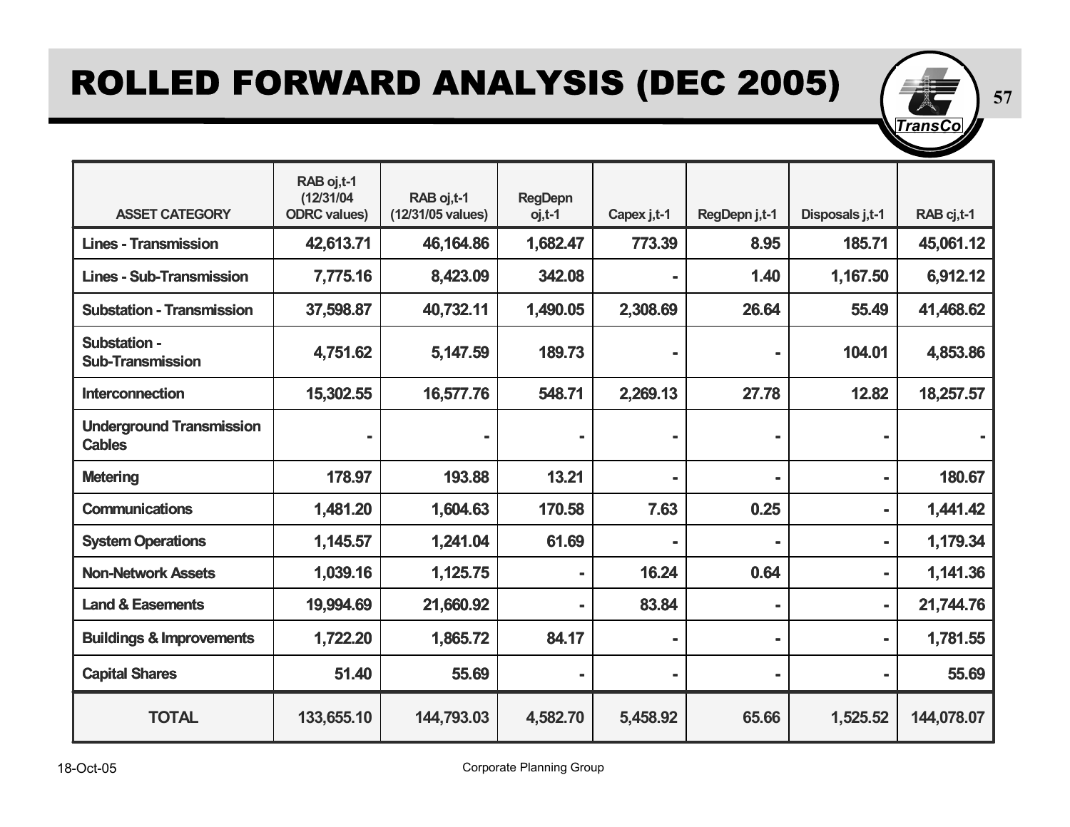# ROLLED FORWARD ANALYSIS (DEC 2005)

| ASSET CATEGORY | RAB oj,t-1 (12/31/04 ODRC values) | RAB oj,t-1 (12/31/05 values) | RegDepn oj,t-1 | Capex j,t-1 | RegDepn j,t-1 | Disposals j,t-1 | RAB cj,t-1 |
|---|---|---|---|---|---|---|---|
| **Lines - Transmission** | **42,613.71** | **46,164.86** | **1,682.47** | **773.39** | **8.95** | **185.71** | **45,061.12** |
| **Lines - Sub-Transmission** | **7,775.16** | **8,423.09** | **342.08** | **-** | **1.40** | **1,167.50** | **6,912.12** |
| **Substation - Transmission** | **37,598.87** | **40,732.11** | **1,490.05** | **2,308.69** | **26.64** | **55.49** | **41,468.62** |
| **Substation - Sub-Transmission** | **4,751.62** | **5,147.59** | **189.73** | **-** | **-** | **104.01** | **4,853.86** |
| **Interconnection** | **15,302.55** | **16,577.76** | **548.71** | **2,269.13** | **27.78** | **12.82** | **18,257.57** |
| **Underground Transmission Cables** | **-** | **-** | **-** | **-** | **-** | **-** | **-** |
| **Metering** | **178.97** | **193.88** | **13.21** | **-** | **-** | **-** | **180.67** |
| **Communications** | **1,481.20** | **1,604.63** | **170.58** | **7.63** | **0.25** | **-** | **1,441.42** |
| **System Operations** | **1,145.57** | **1,241.04** | **61.69** | **-** | **-** | **-** | **1,179.34** |
| **Non-Network Assets** | **1,039.16** | **1,125.75** | **-** | **16.24** | **0.64** | **-** | **1,141.36** |
| **Land & Easements** | **19,994.69** | **21,660.92** | **-** | **83.84** | **-** | **-** | **21,744.76** |
| **Buildings & Improvements** | **1,722.20** | **1,865.72** | **84.17** | **-** | **-** | **-** | **1,781.55** |
| **Capital Shares** | **51.40** | **55.69** | **-** | **-** | **-** | **-** | **55.69** |
| **TOTAL** | **133,655.10** | **144,793.03** | **4,582.70** | **5,458.92** | **65.66** | **1,525.52** | **144,078.07** |

18-Oct-05 Corporate Planning Group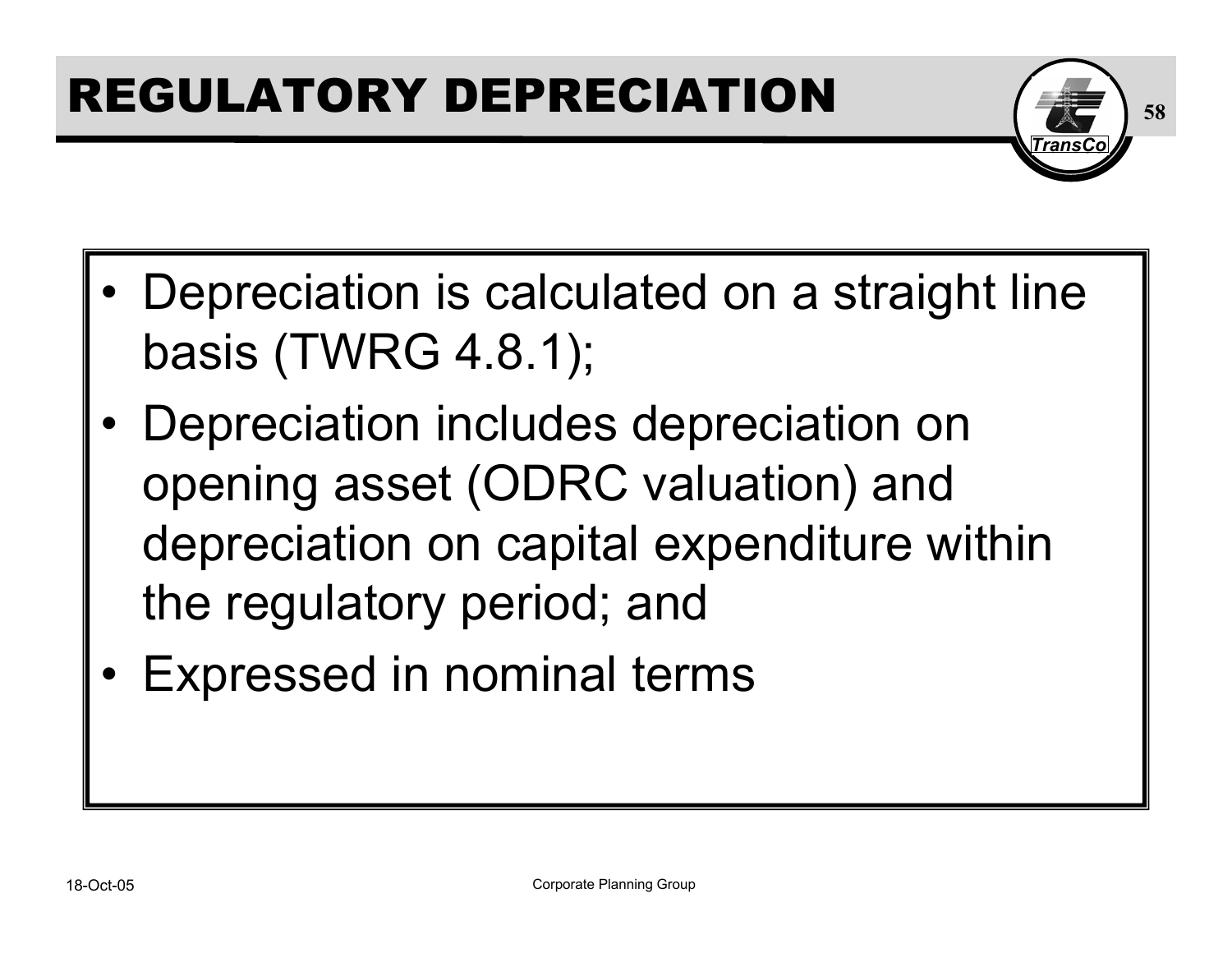# REGULATORY DEPRECIATION

- Depreciation is calculated on a straight line basis (TWRG 4.8.1);
- Depreciation includes depreciation on opening asset (ODRC valuation) and depreciation on capital expenditure within the regulatory period; and
- Expressed in nominal terms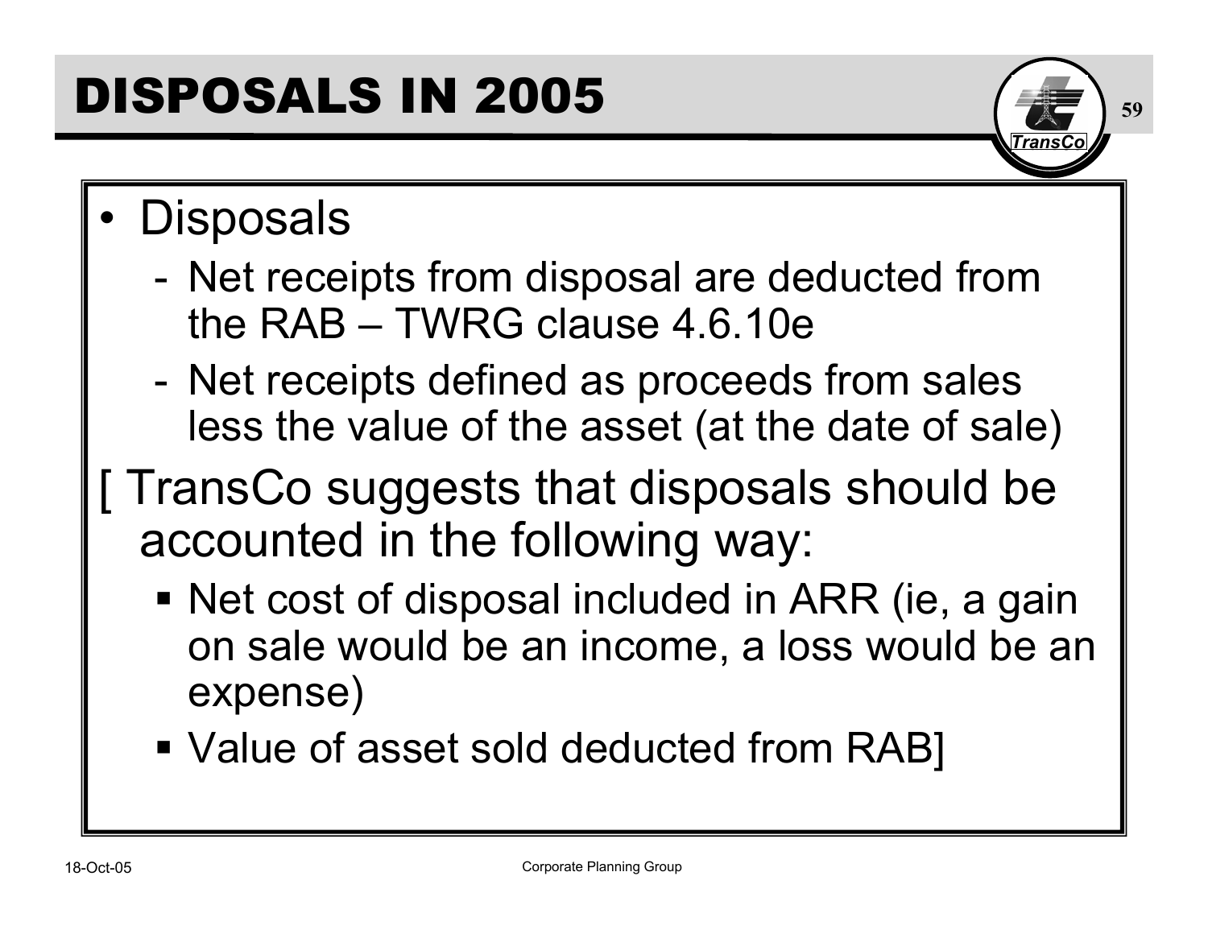# DISPOSALS IN 2005

- Disposals
  - Net receipts from disposal are deducted from the RAB – TWRG clause 4.6.10e
  - Net receipts defined as proceeds from sales less the value of the asset (at the date of sale)

[ TransCo suggests that disposals should be accounted in the following way:

  - Net cost of disposal included in ARR (ie, a gain on sale would be an income, a loss would be an expense)
  - Value of asset sold deducted from RAB]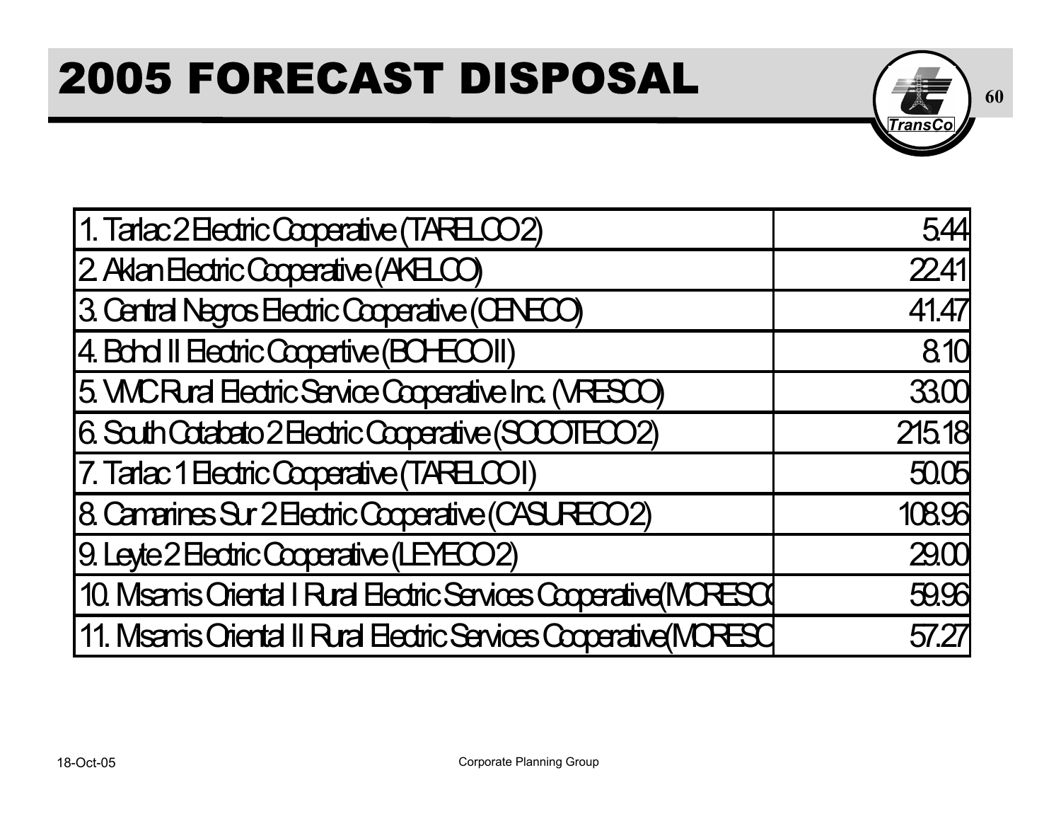# 2005 FORECAST DISPOSAL

| | |
|---|---|
| 1. Tarlac 2 Electric Cooperative (TARELCO 2) | 5.44 |
| 2. Aklan Electric Cooperative (AKELCO) | 22.41 |
| 3. Central Negros Electric Cooperative (CENECO) | 41.47 |
| 4. Bohol II Electric Coopertive (BOHECO II) | 8.10 |
| 5. VMC Rural Electric Service Cooperative Inc. (VRESCO) | 33.00 |
| 6. South Cotabato 2 Electric Cooperative (SOCOTECO 2) | 215.18 |
| 7. Tarlac 1 Electric Cooperative (TARELCO I) | 50.05 |
| 8. Camarines Sur 2 Electric Cooperative (CASURECO 2) | 108.96 |
| 9. Leyte 2 Electric Cooperative (LEYECO 2) | 29.00 |
| 10. Misamis Oriental I Rural Electric Services Cooperative(MORESC | 59.96 |
| 11. Misamis Oriental II Rural Electric Services Cooperative(MORESC | 57.27 |

18-Oct-05 Corporate Planning Group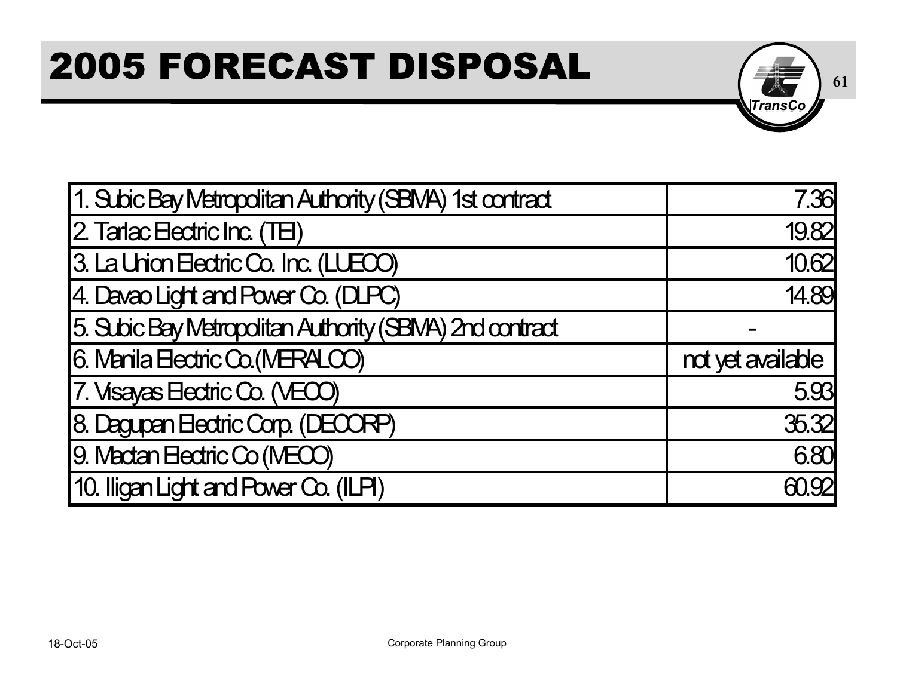# 2005 FORECAST DISPOSAL

| | |
|---|---|
| 1. Subic Bay Metropolitan Authority (SBMA) 1st contract | 7.36 |
| 2. Tarlac Electric Inc. (TEI) | 19.82 |
| 3. La Union Electric Co. Inc. (LUECO) | 10.62 |
| 4. Davao Light and Power Co. (DLPC) | 14.89 |
| 5. Subic Bay Metropolitan Authority (SBMA) 2nd contract | - |
| 6. Manila Electric Co.(MERALCO) | not yet available |
| 7. Visayas Electric Co. (VECO) | 5.93 |
| 8. Dagupan Electric Corp. (DECORP) | 35.32 |
| 9. Mactan Electric Co (MECO) | 6.80 |
| 10. Iligan Light and Power Co. (ILPI) | 60.92 |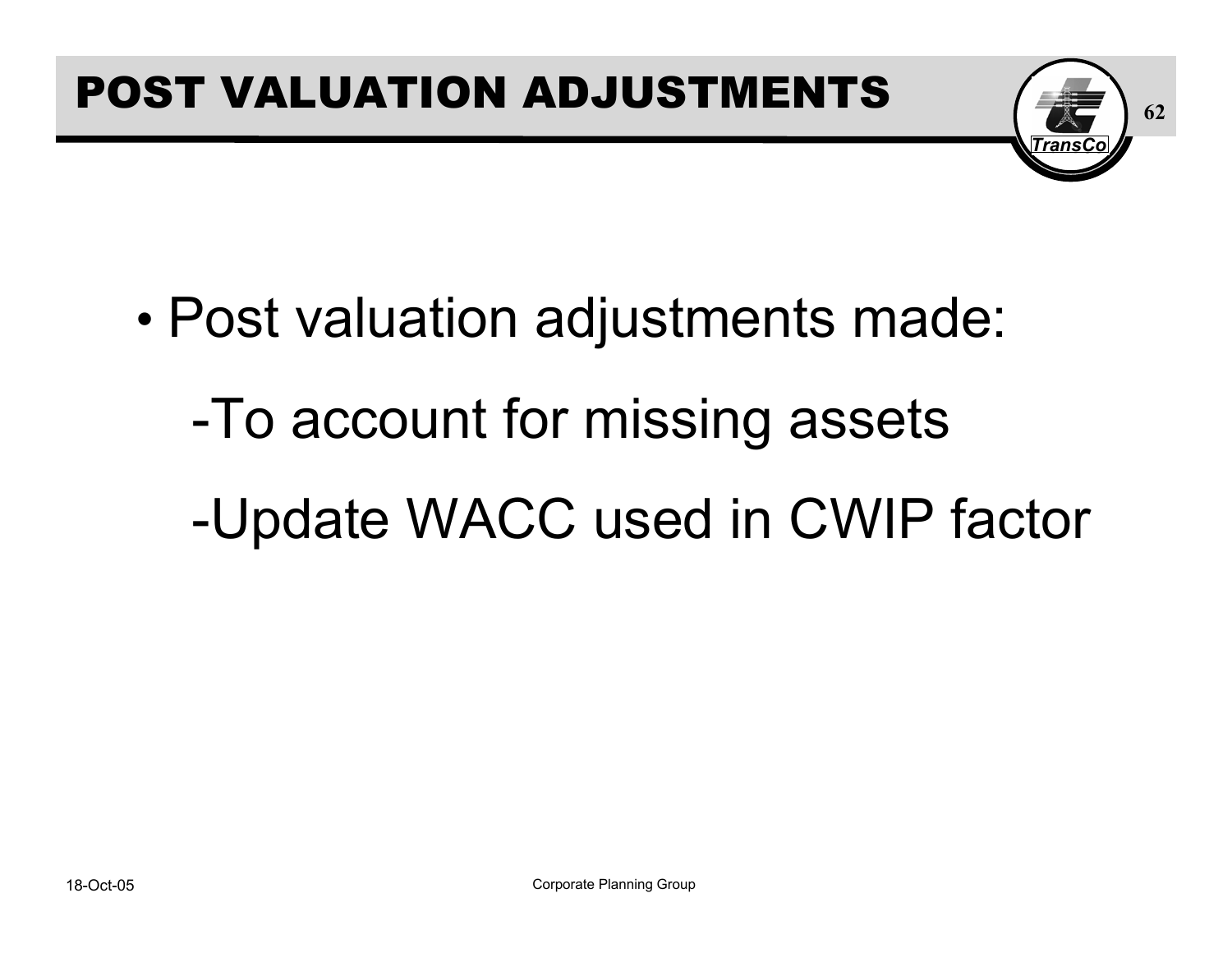# POST VALUATION ADJUSTMENTS

- Post valuation adjustments made:
  - -To account for missing assets
  - -Update WACC used in CWIP factor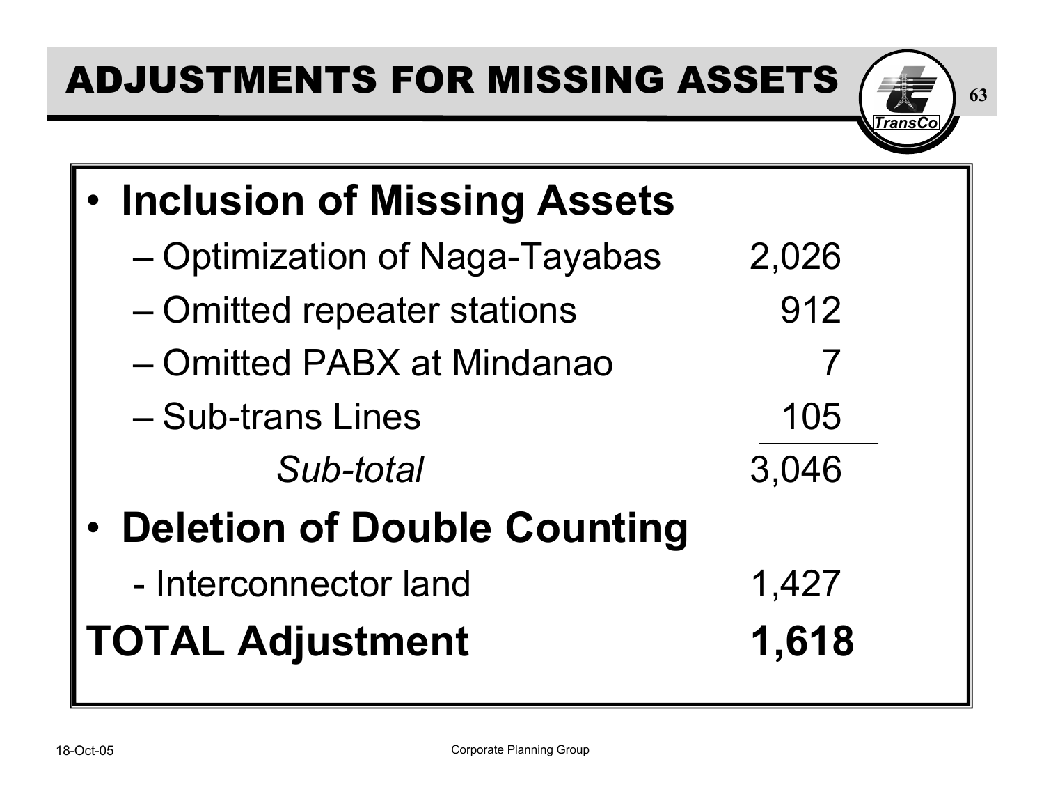# ADJUSTMENTS FOR MISSING ASSETS

- **Inclusion of Missing Assets**

| | |
|---|---|
| – Optimization of Naga-Tayabas | 2,026 |
| – Omitted repeater stations | 912 |
| – Omitted PABX at Mindanao | 7 |
| – Sub-trans Lines | 105 |
| *Sub-total* | 3,046 |

- **Deletion of Double Counting**

| | |
|---|---|
| - Interconnector land | 1,427 |
| **TOTAL Adjustment** | **1,618** |

18-Oct-05 Corporate Planning Group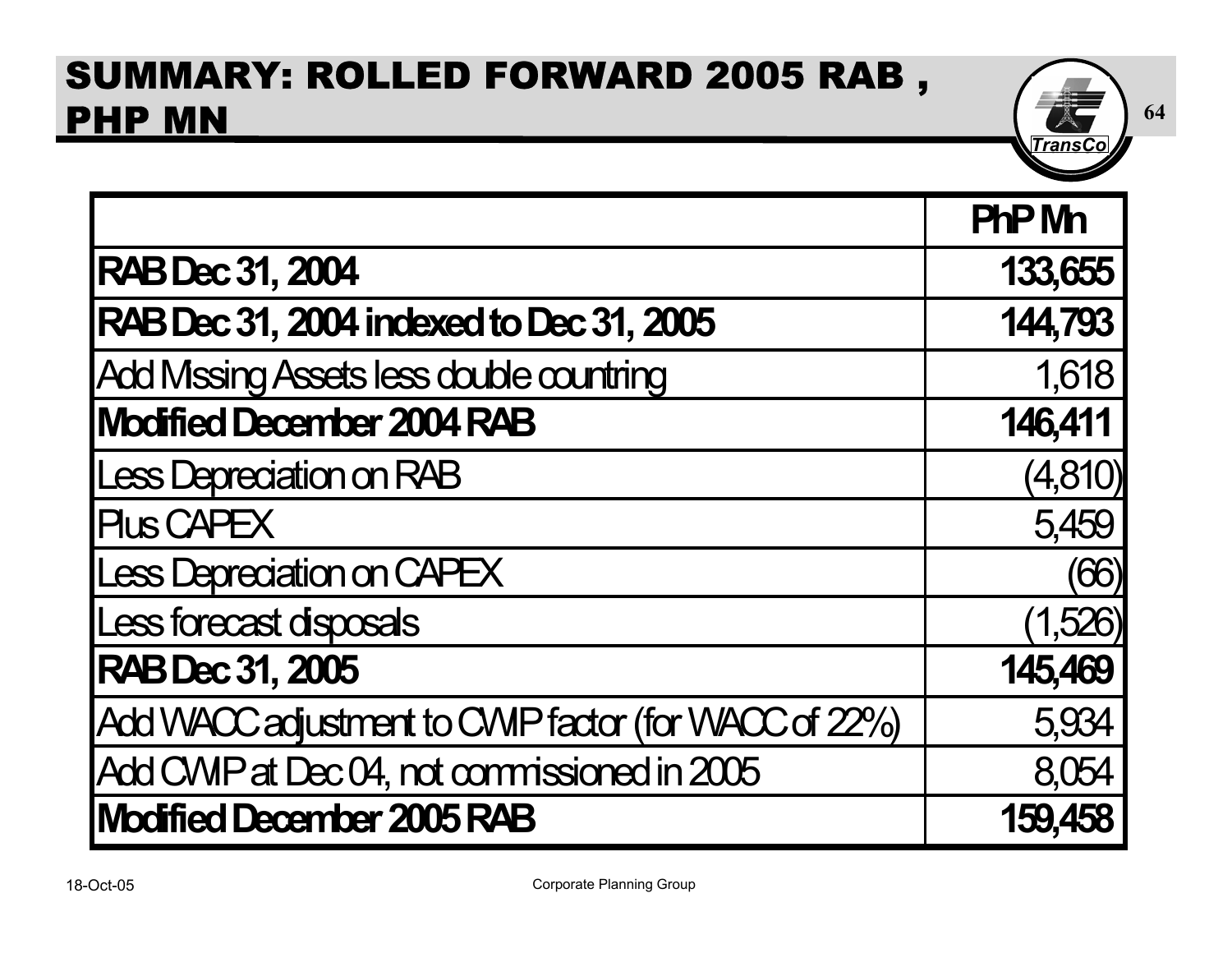# SUMMARY: ROLLED FORWARD 2005 RAB , PHP MN

| | PhP Mn |
|---|---:|
| **RAB Dec 31, 2004** | **133,655** |
| **RAB Dec 31, 2004 indexed to Dec 31, 2005** | **144,793** |
| Add Missing Assets less double countring | 1,618 |
| **Modified December 2004 RAB** | **146,411** |
| Less Depreciation on RAB | (4,810) |
| Plus CAPEX | 5,459 |
| Less Depreciation on CAPEX | (66) |
| Less forecast disposals | (1,526) |
| **RAB Dec 31, 2005** | **145,469** |
| Add WACC adjustment to CWIP factor (for WACC of 22%) | 5,934 |
| Add CWIP at Dec 04, not commissioned in 2005 | 8,054 |
| **Modified December 2005 RAB** | **159,458** |

18-Oct-05

Corporate Planning Group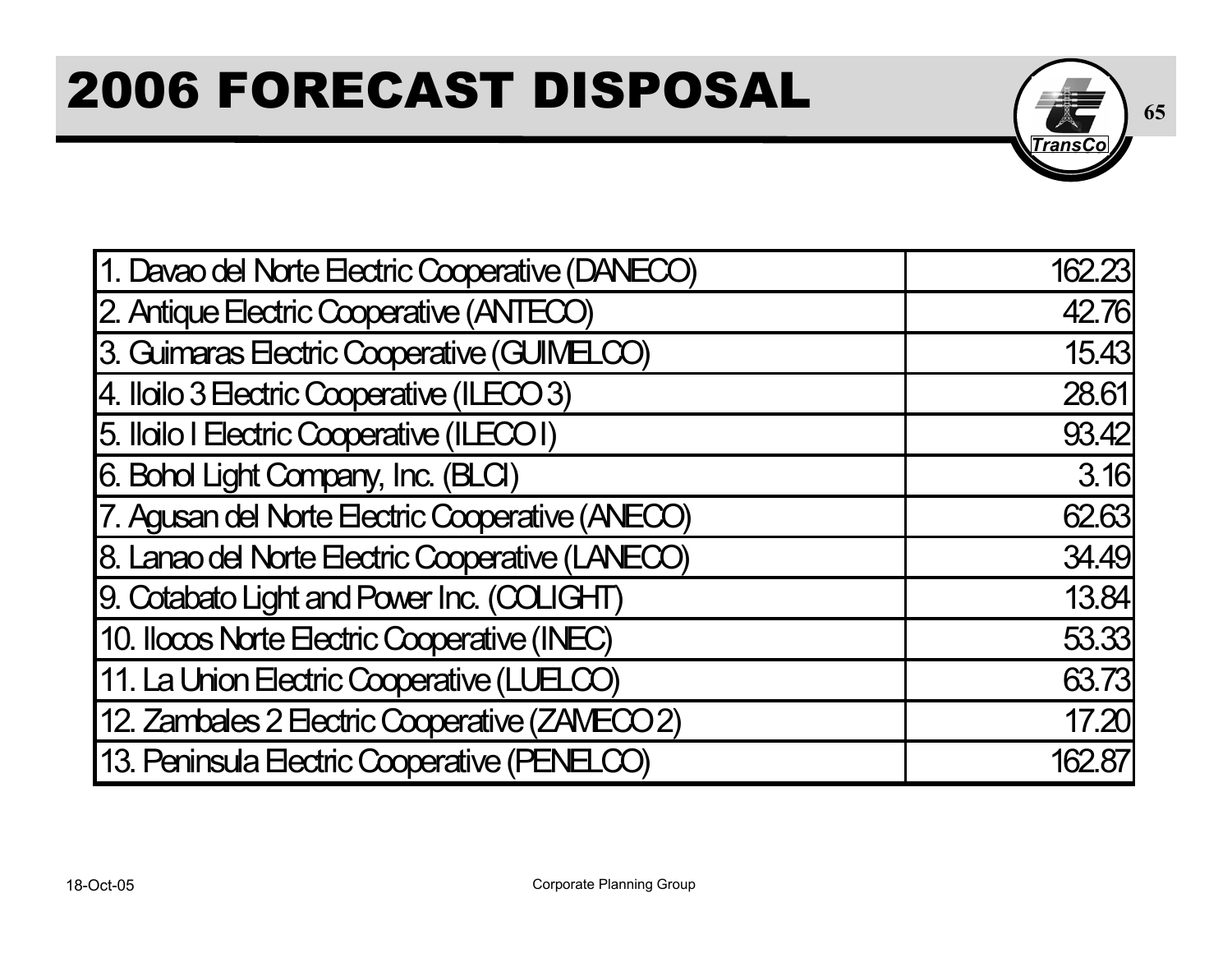# 2006 FORECAST DISPOSAL

| | |
|---|---:|
| 1. Davao del Norte Electric Cooperative (DANECO) | 162.23 |
| 2. Antique Electric Cooperative (ANTECO) | 42.76 |
| 3. Guimaras Electric Cooperative (GUIMELCO) | 15.43 |
| 4. Iloilo 3 Electric Cooperative (ILECO 3) | 28.61 |
| 5. Iloilo I Electric Cooperative (ILECO I) | 93.42 |
| 6. Bohol Light Company, Inc. (BLCI) | 3.16 |
| 7. Agusan del Norte Electric Cooperative (ANECO) | 62.63 |
| 8. Lanao del Norte Electric Cooperative (LANECO) | 34.49 |
| 9. Cotabato Light and Power Inc. (COLIGHT) | 13.84 |
| 10. Ilocos Norte Electric Cooperative (INEC) | 53.33 |
| 11. La Union Electric Cooperative (LUELCO) | 63.73 |
| 12. Zambales 2 Electric Cooperative (ZAMECO 2) | 17.20 |
| 13. Peninsula Electric Cooperative (PENELCO) | 162.87 |

18-Oct-05 Corporate Planning Group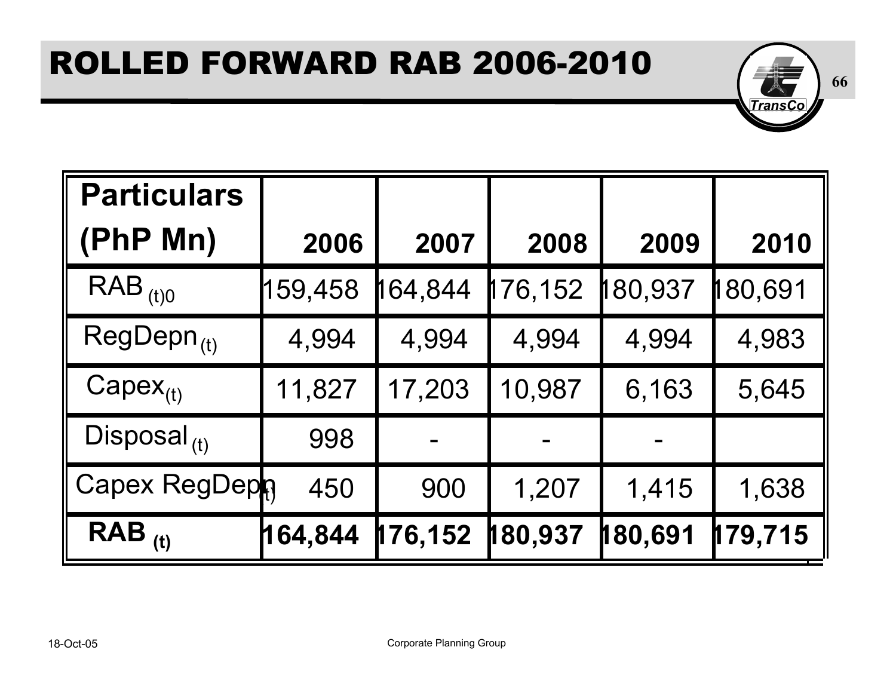# ROLLED FORWARD RAB 2006-2010

| Particulars (PhP Mn) | 2006 | 2007 | 2008 | 2009 | 2010 |
|---|---|---|---|---|---|
| $RAB_{(t)0}$ | 159,458 | 164,844 | 176,152 | 180,937 | 180,691 |
| $RegDepn_{(t)}$ | 4,994 | 4,994 | 4,994 | 4,994 | 4,983 |
| $Capex_{(t)}$ | 11,827 | 17,203 | 10,987 | 6,163 | 5,645 |
| $Disposal_{(t)}$ | 998 | - | - | - | |
| Capex $RegDepn_{(t)}$ | 450 | 900 | 1,207 | 1,415 | 1,638 |
| **$RAB_{(t)}$** | **164,844** | **176,152** | **180,937** | **180,691** | **179,715** |

18-Oct-05 Corporate Planning Group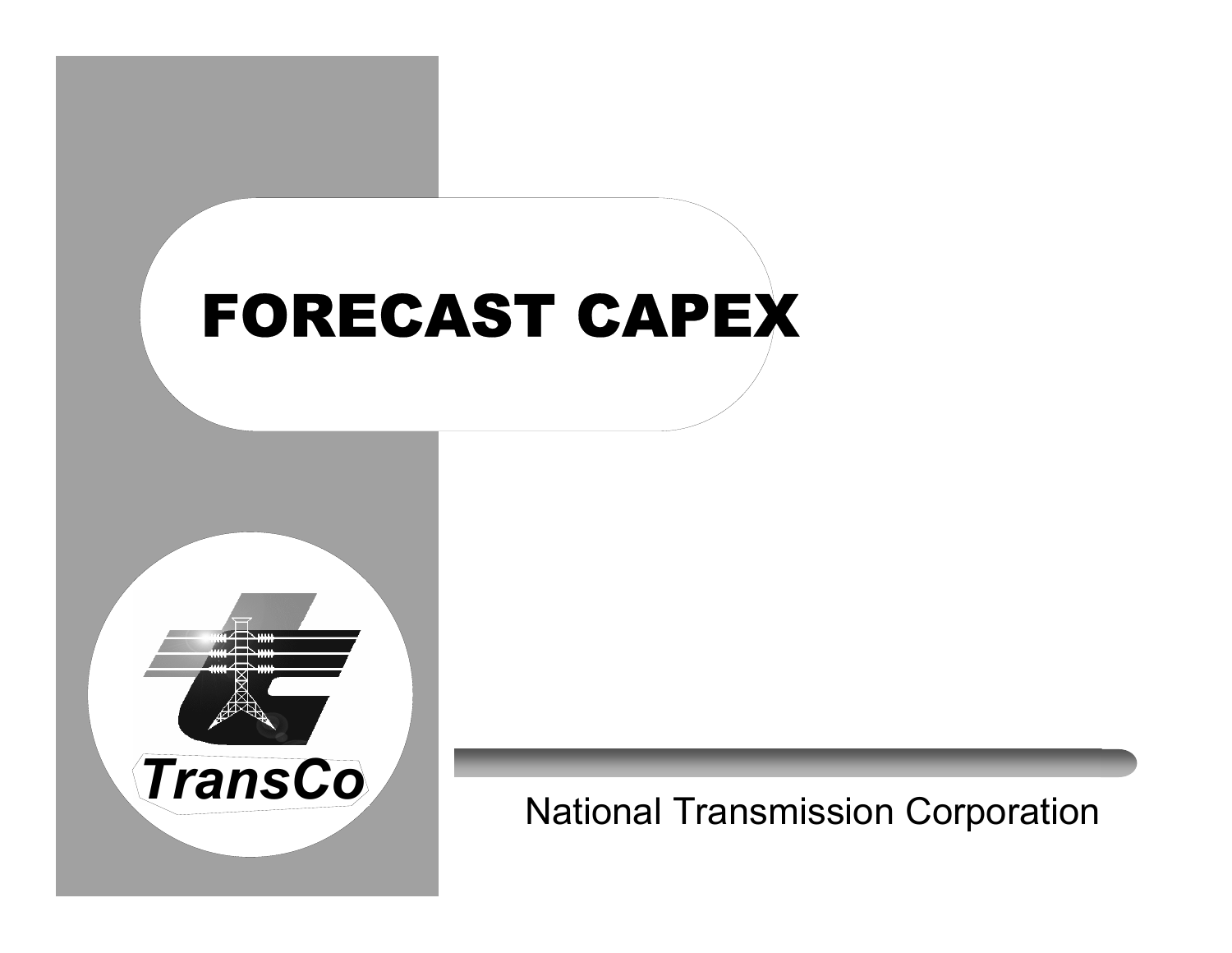# FORECAST CAPEX

TransCo

National Transmission Corporation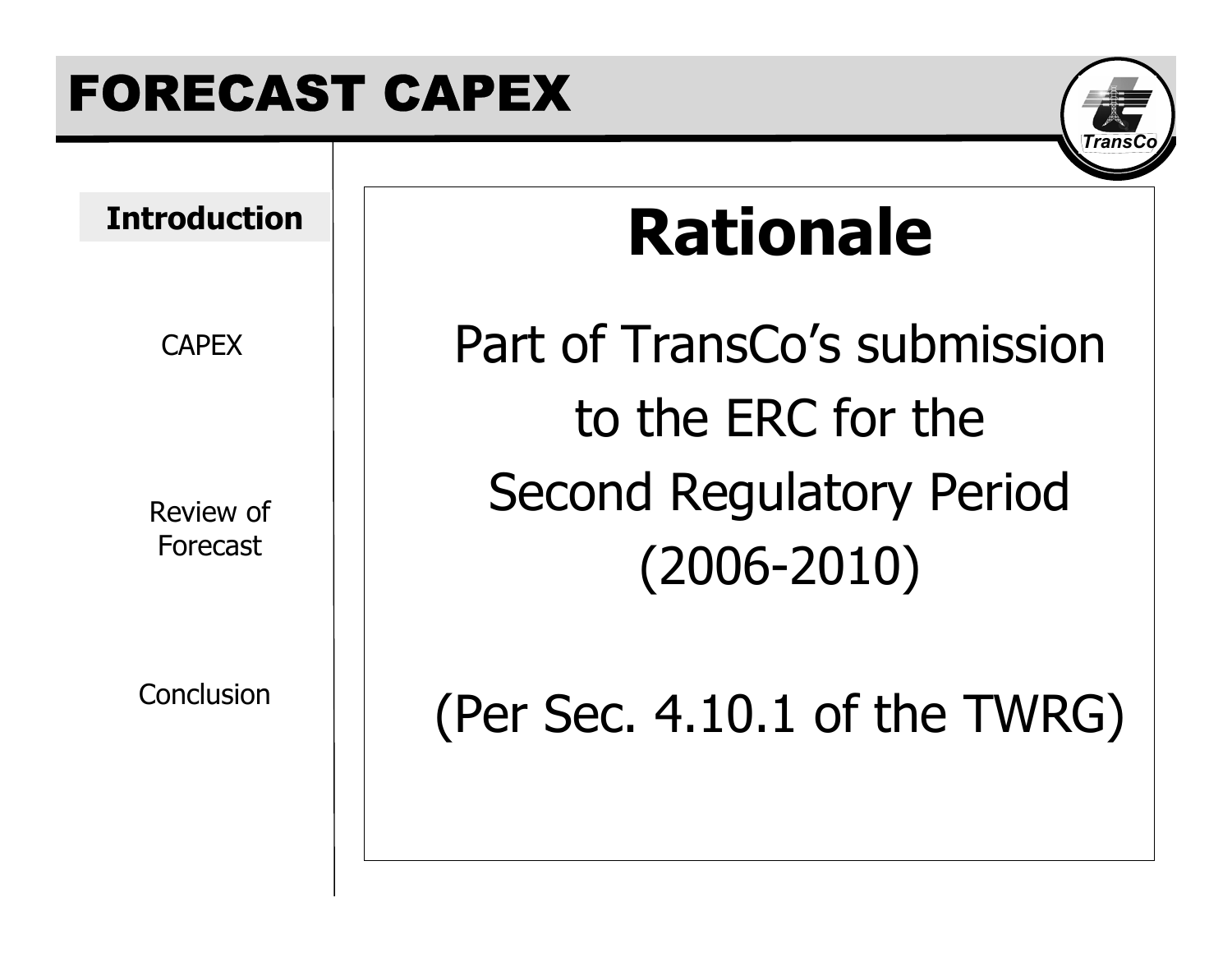# FORECAST CAPEX

**Introduction**

CAPEX

Review of Forecast

Conclusion

## Rationale

Part of TransCo's submission to the ERC for the Second Regulatory Period (2006-2010)

(Per Sec. 4.10.1 of the TWRG)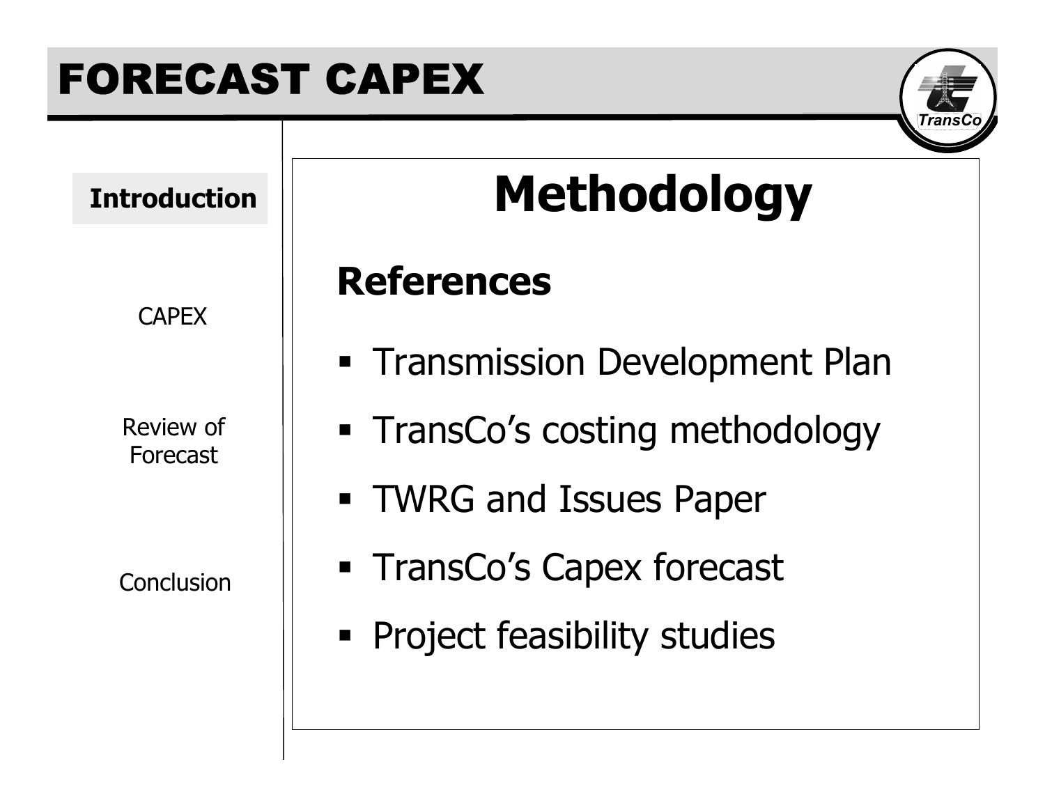# FORECAST CAPEX

**Introduction**

CAPEX

Review of Forecast

Conclusion

## Methodology

### References

- Transmission Development Plan
- TransCo's costing methodology
- TWRG and Issues Paper
- TransCo's Capex forecast
- Project feasibility studies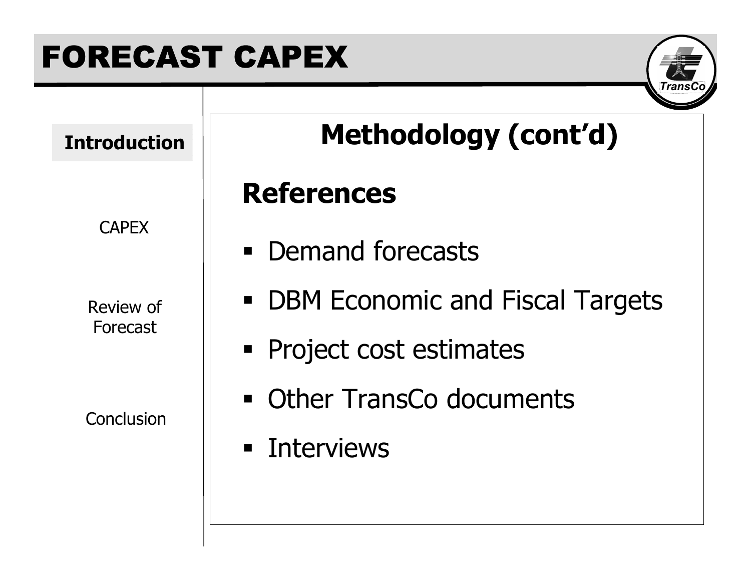# FORECAST CAPEX

**Introduction**

CAPEX

Review of Forecast

Conclusion

## Methodology (cont'd)

### References

- Demand forecasts
- DBM Economic and Fiscal Targets
- Project cost estimates
- Other TransCo documents
- Interviews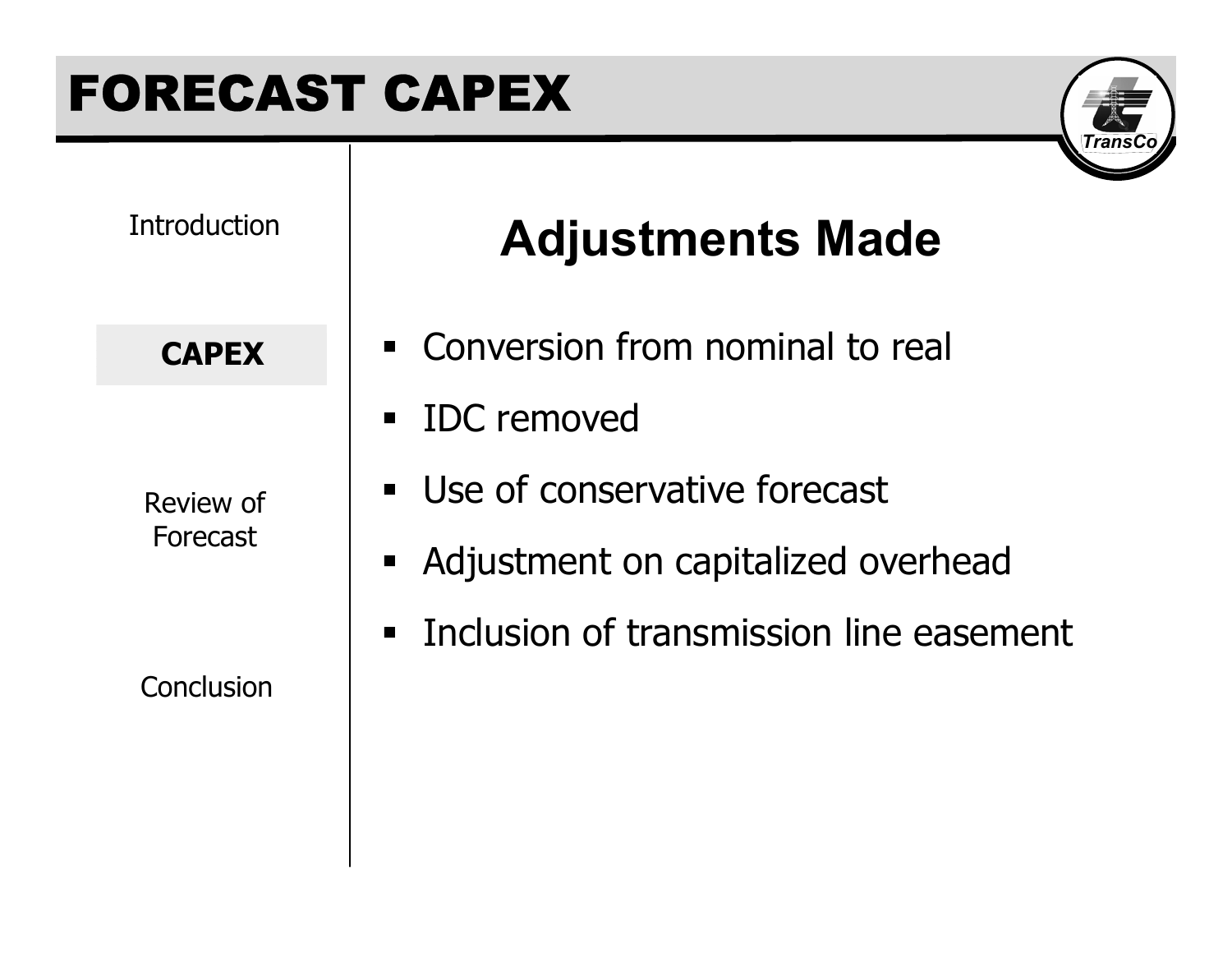# FORECAST CAPEX

Introduction

**CAPEX**

Review of Forecast

Conclusion

## Adjustments Made

- Conversion from nominal to real
- IDC removed
- Use of conservative forecast
- Adjustment on capitalized overhead
- Inclusion of transmission line easement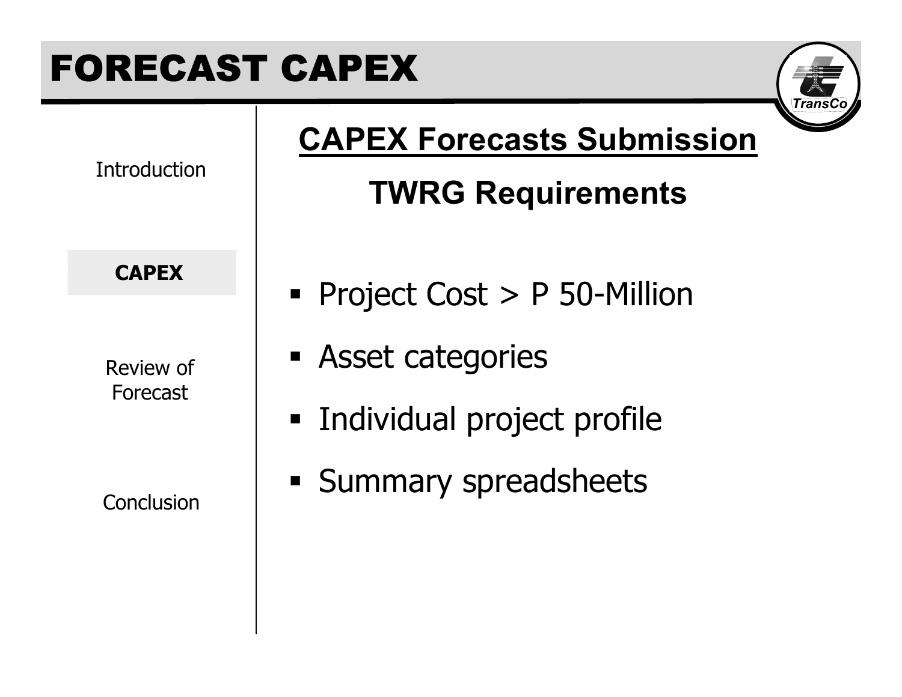# FORECAST CAPEX

Introduction

**CAPEX**

Review of Forecast

Conclusion

## CAPEX Forecasts Submission

### TWRG Requirements

- Project Cost > P 50-Million
- Asset categories
- Individual project profile
- Summary spreadsheets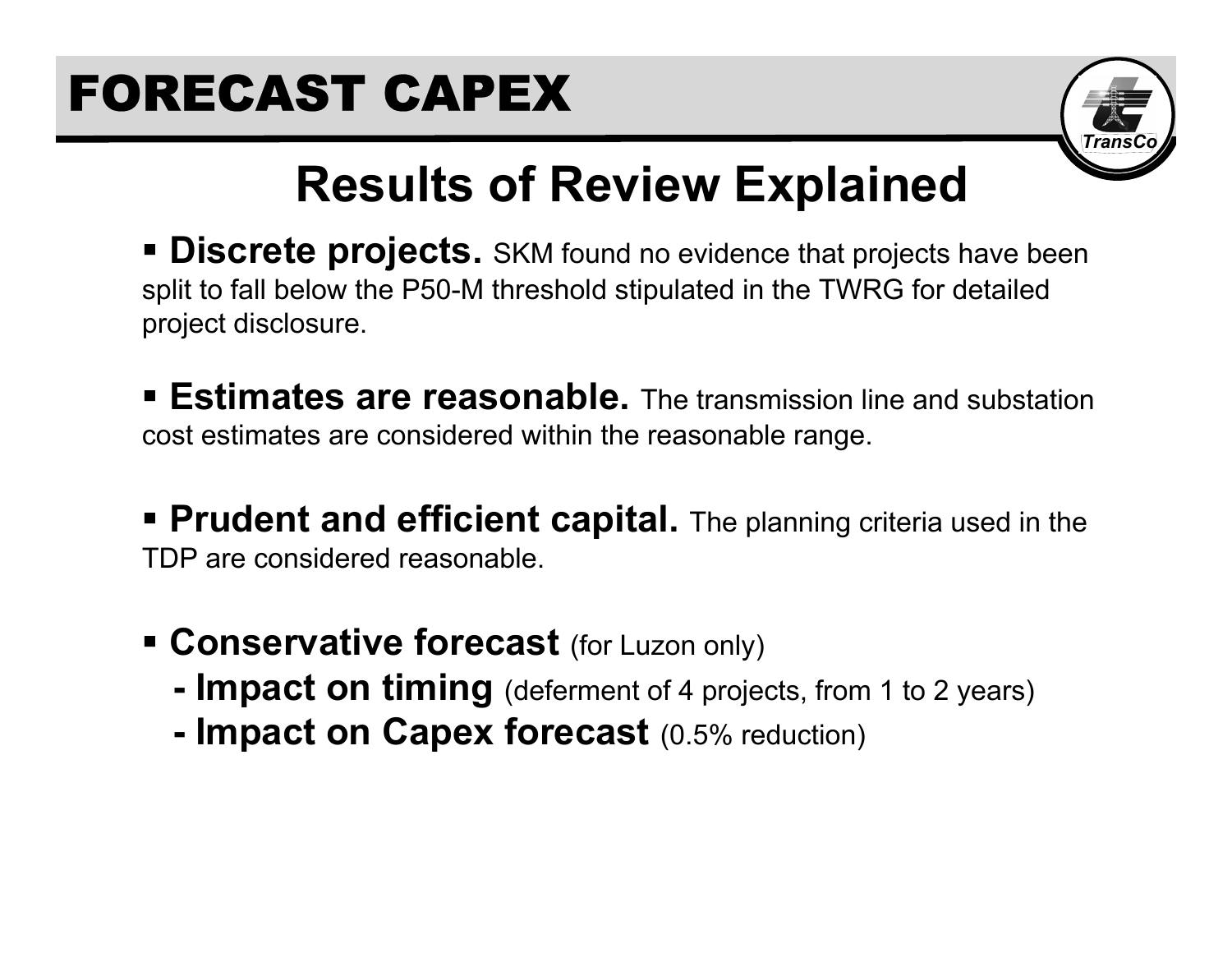# FORECAST CAPEX

## Results of Review Explained

- **Discrete projects.** SKM found no evidence that projects have been split to fall below the P50-M threshold stipulated in the TWRG for detailed project disclosure.

- **Estimates are reasonable.** The transmission line and substation cost estimates are considered within the reasonable range.

- **Prudent and efficient capital.** The planning criteria used in the TDP are considered reasonable.

- **Conservative forecast** (for Luzon only)
  - **- Impact on timing** (deferment of 4 projects, from 1 to 2 years)
  - **- Impact on Capex forecast** (0.5% reduction)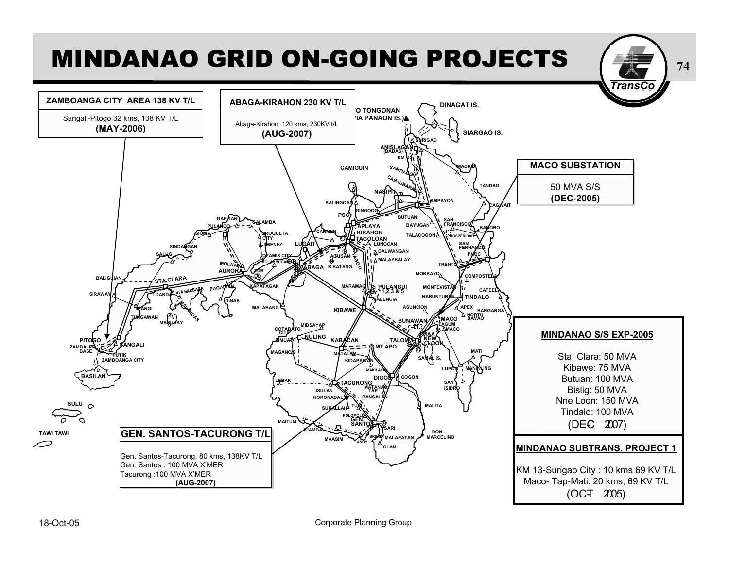# MINDANAO GRID ON-GOING PROJECTS

**ZAMBOANGA CITY AREA 138 KV T/L**

Sangali-Pitogo 32 kms, 138 KV T/L
**(MAY-2006)**

**ABAGA-KIRAHON 230 KV T/L**

Abaga-Kirahon, 120 kms, 230KV t/L
**(AUG-2007)**

**MACO SUBSTATION**

50 MVA S/S
**(DEC-2005)**

**MINDANAO S/S EXP-2005**

Sta. Clara: 50 MVA
Kibawe: 75 MVA
Butuan: 100 MVA
Bislig: 50 MVA
Nne Loon: 150 MVA
Tindalo: 100 MVA
(DEC 2007)

**MINDANAO SUBTRANS. PROJECT 1**

KM 13-Surigao City : 10 kms 69 KV T/L
Maco- Tap-Mati: 20 kms, 69 KV T/L
(OCT 2005)

**GEN. SANTOS-TACURONG T/L**

Gen. Santos-Tacurong, 80 kms, 138KV T/L
Gen. Santos : 100 MVA X'MER
Tacurong :100 MVA X'MER
**(AUG-2007)**

18-Oct-05 Corporate Planning Group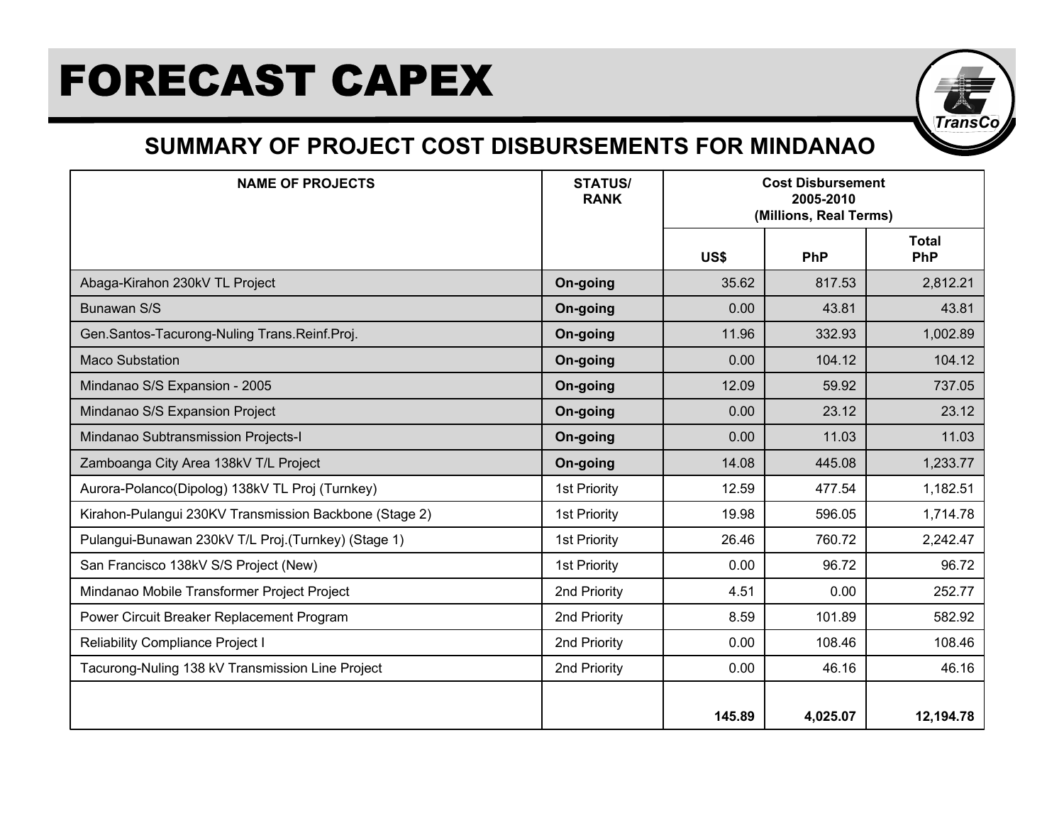# FORECAST CAPEX

## SUMMARY OF PROJECT COST DISBURSEMENTS FOR MINDANAO

| NAME OF PROJECTS | STATUS/ RANK | Cost Disbursement 2005-2010 (Millions, Real Terms) | | |
|---|---|---|---|---|
| | | US$ | PhP | Total PhP |
| Abaga-Kirahon 230kV TL Project | **On-going** | 35.62 | 817.53 | 2,812.21 |
| Bunawan S/S | **On-going** | 0.00 | 43.81 | 43.81 |
| Gen.Santos-Tacurong-Nuling Trans.Reinf.Proj. | **On-going** | 11.96 | 332.93 | 1,002.89 |
| Maco Substation | **On-going** | 0.00 | 104.12 | 104.12 |
| Mindanao S/S Expansion - 2005 | **On-going** | 12.09 | 59.92 | 737.05 |
| Mindanao S/S Expansion Project | **On-going** | 0.00 | 23.12 | 23.12 |
| Mindanao Subtransmission Projects-I | **On-going** | 0.00 | 11.03 | 11.03 |
| Zamboanga City Area 138kV T/L Project | **On-going** | 14.08 | 445.08 | 1,233.77 |
| Aurora-Polanco(Dipolog) 138kV TL Proj (Turnkey) | 1st Priority | 12.59 | 477.54 | 1,182.51 |
| Kirahon-Pulangui 230KV Transmission Backbone (Stage 2) | 1st Priority | 19.98 | 596.05 | 1,714.78 |
| Pulangui-Bunawan 230kV T/L Proj.(Turnkey) (Stage 1) | 1st Priority | 26.46 | 760.72 | 2,242.47 |
| San Francisco 138kV S/S Project (New) | 1st Priority | 0.00 | 96.72 | 96.72 |
| Mindanao Mobile Transformer Project Project | 2nd Priority | 4.51 | 0.00 | 252.77 |
| Power Circuit Breaker Replacement Program | 2nd Priority | 8.59 | 101.89 | 582.92 |
| Reliability Compliance Project I | 2nd Priority | 0.00 | 108.46 | 108.46 |
| Tacurong-Nuling 138 kV Transmission Line Project | 2nd Priority | 0.00 | 46.16 | 46.16 |
| | | **145.89** | **4,025.07** | **12,194.78** |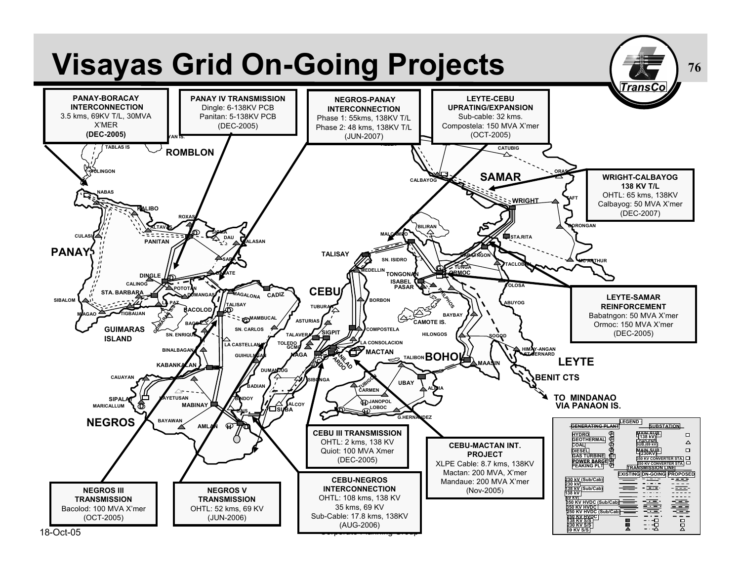# Visayas Grid On-Going Projects

**PANAY-BORACAY INTERCONNECTION**
3.5 kms, 69KV T/L, 30MVA X'MER
**(DEC-2005)**

**PANAY IV TRANSMISSION**
Dingle: 6-138KV PCB
Panitan: 5-138KV PCB
(DEC-2005)

**NEGROS-PANAY INTERCONNECTION**
Phase 1: 55kms, 138KV T/L
Phase 2: 48 kms, 138KV T/L
(JUN-2007)

**LEYTE-CEBU UPRATING/EXPANSION**
Sub-cable: 32 kms.
Compostela: 150 MVA X'mer
(OCT-2005)

**WRIGHT-CALBAYOG 138 KV T/L**
OHTL: 65 kms, 138KV
Calbayog: 50 MVA X'mer
(DEC-2007)

**LEYTE-SAMAR REINFORCEMENT**
Babatngon: 50 MVA X'mer
Ormoc: 150 MVA X'mer
(DEC-2005)

**CEBU III TRANSMISSION**
OHTL: 2 kms, 138 KV
Quiot: 100 MVA Xmer
(DEC-2005)

**CEBU-MACTAN INT. PROJECT**
XLPE Cable: 8.7 kms, 138KV
Mactan: 200 MVA, X'mer
Mandaue: 200 MVA X'mer
(Nov-2005)

**CEBU-NEGROS INTERCONNECTION**
OHTL: 108 kms, 138 KV
35 kms, 69 KV
Sub-Cable: 17.8 kms, 138KV
(AUG-2006)

**NEGROS III TRANSMISSION**
Bacolod: 100 MVA X'mer
(OCT-2005)

**NEGROS V TRANSMISSION**
OHTL: 52 kms, 69 KV
(JUN-2006)

18-Oct-05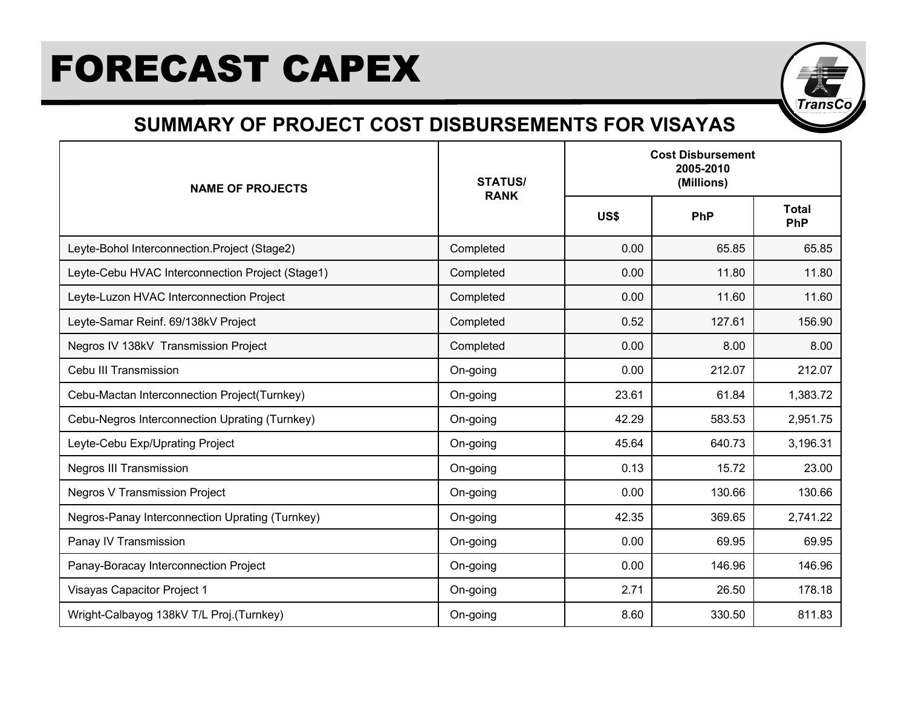# FORECAST CAPEX

## SUMMARY OF PROJECT COST DISBURSEMENTS FOR VISAYAS

| NAME OF PROJECTS | STATUS/ RANK | Cost Disbursement 2005-2010 (Millions) | | |
|---|---|---|---|---|
| | | US$ | PhP | Total PhP |
| Leyte-Bohol Interconnection.Project (Stage2) | Completed | 0.00 | 65.85 | 65.85 |
| Leyte-Cebu HVAC Interconnection Project (Stage1) | Completed | 0.00 | 11.80 | 11.80 |
| Leyte-Luzon HVAC Interconnection Project | Completed | 0.00 | 11.60 | 11.60 |
| Leyte-Samar Reinf. 69/138kV Project | Completed | 0.52 | 127.61 | 156.90 |
| Negros IV 138kV Transmission Project | Completed | 0.00 | 8.00 | 8.00 |
| Cebu III Transmission | On-going | 0.00 | 212.07 | 212.07 |
| Cebu-Mactan Interconnection Project(Turnkey) | On-going | 23.61 | 61.84 | 1,383.72 |
| Cebu-Negros Interconnection Uprating (Turnkey) | On-going | 42.29 | 583.53 | 2,951.75 |
| Leyte-Cebu Exp/Uprating Project | On-going | 45.64 | 640.73 | 3,196.31 |
| Negros III Transmission | On-going | 0.13 | 15.72 | 23.00 |
| Negros V Transmission Project | On-going | 0.00 | 130.66 | 130.66 |
| Negros-Panay Interconnection Uprating (Turnkey) | On-going | 42.35 | 369.65 | 2,741.22 |
| Panay IV Transmission | On-going | 0.00 | 69.95 | 69.95 |
| Panay-Boracay Interconnection Project | On-going | 0.00 | 146.96 | 146.96 |
| Visayas Capacitor Project 1 | On-going | 2.71 | 26.50 | 178.18 |
| Wright-Calbayog 138kV T/L Proj.(Turnkey) | On-going | 8.60 | 330.50 | 811.83 |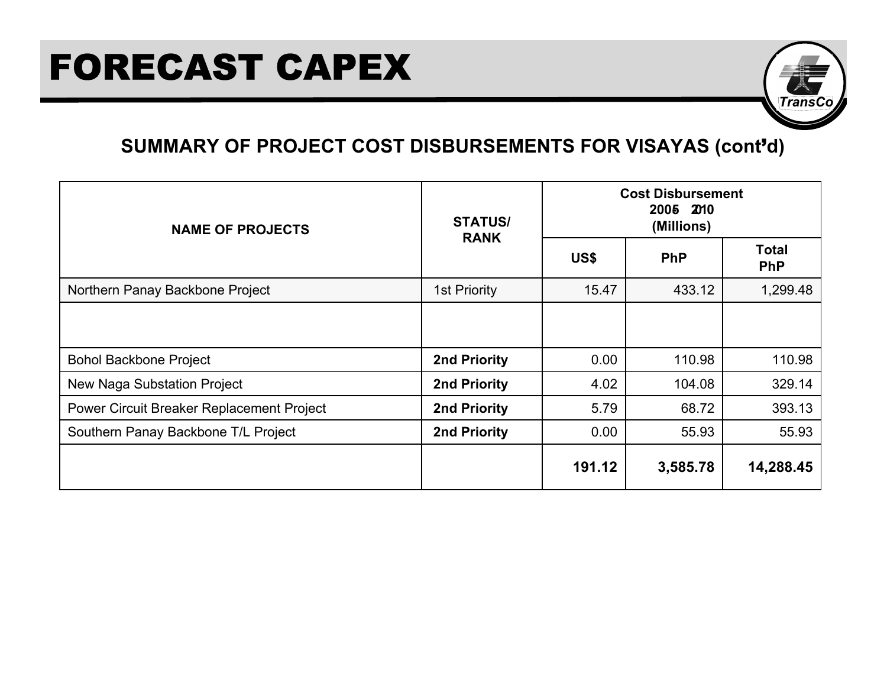# FORECAST CAPEX

## SUMMARY OF PROJECT COST DISBURSEMENTS FOR VISAYAS (cont'd)

| NAME OF PROJECTS | STATUS/ RANK | Cost Disbursement 2005 – 2010 (Millions) | | |
|---|---|---|---|---|
| | | US$ | PhP | Total PhP |
| Northern Panay Backbone Project | 1st Priority | 15.47 | 433.12 | 1,299.48 |
| | | | | |
| Bohol Backbone Project | **2nd Priority** | 0.00 | 110.98 | 110.98 |
| New Naga Substation Project | **2nd Priority** | 4.02 | 104.08 | 329.14 |
| Power Circuit Breaker Replacement Project | **2nd Priority** | 5.79 | 68.72 | 393.13 |
| Southern Panay Backbone T/L Project | **2nd Priority** | 0.00 | 55.93 | 55.93 |
| | | **191.12** | **3,585.78** | **14,288.45** |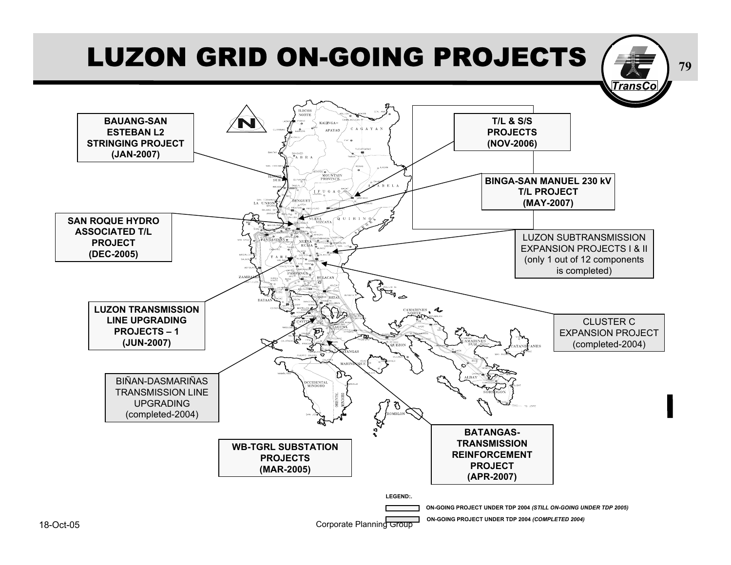# LUZON GRID ON-GOING PROJECTS

**BAUANG-SAN ESTEBAN L2 STRINGING PROJECT (JAN-2007)**

**T/L & S/S PROJECTS (NOV-2006)**

**BINGA-SAN MANUEL 230 kV T/L PROJECT (MAY-2007)**

**SAN ROQUE HYDRO ASSOCIATED T/L PROJECT (DEC-2005)**

LUZON SUBTRANSMISSION EXPANSION PROJECTS I & II (only 1 out of 12 components is completed)

**LUZON TRANSMISSION LINE UPGRADING PROJECTS – 1 (JUN-2007)**

CLUSTER C EXPANSION PROJECT (completed-2004)

BIÑAN-DASMARIÑAS TRANSMISSION LINE UPGRADING (completed-2004)

**BATANGAS-TRANSMISSION REINFORCEMENT PROJECT (APR-2007)**

**WB-TGRL SUBSTATION PROJECTS (MAR-2005)**

LEGEND:

- ON-GOING PROJECT UNDER TDP 2004 *(STILL ON-GOING UNDER TDP 2005)*
- ON-GOING PROJECT UNDER TDP 2004 *(COMPLETED 2004)*

18-Oct-05 Corporate Planning Group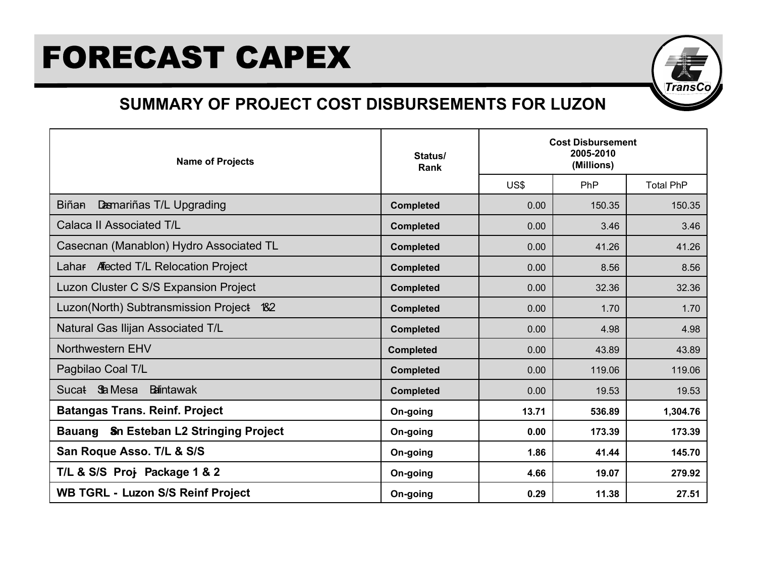# FORECAST CAPEX

## SUMMARY OF PROJECT COST DISBURSEMENTS FOR LUZON

| Name of Projects | Status/ Rank | Cost Disbursement 2005-2010 (Millions) | | |
|---|---|---|---|---|
| | | US$ | PhP | Total PhP |
| Biñan - Dasmariñas T/L Upgrading | **Completed** | 0.00 | 150.35 | 150.35 |
| Calaca II Associated T/L | **Completed** | 0.00 | 3.46 | 3.46 |
| Casecnan (Manablon) Hydro Associated TL | **Completed** | 0.00 | 41.26 | 41.26 |
| Lahar - Affected T/L Relocation Project | **Completed** | 0.00 | 8.56 | 8.56 |
| Luzon Cluster C S/S Expansion Project | **Completed** | 0.00 | 32.36 | 32.36 |
| Luzon(North) Subtransmission Project - 1&2 | **Completed** | 0.00 | 1.70 | 1.70 |
| Natural Gas Ilijan Associated T/L | **Completed** | 0.00 | 4.98 | 4.98 |
| Northwestern EHV | **Completed** | 0.00 | 43.89 | 43.89 |
| Pagbilao Coal T/L | **Completed** | 0.00 | 119.06 | 119.06 |
| Sucat - Sta Mesa - Balintawak | **Completed** | 0.00 | 19.53 | 19.53 |
| **Batangas Trans. Reinf. Project** | **On-going** | **13.71** | **536.89** | **1,304.76** |
| **Bauang - San Esteban L2 Stringing Project** | **On-going** | **0.00** | **173.39** | **173.39** |
| **San Roque Asso. T/L & S/S** | **On-going** | **1.86** | **41.44** | **145.70** |
| **T/L & S/S Proj - Package 1 & 2** | **On-going** | **4.66** | **19.07** | **279.92** |
| **WB TGRL - Luzon S/S Reinf Project** | **On-going** | **0.29** | **11.38** | **27.51** |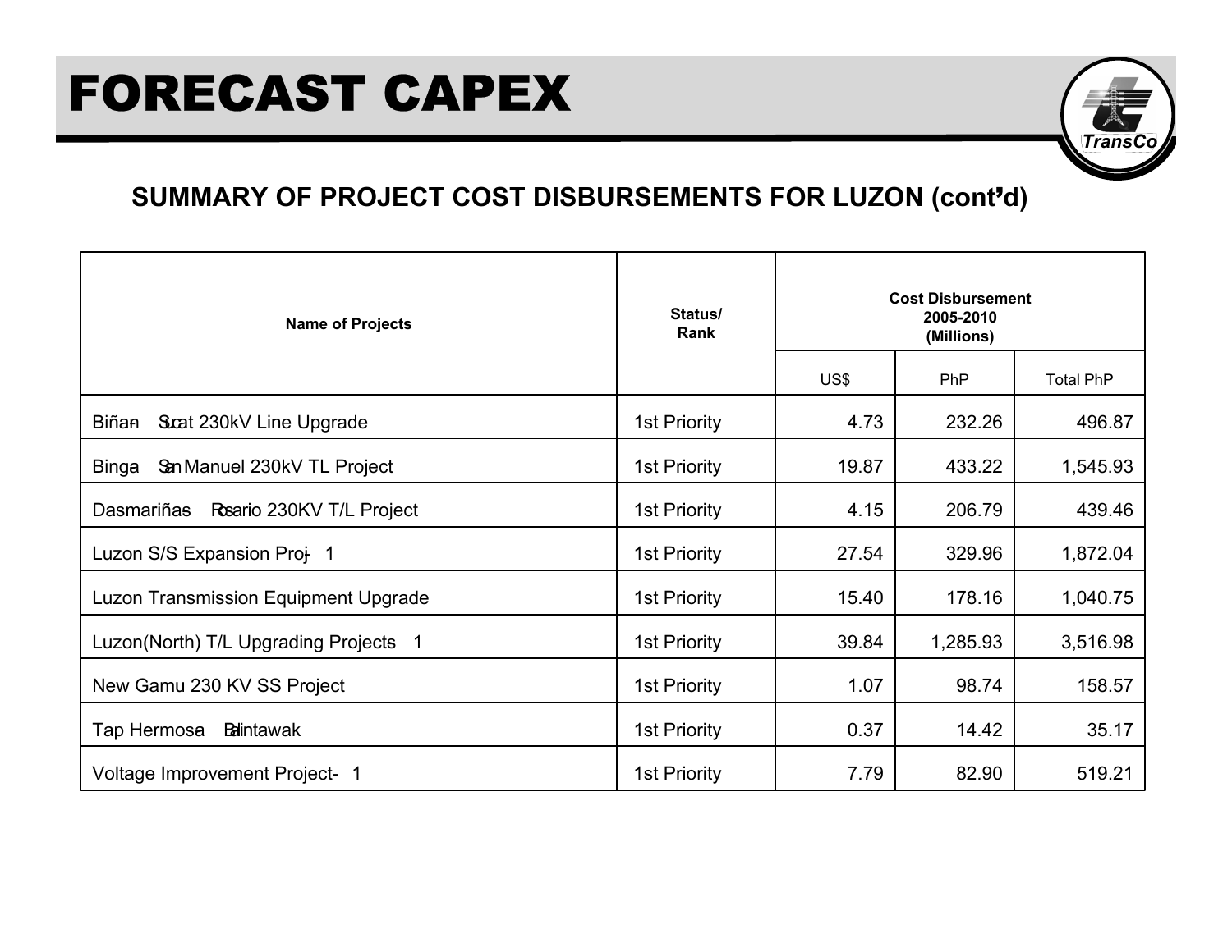# FORECAST CAPEX

## SUMMARY OF PROJECT COST DISBURSEMENTS FOR LUZON (cont'd)

| Name of Projects | Status/ Rank | Cost Disbursement 2005-2010 (Millions) | | |
|---|---|---|---|---|
| | | US$ | PhP | Total PhP |
| Biñan - Sucat 230kV Line Upgrade | 1st Priority | 4.73 | 232.26 | 496.87 |
| Binga - San Manuel 230kV TL Project | 1st Priority | 19.87 | 433.22 | 1,545.93 |
| Dasmariñas - Rosario 230KV T/L Project | 1st Priority | 4.15 | 206.79 | 439.46 |
| Luzon S/S Expansion Proj - 1 | 1st Priority | 27.54 | 329.96 | 1,872.04 |
| Luzon Transmission Equipment Upgrade | 1st Priority | 15.40 | 178.16 | 1,040.75 |
| Luzon(North) T/L Upgrading Projects - 1 | 1st Priority | 39.84 | 1,285.93 | 3,516.98 |
| New Gamu 230 KV SS Project | 1st Priority | 1.07 | 98.74 | 158.57 |
| Tap Hermosa - Balintawak | 1st Priority | 0.37 | 14.42 | 35.17 |
| Voltage Improvement Project- 1 | 1st Priority | 7.79 | 82.90 | 519.21 |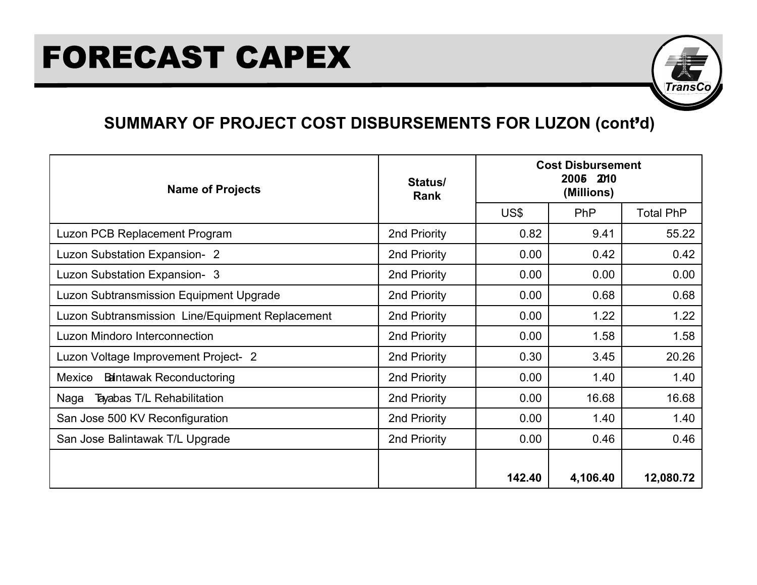# FORECAST CAPEX

## SUMMARY OF PROJECT COST DISBURSEMENTS FOR LUZON (cont'd)

| Name of Projects | Status/ Rank | Cost Disbursement 2005 - 2010 (Millions) | | |
|---|---|---|---|---|
| | | US$ | PhP | Total PhP |
| Luzon PCB Replacement Program | 2nd Priority | 0.82 | 9.41 | 55.22 |
| Luzon Substation Expansion- 2 | 2nd Priority | 0.00 | 0.42 | 0.42 |
| Luzon Substation Expansion- 3 | 2nd Priority | 0.00 | 0.00 | 0.00 |
| Luzon Subtransmission Equipment Upgrade | 2nd Priority | 0.00 | 0.68 | 0.68 |
| Luzon Subtransmission Line/Equipment Replacement | 2nd Priority | 0.00 | 1.22 | 1.22 |
| Luzon Mindoro Interconnection | 2nd Priority | 0.00 | 1.58 | 1.58 |
| Luzon Voltage Improvement Project- 2 | 2nd Priority | 0.30 | 3.45 | 20.26 |
| Mexico - Balintawak Reconductoring | 2nd Priority | 0.00 | 1.40 | 1.40 |
| Naga - Tayabas T/L Rehabilitation | 2nd Priority | 0.00 | 16.68 | 16.68 |
| San Jose 500 KV Reconfiguration | 2nd Priority | 0.00 | 1.40 | 1.40 |
| San Jose Balintawak T/L Upgrade | 2nd Priority | 0.00 | 0.46 | 0.46 |
| | | **142.40** | **4,106.40** | **12,080.72** |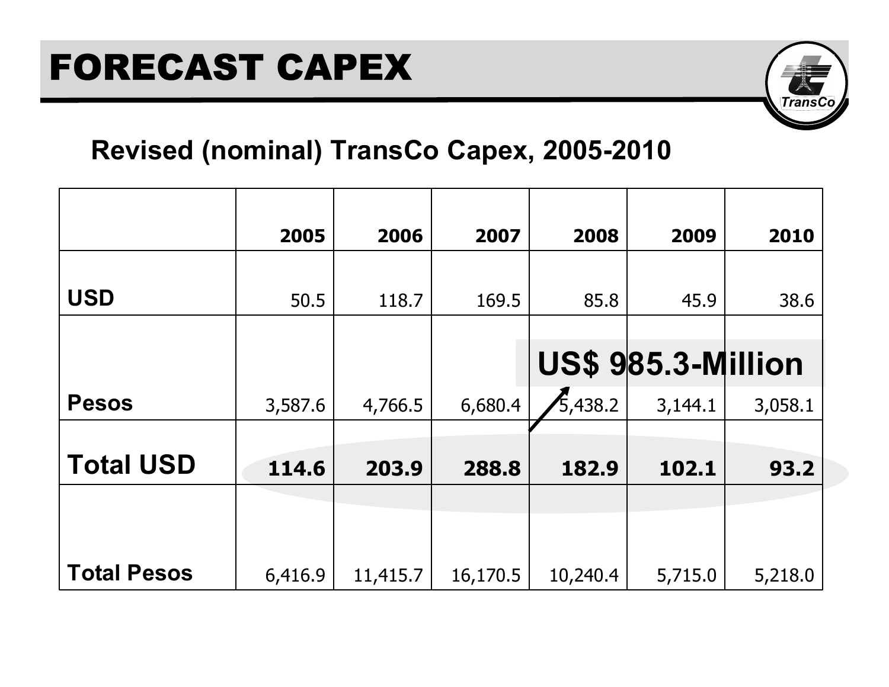# FORECAST CAPEX

## Revised (nominal) TransCo Capex, 2005-2010

| | 2005 | 2006 | 2007 | 2008 | 2009 | 2010 |
|---|---|---|---|---|---|---|
| **USD** | 50.5 | 118.7 | 169.5 | 85.8 | 45.9 | 38.6 |
| **Pesos** | 3,587.6 | 4,766.5 | 6,680.4 | 5,438.2 | 3,144.1 | 3,058.1 |
| **Total USD** | **114.6** | **203.9** | **288.8** | **182.9** | **102.1** | **93.2** |
| **Total Pesos** | 6,416.9 | 11,415.7 | 16,170.5 | 10,240.4 | 5,715.0 | 5,218.0 |

**US$ 985.3-Million**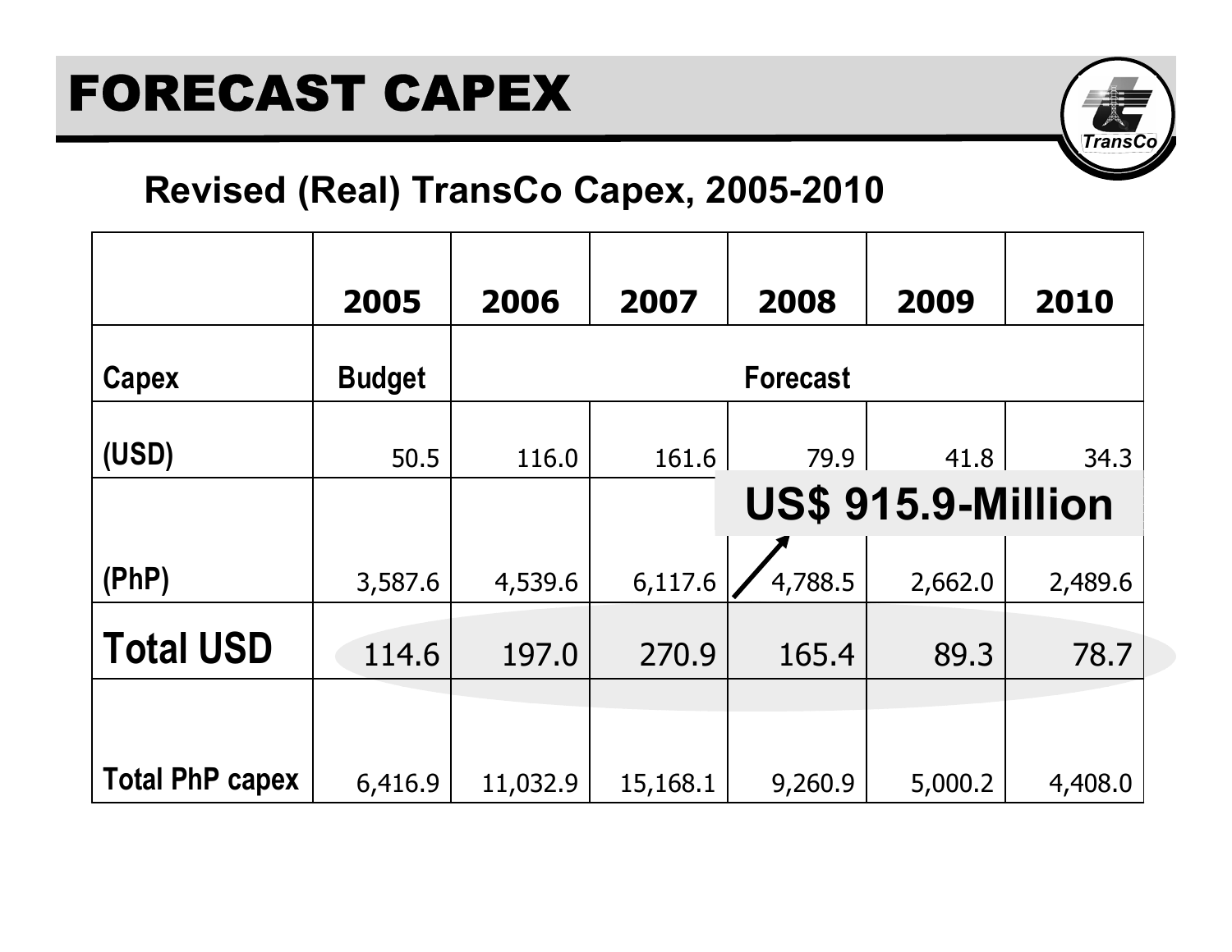# FORECAST CAPEX

## Revised (Real) TransCo Capex, 2005-2010

| | 2005 | 2006 | 2007 | 2008 | 2009 | 2010 |
|---|---|---|---|---|---|---|
| Capex | Budget | Forecast | | | | |
| (USD) | 50.5 | 116.0 | 161.6 | 79.9 | 41.8 | 34.3 |
| (PhP) | 3,587.6 | 4,539.6 | 6,117.6 | 4,788.5 | 2,662.0 | 2,489.6 |
| **Total USD** | 114.6 | 197.0 | 270.9 | 165.4 | 89.3 | 78.7 |
| Total PhP capex | 6,416.9 | 11,032.9 | 15,168.1 | 9,260.9 | 5,000.2 | 4,408.0 |

**US$ 915.9-Million**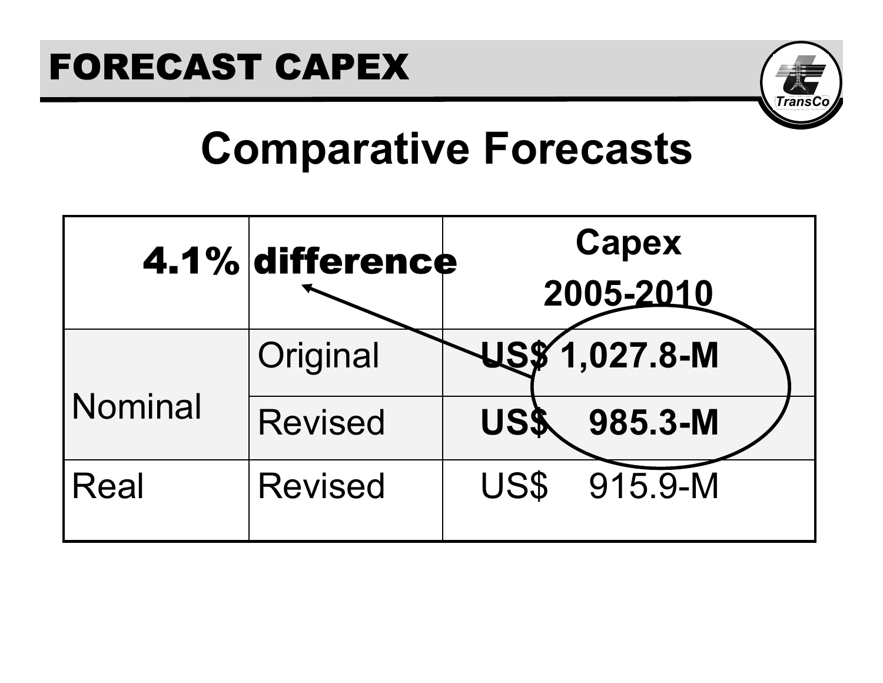# FORECAST CAPEX

## Comparative Forecasts

| 4.1% difference | | Capex 2005-2010 |
|---|---|---|
| Nominal | Original | **US$ 1,027.8-M** |
| | Revised | **US$ 985.3-M** |
| Real | Revised | US$ 915.9-M |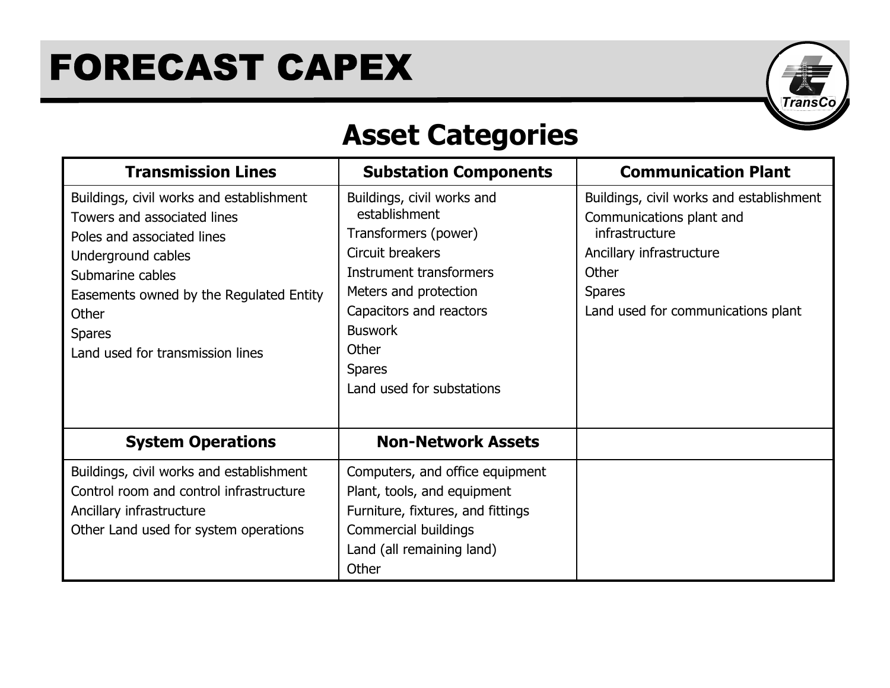# FORECAST CAPEX

## Asset Categories

| Transmission Lines | Substation Components | Communication Plant |
|---|---|---|
| Buildings, civil works and establishment<br>Towers and associated lines<br>Poles and associated lines<br>Underground cables<br>Submarine cables<br>Easements owned by the Regulated Entity<br>Other<br>Spares<br>Land used for transmission lines | Buildings, civil works and establishment<br>Transformers (power)<br>Circuit breakers<br>Instrument transformers<br>Meters and protection<br>Capacitors and reactors<br>Buswork<br>Other<br>Spares<br>Land used for substations | Buildings, civil works and establishment<br>Communications plant and infrastructure<br>Ancillary infrastructure<br>Other<br>Spares<br>Land used for communications plant |
| **System Operations** | **Non-Network Assets** | |
| Buildings, civil works and establishment<br>Control room and control infrastructure<br>Ancillary infrastructure<br>Other Land used for system operations | Computers, and office equipment<br>Plant, tools, and equipment<br>Furniture, fixtures, and fittings<br>Commercial buildings<br>Land (all remaining land)<br>Other | |